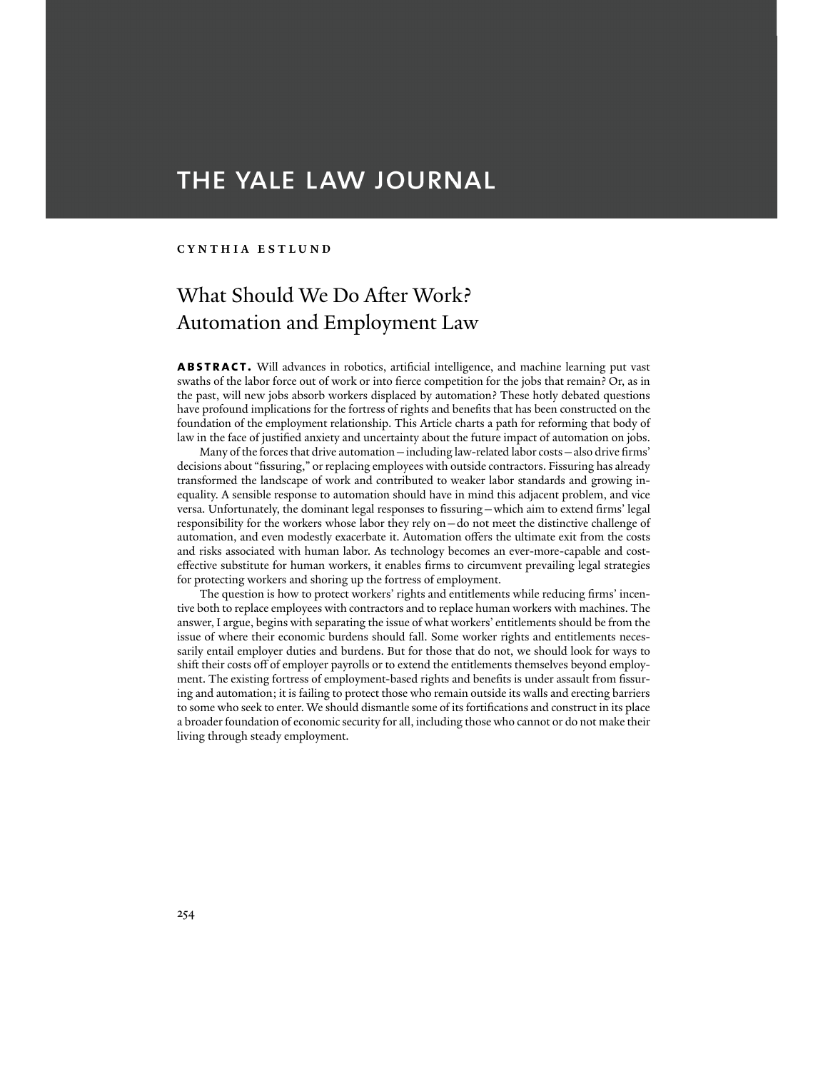THE YALE LAW JOURNAL

**CYNTHIA ESTLUND**

# What Should We Do After Work? Automation and Employment Law

**ABSTRACT.** Will advances in robotics, artificial intelligence, and machine learning put vast swaths of the labor force out of work or into fierce competition for the jobs that remain? Or, as in the past, will new jobs absorb workers displaced by automation? These hotly debated questions have profound implications for the fortress of rights and benefits that has been constructed on the foundation of the employment relationship. This Article charts a path for reforming that body of law in the face of justified anxiety and uncertainty about the future impact of automation on jobs.

Many of the forces that drive automation—including law-related labor costs—also drive firms' decisions about "fissuring," or replacing employees with outside contractors. Fissuring has already transformed the landscape of work and contributed to weaker labor standards and growing inequality. A sensible response to automation should have in mind this adjacent problem, and vice versa. Unfortunately, the dominant legal responses to fissuring—which aim to extend firms' legal responsibility for the workers whose labor they rely on—do not meet the distinctive challenge of automation, and even modestly exacerbate it. Automation offers the ultimate exit from the costs and risks associated with human labor. As technology becomes an ever-more-capable and cost-effective substitute for human workers, it enables firms to circumvent prevailing legal strategies for protecting workers and shoring up the fortress of employment.

The question is how to protect workers' rights and entitlements while reducing firms' incentive both to replace employees with contractors and to replace human workers with machines. The answer, I argue, begins with separating the issue of what workers' entitlements should be from the issue of where their economic burdens should fall. Some worker rights and entitlements necessarily entail employer duties and burdens. But for those that do not, we should look for ways to shift their costs off of employer payrolls or to extend the entitlements themselves beyond employment. The existing fortress of employment-based rights and benefits is under assault from fissuring and automation; it is failing to protect those who remain outside its walls and erecting barriers to some who seek to enter. We should dismantle some of its fortifications and construct in its place a broader foundation of economic security for all, including those who cannot or do not make their living through steady employment.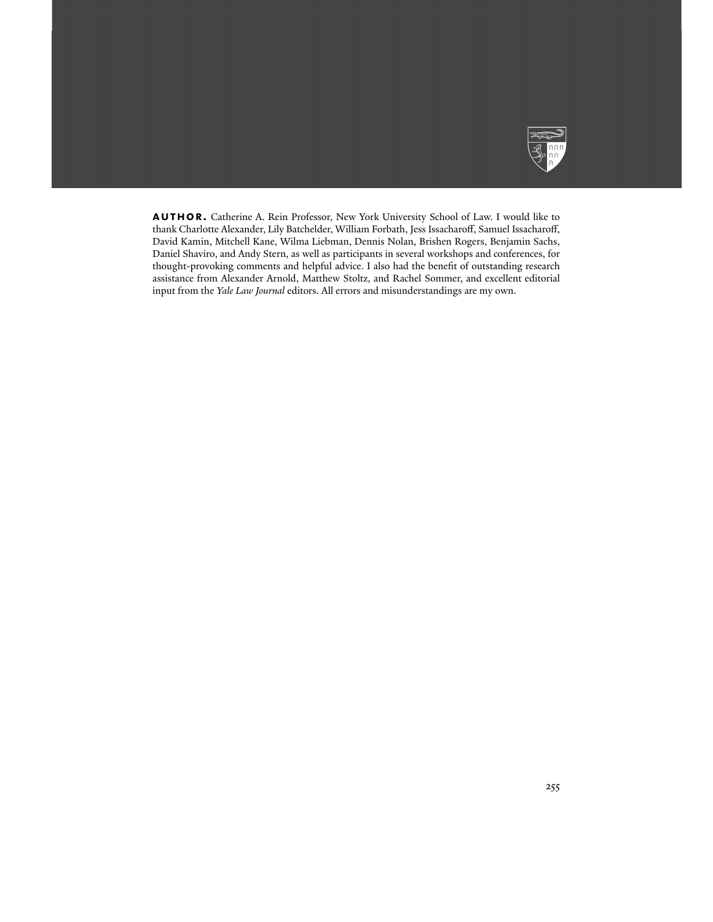**AUTHOR.** Catherine A. Rein Professor, New York University School of Law. I would like to thank Charlotte Alexander, Lily Batchelder, William Forbath, Jess Issacharoff, Samuel Issacharoff, David Kamin, Mitchell Kane, Wilma Liebman, Dennis Nolan, Brishen Rogers, Benjamin Sachs, Daniel Shaviro, and Andy Stern, as well as participants in several workshops and conferences, for thought-provoking comments and helpful advice. I also had the benefit of outstanding research assistance from Alexander Arnold, Matthew Stoltz, and Rachel Sommer, and excellent editorial input from the *Yale Law Journal* editors. All errors and misunderstandings are my own.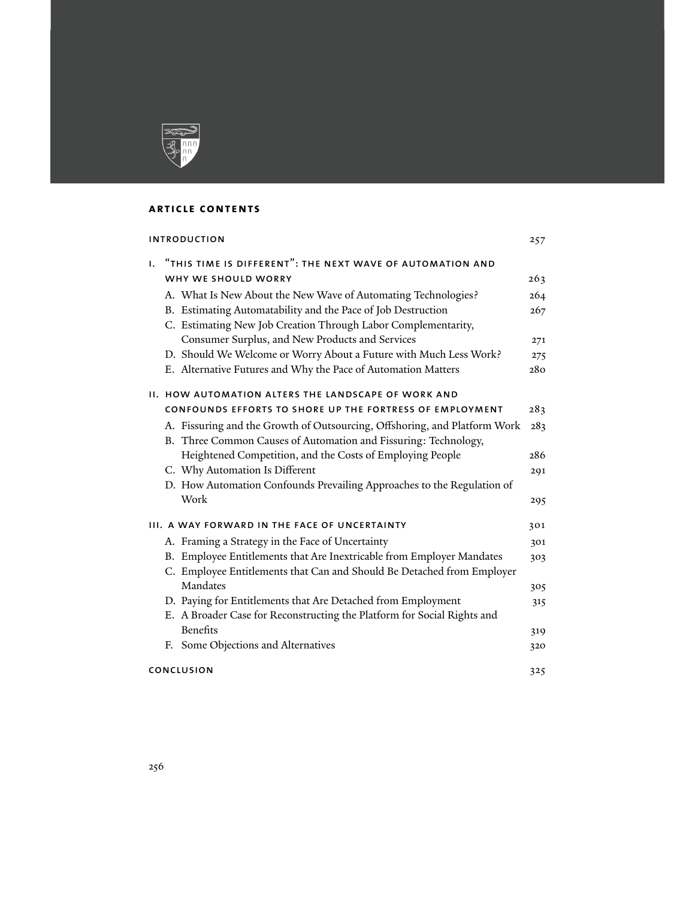## ARTICLE CONTENTS

| | |
|---|---|
| **INTRODUCTION** | 257 |
| **I. "THIS TIME IS DIFFERENT": THE NEXT WAVE OF AUTOMATION AND WHY WE SHOULD WORRY** | 263 |
| A. What Is New About the New Wave of Automating Technologies? | 264 |
| B. Estimating Automatability and the Pace of Job Destruction | 267 |
| C. Estimating New Job Creation Through Labor Complementarity, Consumer Surplus, and New Products and Services | 271 |
| D. Should We Welcome or Worry About a Future with Much Less Work? | 275 |
| E. Alternative Futures and Why the Pace of Automation Matters | 280 |
| **II. HOW AUTOMATION ALTERS THE LANDSCAPE OF WORK AND CONFOUNDS EFFORTS TO SHORE UP THE FORTRESS OF EMPLOYMENT** | 283 |
| A. Fissuring and the Growth of Outsourcing, Offshoring, and Platform Work | 283 |
| B. Three Common Causes of Automation and Fissuring: Technology, Heightened Competition, and the Costs of Employing People | 286 |
| C. Why Automation Is Different | 291 |
| D. How Automation Confounds Prevailing Approaches to the Regulation of Work | 295 |
| **III. A WAY FORWARD IN THE FACE OF UNCERTAINTY** | 301 |
| A. Framing a Strategy in the Face of Uncertainty | 301 |
| B. Employee Entitlements that Are Inextricable from Employer Mandates | 303 |
| C. Employee Entitlements that Can and Should Be Detached from Employer Mandates | 305 |
| D. Paying for Entitlements that Are Detached from Employment | 315 |
| E. A Broader Case for Reconstructing the Platform for Social Rights and Benefits | 319 |
| F. Some Objections and Alternatives | 320 |
| **CONCLUSION** | 325 |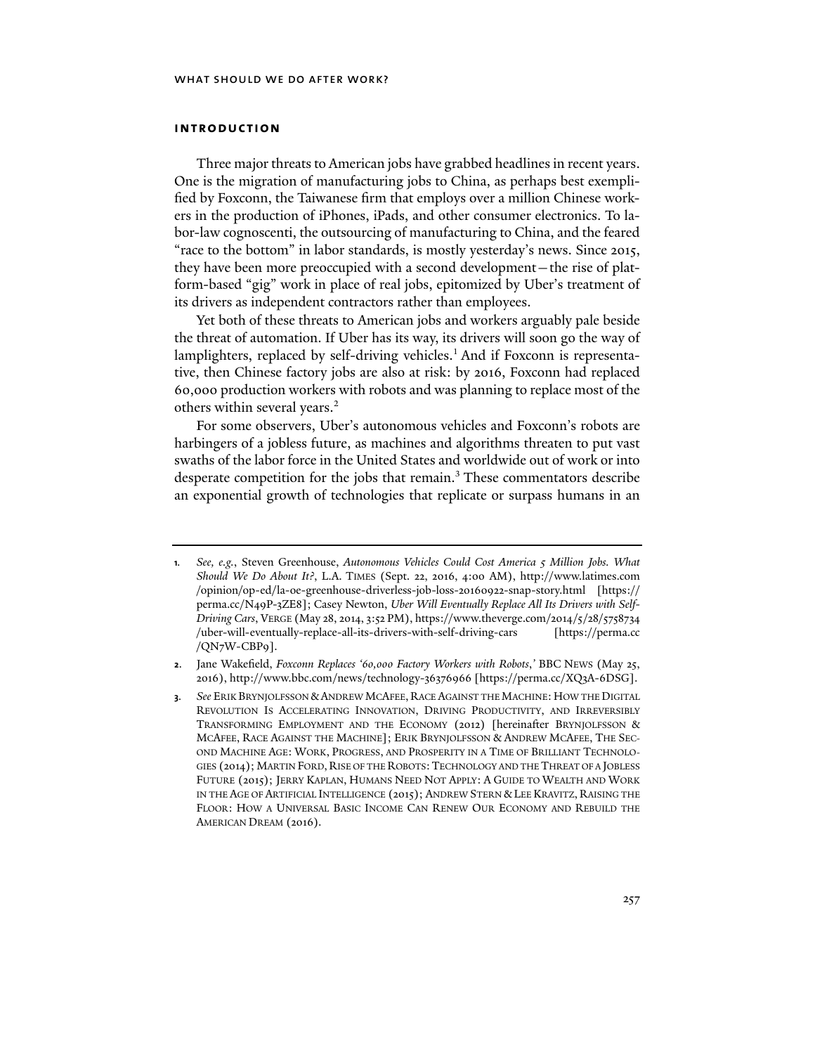## INTRODUCTION

Three major threats to American jobs have grabbed headlines in recent years. One is the migration of manufacturing jobs to China, as perhaps best exemplified by Foxconn, the Taiwanese firm that employs over a million Chinese workers in the production of iPhones, iPads, and other consumer electronics. To labor-law cognoscenti, the outsourcing of manufacturing to China, and the feared "race to the bottom" in labor standards, is mostly yesterday's news. Since 2015, they have been more preoccupied with a second development—the rise of platform-based "gig" work in place of real jobs, epitomized by Uber's treatment of its drivers as independent contractors rather than employees.

Yet both of these threats to American jobs and workers arguably pale beside the threat of automation. If Uber has its way, its drivers will soon go the way of lamplighters, replaced by self-driving vehicles.[1] And if Foxconn is representative, then Chinese factory jobs are also at risk: by 2016, Foxconn had replaced 60,000 production workers with robots and was planning to replace most of the others within several years.[2]

For some observers, Uber's autonomous vehicles and Foxconn's robots are harbingers of a jobless future, as machines and algorithms threaten to put vast swaths of the labor force in the United States and worldwide out of work or into desperate competition for the jobs that remain.[3] These commentators describe an exponential growth of technologies that replicate or surpass humans in an

---

1. *See, e.g.*, Steven Greenhouse, *Autonomous Vehicles Could Cost America 5 Million Jobs. What Should We Do About It?*, L.A. TIMES (Sept. 22, 2016, 4:00 AM), http://www.latimes.com/opinion/op-ed/la-oe-greenhouse-driverless-job-loss-20160922-snap-story.html [https://perma.cc/N49P-3ZE8]; Casey Newton, *Uber Will Eventually Replace All Its Drivers with Self-Driving Cars*, VERGE (May 28, 2014, 3:52 PM), https://www.theverge.com/2014/5/28/5758734/uber-will-eventually-replace-all-its-drivers-with-self-driving-cars [https://perma.cc/QN7W-CBP9].

2. Jane Wakefield, *Foxconn Replaces '60,000 Factory Workers with Robots*,*'* BBC NEWS (May 25, 2016), http://www.bbc.com/news/technology-36376966 [https://perma.cc/XQ3A-6DSG].

3. *See* ERIK BRYNJOLFSSON & ANDREW MCAFEE, RACE AGAINST THE MACHINE: HOW THE DIGITAL REVOLUTION IS ACCELERATING INNOVATION, DRIVING PRODUCTIVITY, AND IRREVERSIBLY TRANSFORMING EMPLOYMENT AND THE ECONOMY (2012) [hereinafter BRYNJOLFSSON & MCAFEE, RACE AGAINST THE MACHINE]; ERIK BRYNJOLFSSON & ANDREW MCAFEE, THE SECOND MACHINE AGE: WORK, PROGRESS, AND PROSPERITY IN A TIME OF BRILLIANT TECHNOLOGIES (2014); MARTIN FORD, RISE OF THE ROBOTS: TECHNOLOGY AND THE THREAT OF A JOBLESS FUTURE (2015); JERRY KAPLAN, HUMANS NEED NOT APPLY: A GUIDE TO WEALTH AND WORK IN THE AGE OF ARTIFICIAL INTELLIGENCE (2015); ANDREW STERN & LEE KRAVITZ, RAISING THE FLOOR: HOW A UNIVERSAL BASIC INCOME CAN RENEW OUR ECONOMY AND REBUILD THE AMERICAN DREAM (2016).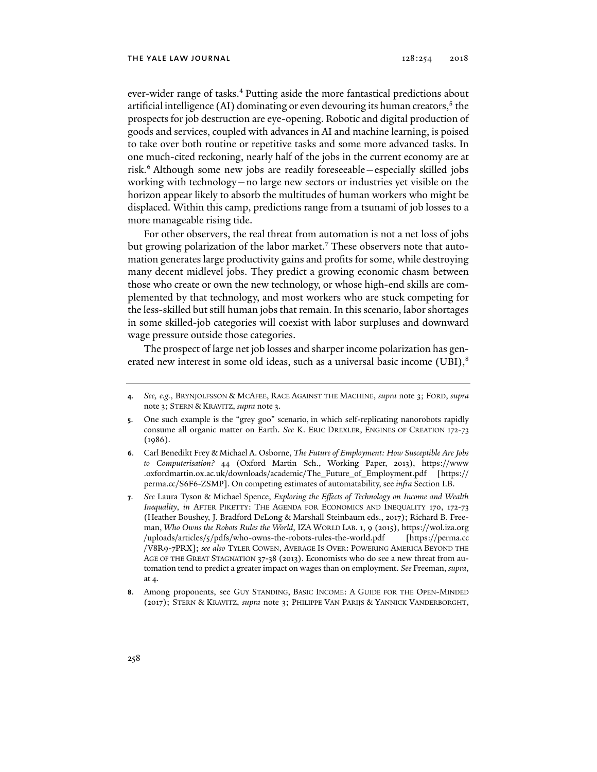ever-wider range of tasks.[4] Putting aside the more fantastical predictions about artificial intelligence (AI) dominating or even devouring its human creators,[5] the prospects for job destruction are eye-opening. Robotic and digital production of goods and services, coupled with advances in AI and machine learning, is poised to take over both routine or repetitive tasks and some more advanced tasks. In one much-cited reckoning, nearly half of the jobs in the current economy are at risk.[6] Although some new jobs are readily foreseeable—especially skilled jobs working with technology—no large new sectors or industries yet visible on the horizon appear likely to absorb the multitudes of human workers who might be displaced. Within this camp, predictions range from a tsunami of job losses to a more manageable rising tide.

For other observers, the real threat from automation is not a net loss of jobs but growing polarization of the labor market.[7] These observers note that automation generates large productivity gains and profits for some, while destroying many decent midlevel jobs. They predict a growing economic chasm between those who create or own the new technology, or whose high-end skills are complemented by that technology, and most workers who are stuck competing for the less-skilled but still human jobs that remain. In this scenario, labor shortages in some skilled-job categories will coexist with labor surpluses and downward wage pressure outside those categories.

The prospect of large net job losses and sharper income polarization has generated new interest in some old ideas, such as a universal basic income (UBI),[8]

---

**4.** *See, e.g.*, BRYNJOLFSSON & MCAFEE, RACE AGAINST THE MACHINE, *supra* note 3; FORD, *supra* note 3; STERN & KRAVITZ, *supra* note 3.

**5.** One such example is the "grey goo" scenario, in which self-replicating nanorobots rapidly consume all organic matter on Earth. *See* K. ERIC DREXLER, ENGINES OF CREATION 172-73 (1986).

**6.** Carl Benedikt Frey & Michael A. Osborne, *The Future of Employment: How Susceptible Are Jobs to Computerisation?* 44 (Oxford Martin Sch., Working Paper, 2013), https://www.oxfordmartin.ox.ac.uk/downloads/academic/The_Future_of_Employment.pdf [https://perma.cc/S6F6-ZSMP]. On competing estimates of automatability, see *infra* Section I.B.

**7.** *See* Laura Tyson & Michael Spence, *Exploring the Effects of Technology on Income and Wealth Inequality*, *in* AFTER PIKETTY: THE AGENDA FOR ECONOMICS AND INEQUALITY 170, 172-73 (Heather Boushey, J. Bradford DeLong & Marshall Steinbaum eds., 2017); Richard B. Freeman, *Who Owns the Robots Rules the World*, IZA WORLD LAB. 1, 9 (2015), https://wol.iza.org/uploads/articles/5/pdfs/who-owns-the-robots-rules-the-world.pdf [https://perma.cc/V8R9-7PRX]; *see also* TYLER COWEN, AVERAGE IS OVER: POWERING AMERICA BEYOND THE AGE OF THE GREAT STAGNATION 37-38 (2013). Economists who do see a new threat from automation tend to predict a greater impact on wages than on employment. *See* Freeman, *supra*, at 4.

**8.** Among proponents, see GUY STANDING, BASIC INCOME: A GUIDE FOR THE OPEN-MINDED (2017); STERN & KRAVITZ, *supra* note 3; PHILIPPE VAN PARIJS & YANNICK VANDERBORGHT,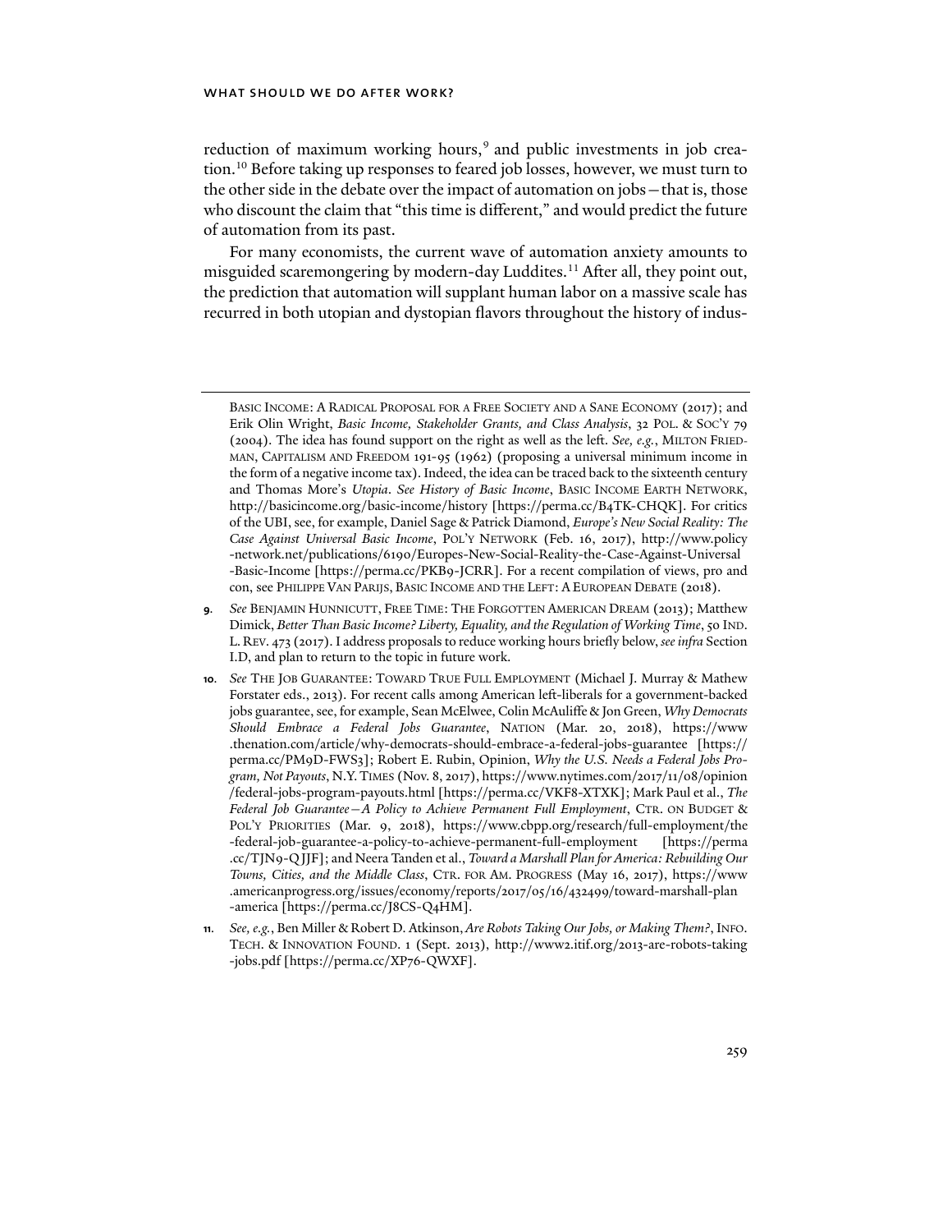reduction of maximum working hours,[9] and public investments in job creation.[10] Before taking up responses to feared job losses, however, we must turn to the other side in the debate over the impact of automation on jobs—that is, those who discount the claim that "this time is different," and would predict the future of automation from its past.

For many economists, the current wave of automation anxiety amounts to misguided scaremongering by modern-day Luddites.[11] After all, they point out, the prediction that automation will supplant human labor on a massive scale has recurred in both utopian and dystopian flavors throughout the history of indus-

---

BASIC INCOME: A RADICAL PROPOSAL FOR A FREE SOCIETY AND A SANE ECONOMY (2017); and Erik Olin Wright, *Basic Income, Stakeholder Grants, and Class Analysis*, 32 POL. & SOC'Y 79 (2004). The idea has found support on the right as well as the left. *See, e.g.*, MILTON FRIEDMAN, CAPITALISM AND FREEDOM 191-95 (1962) (proposing a universal minimum income in the form of a negative income tax). Indeed, the idea can be traced back to the sixteenth century and Thomas More's *Utopia*. *See History of Basic Income*, BASIC INCOME EARTH NETWORK, http://basicincome.org/basic-income/history [https://perma.cc/B4TK-CHQK]. For critics of the UBI, see, for example, Daniel Sage & Patrick Diamond, *Europe's New Social Reality: The Case Against Universal Basic Income*, POL'Y NETWORK (Feb. 16, 2017), http://www.policy-network.net/publications/6190/Europes-New-Social-Reality-the-Case-Against-Universal-Basic-Income [https://perma.cc/PKB9-JCRR]. For a recent compilation of views, pro and con, see PHILIPPE VAN PARIJS, BASIC INCOME AND THE LEFT: A EUROPEAN DEBATE (2018).

9. *See* BENJAMIN HUNNICUTT, FREE TIME: THE FORGOTTEN AMERICAN DREAM (2013); Matthew Dimick, *Better Than Basic Income? Liberty, Equality, and the Regulation of Working Time*, 50 IND. L. REV. 473 (2017). I address proposals to reduce working hours briefly below, *see infra* Section I.D, and plan to return to the topic in future work.

10. *See* THE JOB GUARANTEE: TOWARD TRUE FULL EMPLOYMENT (Michael J. Murray & Mathew Forstater eds., 2013). For recent calls among American left-liberals for a government-backed jobs guarantee, see, for example, Sean McElwee, Colin McAuliffe & Jon Green, *Why Democrats Should Embrace a Federal Jobs Guarantee*, NATION (Mar. 20, 2018), https://www.thenation.com/article/why-democrats-should-embrace-a-federal-jobs-guarantee [https://perma.cc/PM9D-FWS3]; Robert E. Rubin, Opinion, *Why the U.S. Needs a Federal Jobs Program, Not Payouts*, N.Y. TIMES (Nov. 8, 2017), https://www.nytimes.com/2017/11/08/opinion/federal-jobs-program-payouts.html [https://perma.cc/VKF8-XTXK]; Mark Paul et al., *The Federal Job Guarantee—A Policy to Achieve Permanent Full Employment*, CTR. ON BUDGET & POL'Y PRIORITIES (Mar. 9, 2018), https://www.cbpp.org/research/full-employment/the-federal-job-guarantee-a-policy-to-achieve-permanent-full-employment [https://perma.cc/TJN9-QJJF]; and Neera Tanden et al., *Toward a Marshall Plan for America: Rebuilding Our Towns, Cities, and the Middle Class*, CTR. FOR AM. PROGRESS (May 16, 2017), https://www.americanprogress.org/issues/economy/reports/2017/05/16/432499/toward-marshall-plan-america [https://perma.cc/J8CS-Q4HM].

11. *See, e.g.*, Ben Miller & Robert D. Atkinson, *Are Robots Taking Our Jobs, or Making Them?*, INFO. TECH. & INNOVATION FOUND. 1 (Sept. 2013), http://www2.itif.org/2013-are-robots-taking-jobs.pdf [https://perma.cc/XP76-QWXF].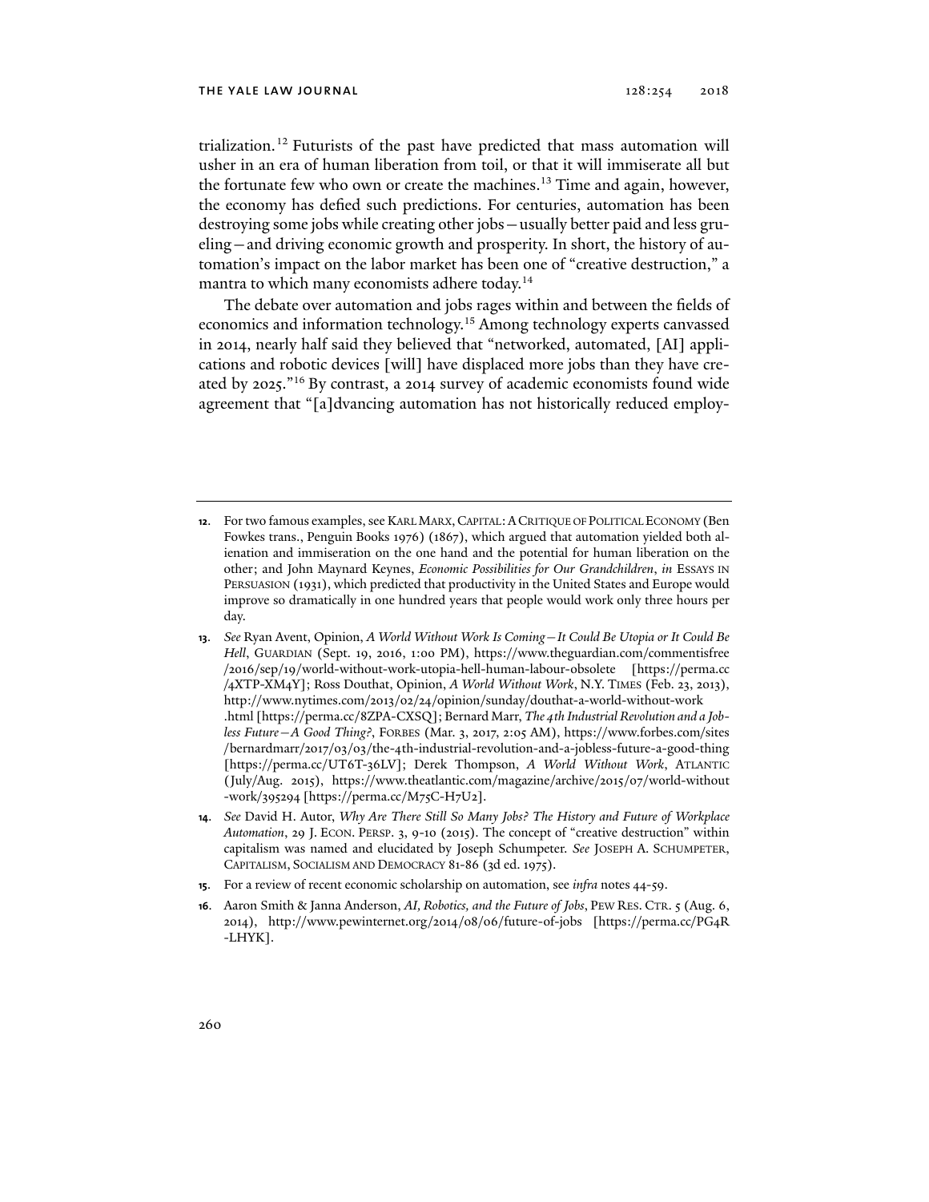trialization.[12] Futurists of the past have predicted that mass automation will usher in an era of human liberation from toil, or that it will immiserate all but the fortunate few who own or create the machines.[13] Time and again, however, the economy has defied such predictions. For centuries, automation has been destroying some jobs while creating other jobs—usually better paid and less grueling—and driving economic growth and prosperity. In short, the history of automation's impact on the labor market has been one of "creative destruction," a mantra to which many economists adhere today.[14]

The debate over automation and jobs rages within and between the fields of economics and information technology.[15] Among technology experts canvassed in 2014, nearly half said they believed that "networked, automated, [AI] applications and robotic devices [will] have displaced more jobs than they have created by 2025."[16] By contrast, a 2014 survey of academic economists found wide agreement that "[a]dvancing automation has not historically reduced employ-

---

**12.** For two famous examples, see KARL MARX, CAPITAL: A CRITIQUE OF POLITICAL ECONOMY (Ben Fowkes trans., Penguin Books 1976) (1867), which argued that automation yielded both alienation and immiseration on the one hand and the potential for human liberation on the other; and John Maynard Keynes, *Economic Possibilities for Our Grandchildren*, *in* ESSAYS IN PERSUASION (1931), which predicted that productivity in the United States and Europe would improve so dramatically in one hundred years that people would work only three hours per day.

**13.** *See* Ryan Avent, Opinion, *A World Without Work Is Coming—It Could Be Utopia or It Could Be Hell*, GUARDIAN (Sept. 19, 2016, 1:00 PM), https://www.theguardian.com/commentisfree/2016/sep/19/world-without-work-utopia-hell-human-labour-obsolete [https://perma.cc/4XTP-XM4Y]; Ross Douthat, Opinion, *A World Without Work*, N.Y. TIMES (Feb. 23, 2013), http://www.nytimes.com/2013/02/24/opinion/sunday/douthat-a-world-without-work.html [https://perma.cc/8ZPA-CXSQ]; Bernard Marr, *The 4th Industrial Revolution and a Jobless Future—A Good Thing?*, FORBES (Mar. 3, 2017, 2:05 AM), https://www.forbes.com/sites/bernardmarr/2017/03/03/the-4th-industrial-revolution-and-a-jobless-future-a-good-thing [https://perma.cc/UT6T-36LV]; Derek Thompson, *A World Without Work*, ATLANTIC (July/Aug. 2015), https://www.theatlantic.com/magazine/archive/2015/07/world-without-work/395294 [https://perma.cc/M75C-H7U2].

**14.** *See* David H. Autor, *Why Are There Still So Many Jobs? The History and Future of Workplace Automation*, 29 J. ECON. PERSP. 3, 9-10 (2015). The concept of "creative destruction" within capitalism was named and elucidated by Joseph Schumpeter. *See* JOSEPH A. SCHUMPETER, CAPITALISM, SOCIALISM AND DEMOCRACY 81-86 (3d ed. 1975).

**15.** For a review of recent economic scholarship on automation, see *infra* notes 44-59.

**16.** Aaron Smith & Janna Anderson, *AI, Robotics, and the Future of Jobs*, PEW RES. CTR. 5 (Aug. 6, 2014), http://www.pewinternet.org/2014/08/06/future-of-jobs [https://perma.cc/PG4R-LHYK].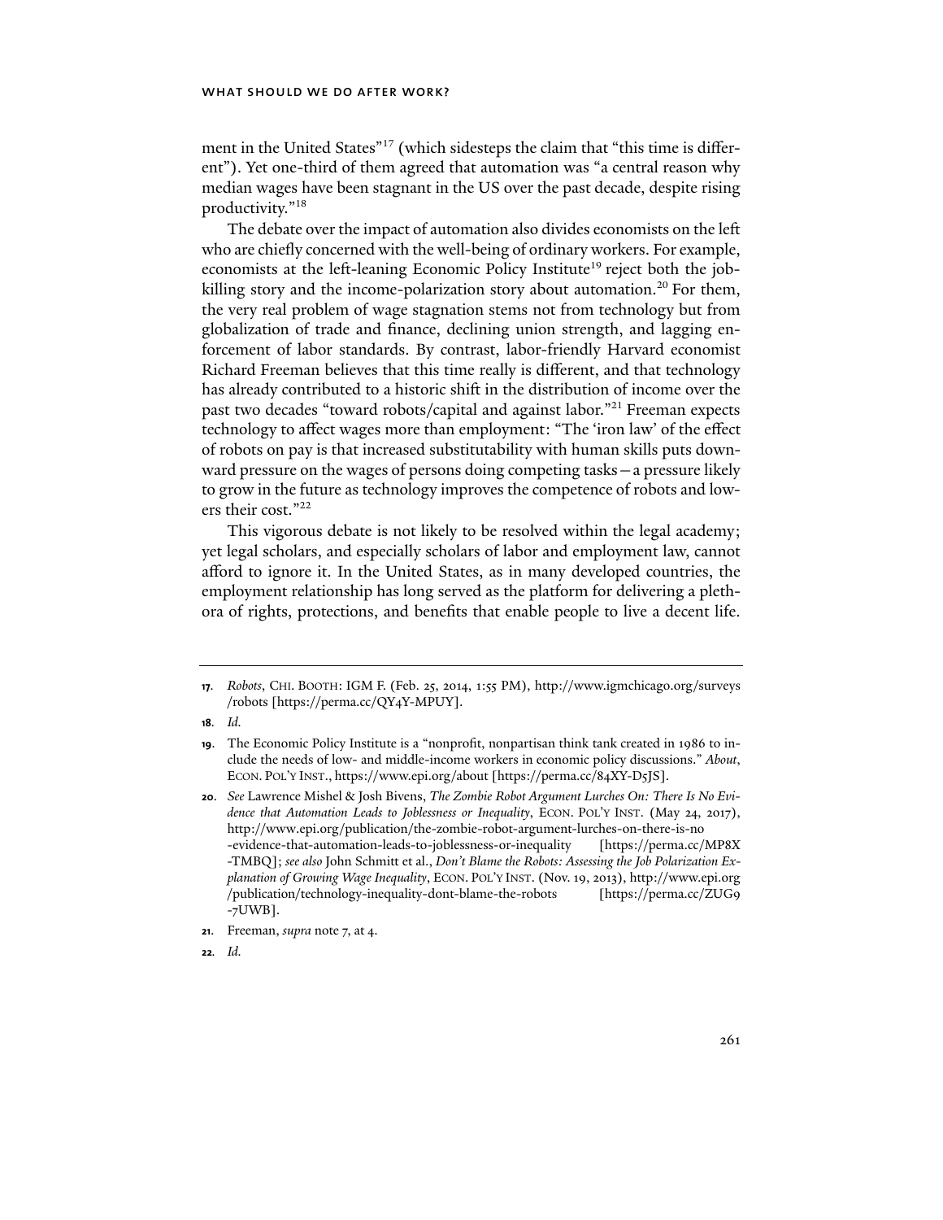ment in the United States"[17] (which sidesteps the claim that "this time is different"). Yet one-third of them agreed that automation was "a central reason why median wages have been stagnant in the US over the past decade, despite rising productivity."[18]

The debate over the impact of automation also divides economists on the left who are chiefly concerned with the well-being of ordinary workers. For example, economists at the left-leaning Economic Policy Institute[19] reject both the job-killing story and the income-polarization story about automation.[20] For them, the very real problem of wage stagnation stems not from technology but from globalization of trade and finance, declining union strength, and lagging enforcement of labor standards. By contrast, labor-friendly Harvard economist Richard Freeman believes that this time really is different, and that technology has already contributed to a historic shift in the distribution of income over the past two decades "toward robots/capital and against labor."[21] Freeman expects technology to affect wages more than employment: "The 'iron law' of the effect of robots on pay is that increased substitutability with human skills puts downward pressure on the wages of persons doing competing tasks—a pressure likely to grow in the future as technology improves the competence of robots and lowers their cost."[22]

This vigorous debate is not likely to be resolved within the legal academy; yet legal scholars, and especially scholars of labor and employment law, cannot afford to ignore it. In the United States, as in many developed countries, the employment relationship has long served as the platform for delivering a plethora of rights, protections, and benefits that enable people to live a decent life.

---

**17.** *Robots*, CHI. BOOTH: IGM F. (Feb. 25, 2014, 1:55 PM), http://www.igmchicago.org/surveys/robots [https://perma.cc/QY4Y-MPUY].

**18.** *Id.*

**19.** The Economic Policy Institute is a "nonprofit, nonpartisan think tank created in 1986 to include the needs of low- and middle-income workers in economic policy discussions." *About*, ECON. POL'Y INST., https://www.epi.org/about [https://perma.cc/84XY-D5JS].

**20.** *See* Lawrence Mishel & Josh Bivens, *The Zombie Robot Argument Lurches On: There Is No Evidence that Automation Leads to Joblessness or Inequality*, ECON. POL'Y INST. (May 24, 2017), http://www.epi.org/publication/the-zombie-robot-argument-lurches-on-there-is-no-evidence-that-automation-leads-to-joblessness-or-inequality [https://perma.cc/MP8X-TMBQ]; *see also* John Schmitt et al., *Don't Blame the Robots: Assessing the Job Polarization Explanation of Growing Wage Inequality*, ECON. POL'Y INST. (Nov. 19, 2013), http://www.epi.org/publication/technology-inequality-dont-blame-the-robots [https://perma.cc/ZUG9-7UWB].

**21.** Freeman, *supra* note 7, at 4.

**22.** *Id.*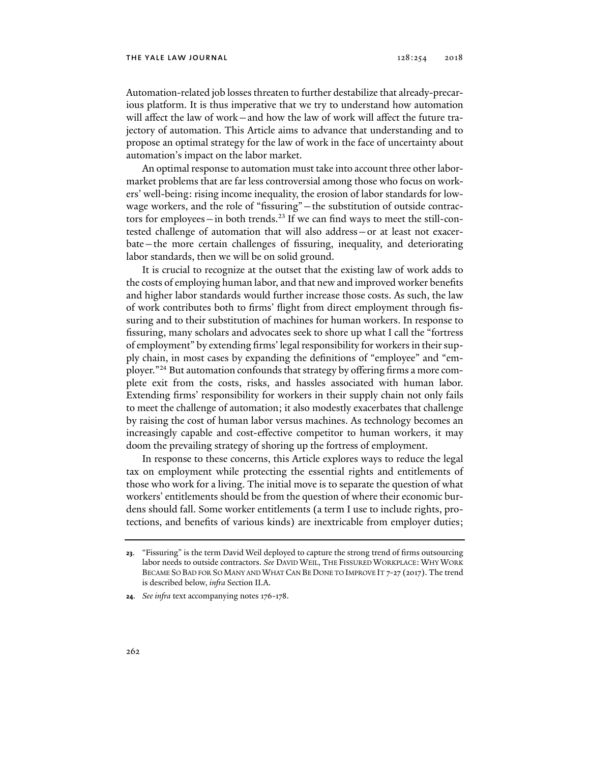Automation-related job losses threaten to further destabilize that already-precarious platform. It is thus imperative that we try to understand how automation will affect the law of work—and how the law of work will affect the future trajectory of automation. This Article aims to advance that understanding and to propose an optimal strategy for the law of work in the face of uncertainty about automation's impact on the labor market.

An optimal response to automation must take into account three other labor-market problems that are far less controversial among those who focus on workers' well-being: rising income inequality, the erosion of labor standards for low-wage workers, and the role of "fissuring"—the substitution of outside contractors for employees—in both trends.[23] If we can find ways to meet the still-contested challenge of automation that will also address—or at least not exacerbate—the more certain challenges of fissuring, inequality, and deteriorating labor standards, then we will be on solid ground.

It is crucial to recognize at the outset that the existing law of work adds to the costs of employing human labor, and that new and improved worker benefits and higher labor standards would further increase those costs. As such, the law of work contributes both to firms' flight from direct employment through fissuring and to their substitution of machines for human workers. In response to fissuring, many scholars and advocates seek to shore up what I call the "fortress of employment" by extending firms' legal responsibility for workers in their supply chain, in most cases by expanding the definitions of "employee" and "employer."[24] But automation confounds that strategy by offering firms a more complete exit from the costs, risks, and hassles associated with human labor. Extending firms' responsibility for workers in their supply chain not only fails to meet the challenge of automation; it also modestly exacerbates that challenge by raising the cost of human labor versus machines. As technology becomes an increasingly capable and cost-effective competitor to human workers, it may doom the prevailing strategy of shoring up the fortress of employment.

In response to these concerns, this Article explores ways to reduce the legal tax on employment while protecting the essential rights and entitlements of those who work for a living. The initial move is to separate the question of what workers' entitlements should be from the question of where their economic burdens should fall. Some worker entitlements (a term I use to include rights, protections, and benefits of various kinds) are inextricable from employer duties;

---

**23.** "Fissuring" is the term David Weil deployed to capture the strong trend of firms outsourcing labor needs to outside contractors. *See* DAVID WEIL, THE FISSURED WORKPLACE: WHY WORK BECAME SO BAD FOR SO MANY AND WHAT CAN BE DONE TO IMPROVE IT 7-27 (2017). The trend is described below, *infra* Section II.A.

**24.** *See infra* text accompanying notes 176-178.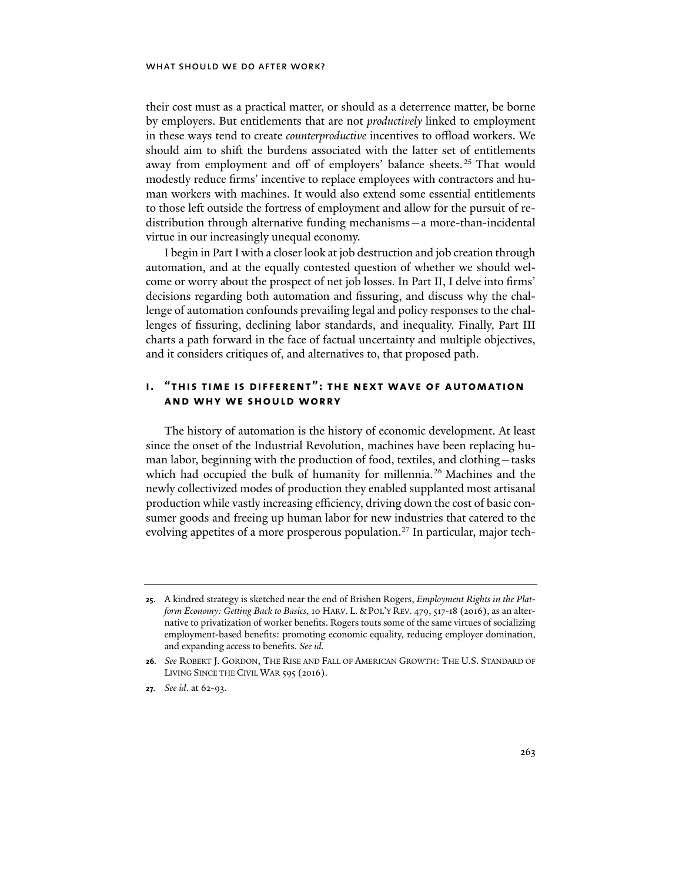their cost must as a practical matter, or should as a deterrence matter, be borne by employers. But entitlements that are not *productively* linked to employment in these ways tend to create *counterproductive* incentives to offload workers. We should aim to shift the burdens associated with the latter set of entitlements away from employment and off of employers' balance sheets.[25] That would modestly reduce firms' incentive to replace employees with contractors and human workers with machines. It would also extend some essential entitlements to those left outside the fortress of employment and allow for the pursuit of redistribution through alternative funding mechanisms—a more-than-incidental virtue in our increasingly unequal economy.

I begin in Part I with a closer look at job destruction and job creation through automation, and at the equally contested question of whether we should welcome or worry about the prospect of net job losses. In Part II, I delve into firms' decisions regarding both automation and fissuring, and discuss why the challenge of automation confounds prevailing legal and policy responses to the challenges of fissuring, declining labor standards, and inequality. Finally, Part III charts a path forward in the face of factual uncertainty and multiple objectives, and it considers critiques of, and alternatives to, that proposed path.

## I. "THIS TIME IS DIFFERENT": THE NEXT WAVE OF AUTOMATION AND WHY WE SHOULD WORRY

The history of automation is the history of economic development. At least since the onset of the Industrial Revolution, machines have been replacing human labor, beginning with the production of food, textiles, and clothing—tasks which had occupied the bulk of humanity for millennia.[26] Machines and the newly collectivized modes of production they enabled supplanted most artisanal production while vastly increasing efficiency, driving down the cost of basic consumer goods and freeing up human labor for new industries that catered to the evolving appetites of a more prosperous population.[27] In particular, major tech-

---

**25.** A kindred strategy is sketched near the end of Brishen Rogers, *Employment Rights in the Platform Economy: Getting Back to Basics*, 10 HARV. L. & POL'Y REV. 479, 517-18 (2016), as an alternative to privatization of worker benefits. Rogers touts some of the same virtues of socializing employment-based benefits: promoting economic equality, reducing employer domination, and expanding access to benefits. *See id.*

**26.** *See* ROBERT J. GORDON, THE RISE AND FALL OF AMERICAN GROWTH: THE U.S. STANDARD OF LIVING SINCE THE CIVIL WAR 595 (2016).

**27.** *See id*. at 62-93.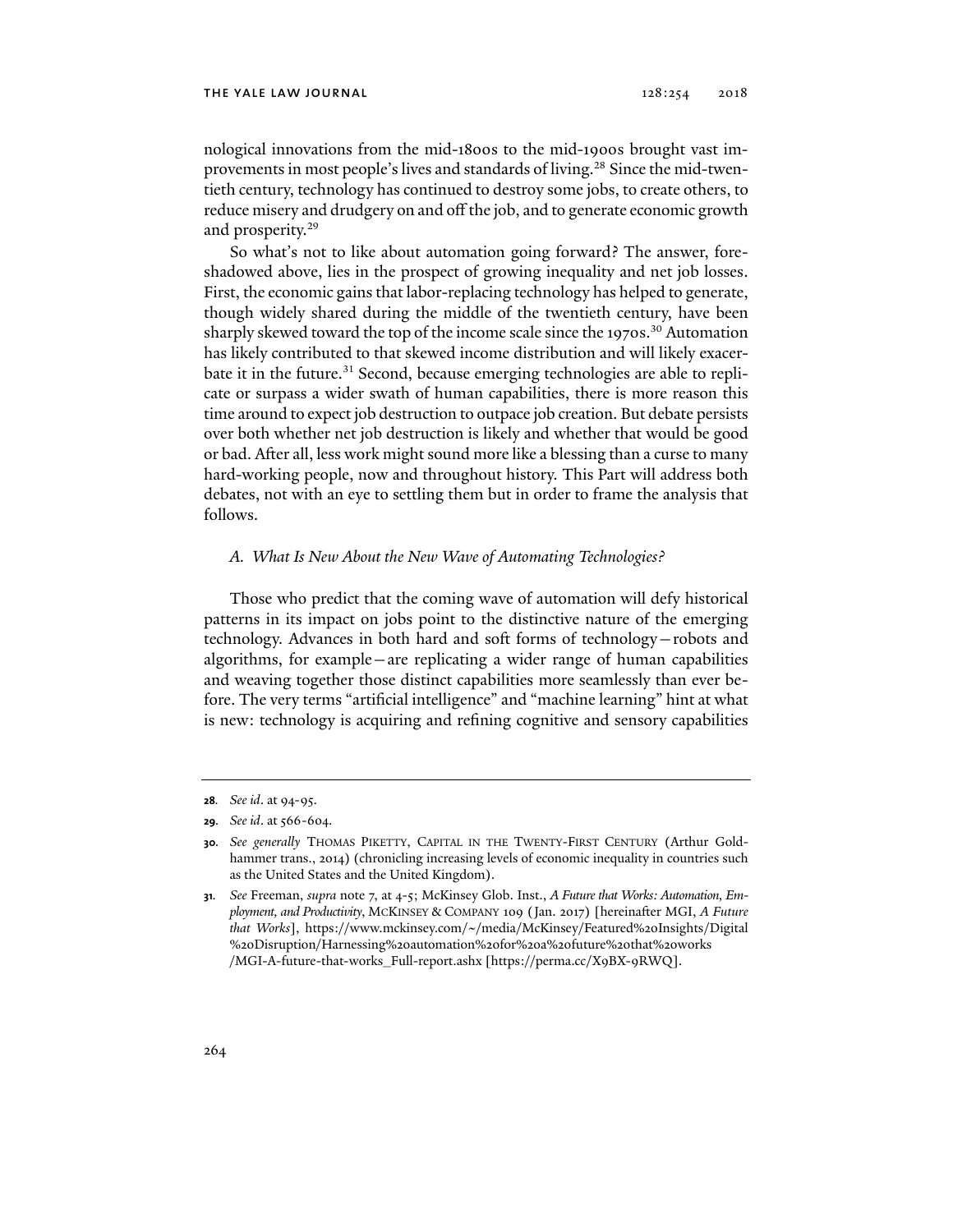nological innovations from the mid-1800s to the mid-1900s brought vast improvements in most people's lives and standards of living.[28] Since the mid-twentieth century, technology has continued to destroy some jobs, to create others, to reduce misery and drudgery on and off the job, and to generate economic growth and prosperity.[29]

So what's not to like about automation going forward? The answer, foreshadowed above, lies in the prospect of growing inequality and net job losses. First, the economic gains that labor-replacing technology has helped to generate, though widely shared during the middle of the twentieth century, have been sharply skewed toward the top of the income scale since the 1970s.[30] Automation has likely contributed to that skewed income distribution and will likely exacerbate it in the future.[31] Second, because emerging technologies are able to replicate or surpass a wider swath of human capabilities, there is more reason this time around to expect job destruction to outpace job creation. But debate persists over both whether net job destruction is likely and whether that would be good or bad. After all, less work might sound more like a blessing than a curse to many hard-working people, now and throughout history. This Part will address both debates, not with an eye to settling them but in order to frame the analysis that follows.

### *A. What Is New About the New Wave of Automating Technologies?*

Those who predict that the coming wave of automation will defy historical patterns in its impact on jobs point to the distinctive nature of the emerging technology. Advances in both hard and soft forms of technology—robots and algorithms, for example—are replicating a wider range of human capabilities and weaving together those distinct capabilities more seamlessly than ever before. The very terms "artificial intelligence" and "machine learning" hint at what is new: technology is acquiring and refining cognitive and sensory capabilities

---

**28.** *See id*. at 94-95.

**29.** *See id*. at 566-604.

**30.** *See generally* THOMAS PIKETTY, CAPITAL IN THE TWENTY-FIRST CENTURY (Arthur Goldhammer trans., 2014) (chronicling increasing levels of economic inequality in countries such as the United States and the United Kingdom).

**31.** *See* Freeman, *supra* note 7, at 4-5; McKinsey Glob. Inst., *A Future that Works: Automation, Employment, and Productivity*, MCKINSEY & COMPANY 109 (Jan. 2017) [hereinafter MGI, *A Future that Works*], https://www.mckinsey.com/~/media/McKinsey/Featured%20Insights/Digital%20Disruption/Harnessing%20automation%20for%20a%20future%20that%20works/MGI-A-future-that-works_Full-report.ashx [https://perma.cc/X9BX-9RWQ].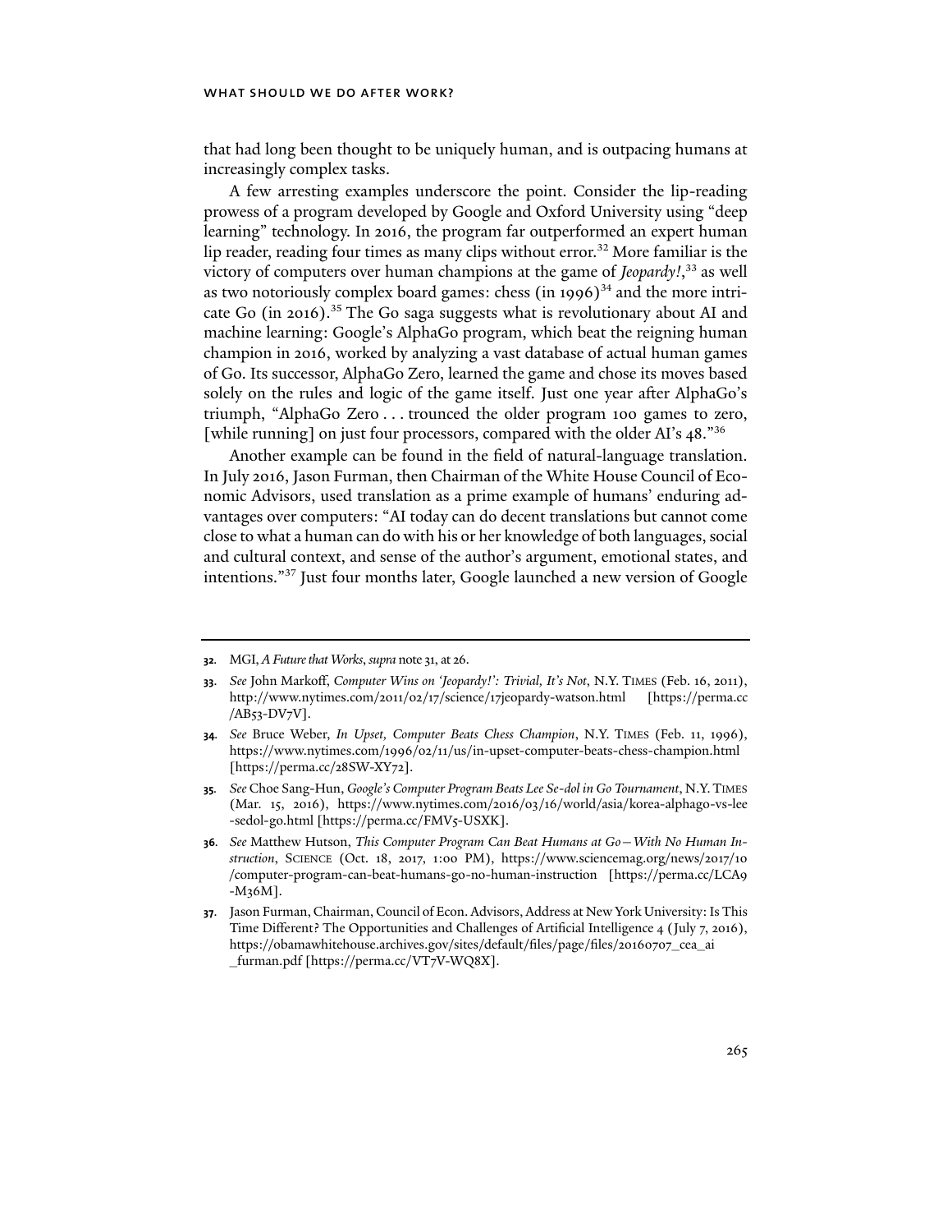that had long been thought to be uniquely human, and is outpacing humans at increasingly complex tasks.

A few arresting examples underscore the point. Consider the lip-reading prowess of a program developed by Google and Oxford University using "deep learning" technology. In 2016, the program far outperformed an expert human lip reader, reading four times as many clips without error.[32] More familiar is the victory of computers over human champions at the game of *Jeopardy!*,[33] as well as two notoriously complex board games: chess (in 1996)[34] and the more intricate Go (in 2016).[35] The Go saga suggests what is revolutionary about AI and machine learning: Google's AlphaGo program, which beat the reigning human champion in 2016, worked by analyzing a vast database of actual human games of Go. Its successor, AlphaGo Zero, learned the game and chose its moves based solely on the rules and logic of the game itself. Just one year after AlphaGo's triumph, "AlphaGo Zero . . . trounced the older program 100 games to zero, [while running] on just four processors, compared with the older AI's 48."[36]

Another example can be found in the field of natural-language translation. In July 2016, Jason Furman, then Chairman of the White House Council of Economic Advisors, used translation as a prime example of humans' enduring advantages over computers: "AI today can do decent translations but cannot come close to what a human can do with his or her knowledge of both languages, social and cultural context, and sense of the author's argument, emotional states, and intentions."[37] Just four months later, Google launched a new version of Google

---

**32.** MGI, *A Future that Works*, *supra* note 31, at 26.

**33.** *See* John Markoff, *Computer Wins on 'Jeopardy!': Trivial, It's Not*, N.Y. TIMES (Feb. 16, 2011), http://www.nytimes.com/2011/02/17/science/17jeopardy-watson.html [https://perma.cc/AB53-DV7V].

**34.** *See* Bruce Weber, *In Upset, Computer Beats Chess Champion*, N.Y. TIMES (Feb. 11, 1996), https://www.nytimes.com/1996/02/11/us/in-upset-computer-beats-chess-champion.html [https://perma.cc/28SW-XY72].

**35.** *See* Choe Sang-Hun, *Google's Computer Program Beats Lee Se-dol in Go Tournament*, N.Y. TIMES (Mar. 15, 2016), https://www.nytimes.com/2016/03/16/world/asia/korea-alphago-vs-lee-sedol-go.html [https://perma.cc/FMV5-USXK].

**36.** *See* Matthew Hutson, *This Computer Program Can Beat Humans at Go—With No Human Instruction*, SCIENCE (Oct. 18, 2017, 1:00 PM), https://www.sciencemag.org/news/2017/10/computer-program-can-beat-humans-go-no-human-instruction [https://perma.cc/LCA9-M36M].

**37.** Jason Furman, Chairman, Council of Econ. Advisors, Address at New York University: Is This Time Different? The Opportunities and Challenges of Artificial Intelligence 4 (July 7, 2016), https://obamawhitehouse.archives.gov/sites/default/files/page/files/20160707_cea_ai_furman.pdf [https://perma.cc/VT7V-WQ8X].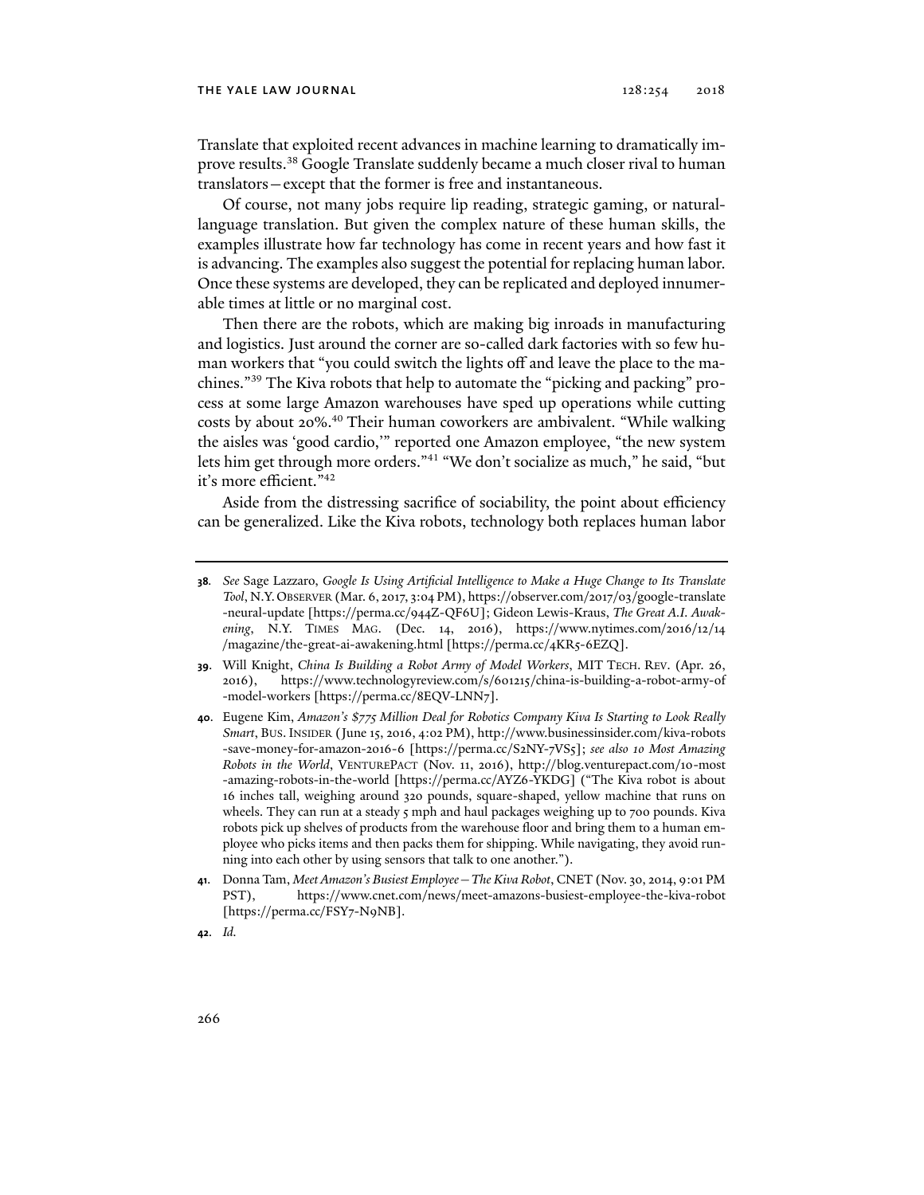Translate that exploited recent advances in machine learning to dramatically improve results.[38] Google Translate suddenly became a much closer rival to human translators—except that the former is free and instantaneous.

Of course, not many jobs require lip reading, strategic gaming, or natural-language translation. But given the complex nature of these human skills, the examples illustrate how far technology has come in recent years and how fast it is advancing. The examples also suggest the potential for replacing human labor. Once these systems are developed, they can be replicated and deployed innumerable times at little or no marginal cost.

Then there are the robots, which are making big inroads in manufacturing and logistics. Just around the corner are so-called dark factories with so few human workers that "you could switch the lights off and leave the place to the machines."[39] The Kiva robots that help to automate the "picking and packing" process at some large Amazon warehouses have sped up operations while cutting costs by about 20%.[40] Their human coworkers are ambivalent. "While walking the aisles was 'good cardio,'" reported one Amazon employee, "the new system lets him get through more orders."[41] "We don't socialize as much," he said, "but it's more efficient."[42]

Aside from the distressing sacrifice of sociability, the point about efficiency can be generalized. Like the Kiva robots, technology both replaces human labor

---

**38**. *See* Sage Lazzaro, *Google Is Using Artificial Intelligence to Make a Huge Change to Its Translate Tool*, N.Y. OBSERVER (Mar. 6, 2017, 3:04 PM), https://observer.com/2017/03/google-translate-neural-update [https://perma.cc/944Z-QF6U]; Gideon Lewis-Kraus, *The Great A.I. Awakening*, N.Y. TIMES MAG. (Dec. 14, 2016), https://www.nytimes.com/2016/12/14/magazine/the-great-ai-awakening.html [https://perma.cc/4KR5-6EZQ].

**39**. Will Knight, *China Is Building a Robot Army of Model Workers*, MIT TECH. REV. (Apr. 26, 2016), https://www.technologyreview.com/s/601215/china-is-building-a-robot-army-of-model-workers [https://perma.cc/8EQV-LNN7].

**40**. Eugene Kim, *Amazon's $775 Million Deal for Robotics Company Kiva Is Starting to Look Really Smart*, BUS. INSIDER (June 15, 2016, 4:02 PM), http://www.businessinsider.com/kiva-robots-save-money-for-amazon-2016-6 [https://perma.cc/S2NY-7VS5]; *see also 10 Most Amazing Robots in the World*, VENTUREPACT (Nov. 11, 2016), http://blog.venturepact.com/10-most-amazing-robots-in-the-world [https://perma.cc/AYZ6-YKDG] ("The Kiva robot is about 16 inches tall, weighing around 320 pounds, square-shaped, yellow machine that runs on wheels. They can run at a steady 5 mph and haul packages weighing up to 700 pounds. Kiva robots pick up shelves of products from the warehouse floor and bring them to a human employee who picks items and then packs them for shipping. While navigating, they avoid running into each other by using sensors that talk to one another.").

**41**. Donna Tam, *Meet Amazon's Busiest Employee—The Kiva Robot*, CNET (Nov. 30, 2014, 9:01 PM PST), https://www.cnet.com/news/meet-amazons-busiest-employee-the-kiva-robot [https://perma.cc/FSY7-N9NB].

**42**. *Id.*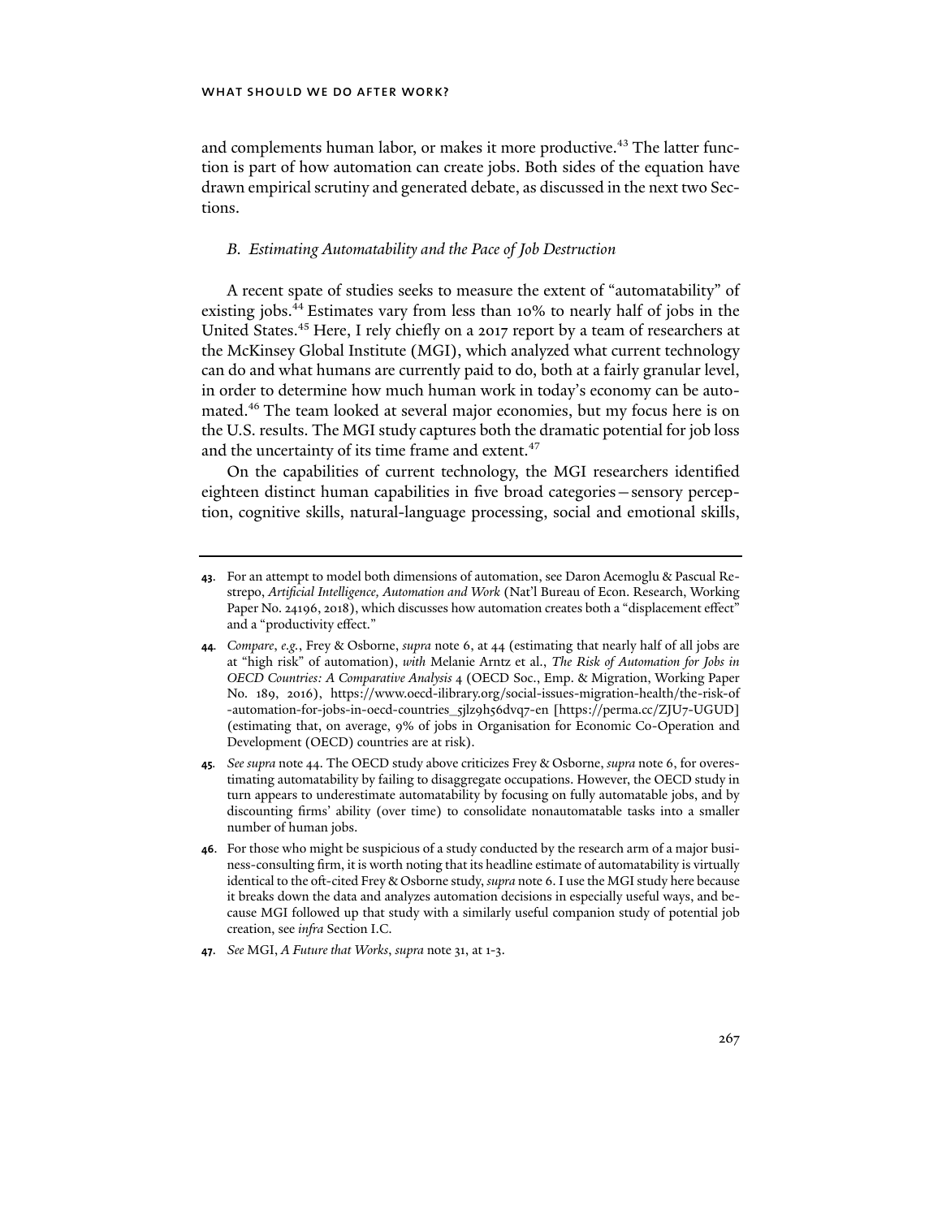and complements human labor, or makes it more productive.[43] The latter function is part of how automation can create jobs. Both sides of the equation have drawn empirical scrutiny and generated debate, as discussed in the next two Sections.

### *B. Estimating Automatability and the Pace of Job Destruction*

A recent spate of studies seeks to measure the extent of "automatability" of existing jobs.[44] Estimates vary from less than 10% to nearly half of jobs in the United States.[45] Here, I rely chiefly on a 2017 report by a team of researchers at the McKinsey Global Institute (MGI), which analyzed what current technology can do and what humans are currently paid to do, both at a fairly granular level, in order to determine how much human work in today's economy can be automated.[46] The team looked at several major economies, but my focus here is on the U.S. results. The MGI study captures both the dramatic potential for job loss and the uncertainty of its time frame and extent.[47]

On the capabilities of current technology, the MGI researchers identified eighteen distinct human capabilities in five broad categories—sensory perception, cognitive skills, natural-language processing, social and emotional skills,

---

**43.** For an attempt to model both dimensions of automation, see Daron Acemoglu & Pascual Restrepo, *Artificial Intelligence, Automation and Work* (Nat'l Bureau of Econ. Research, Working Paper No. 24196, 2018), which discusses how automation creates both a "displacement effect" and a "productivity effect."

**44.** *Compare*, *e.g.*, Frey & Osborne, *supra* note 6, at 44 (estimating that nearly half of all jobs are at "high risk" of automation), *with* Melanie Arntz et al., *The Risk of Automation for Jobs in OECD Countries: A Comparative Analysis* 4 (OECD Soc., Emp. & Migration, Working Paper No. 189, 2016), https://www.oecd-ilibrary.org/social-issues-migration-health/the-risk-of-automation-for-jobs-in-oecd-countries_5jlz9h56dvq7-en [https://perma.cc/ZJU7-UGUD] (estimating that, on average, 9% of jobs in Organisation for Economic Co-Operation and Development (OECD) countries are at risk).

**45.** *See supra* note 44. The OECD study above criticizes Frey & Osborne, *supra* note 6, for overestimating automatability by failing to disaggregate occupations. However, the OECD study in turn appears to underestimate automatability by focusing on fully automatable jobs, and by discounting firms' ability (over time) to consolidate nonautomatable tasks into a smaller number of human jobs.

**46.** For those who might be suspicious of a study conducted by the research arm of a major business-consulting firm, it is worth noting that its headline estimate of automatability is virtually identical to the oft-cited Frey & Osborne study, *supra* note 6. I use the MGI study here because it breaks down the data and analyzes automation decisions in especially useful ways, and because MGI followed up that study with a similarly useful companion study of potential job creation, see *infra* Section I.C.

**47.** *See* MGI, *A Future that Works*, *supra* note 31, at 1-3.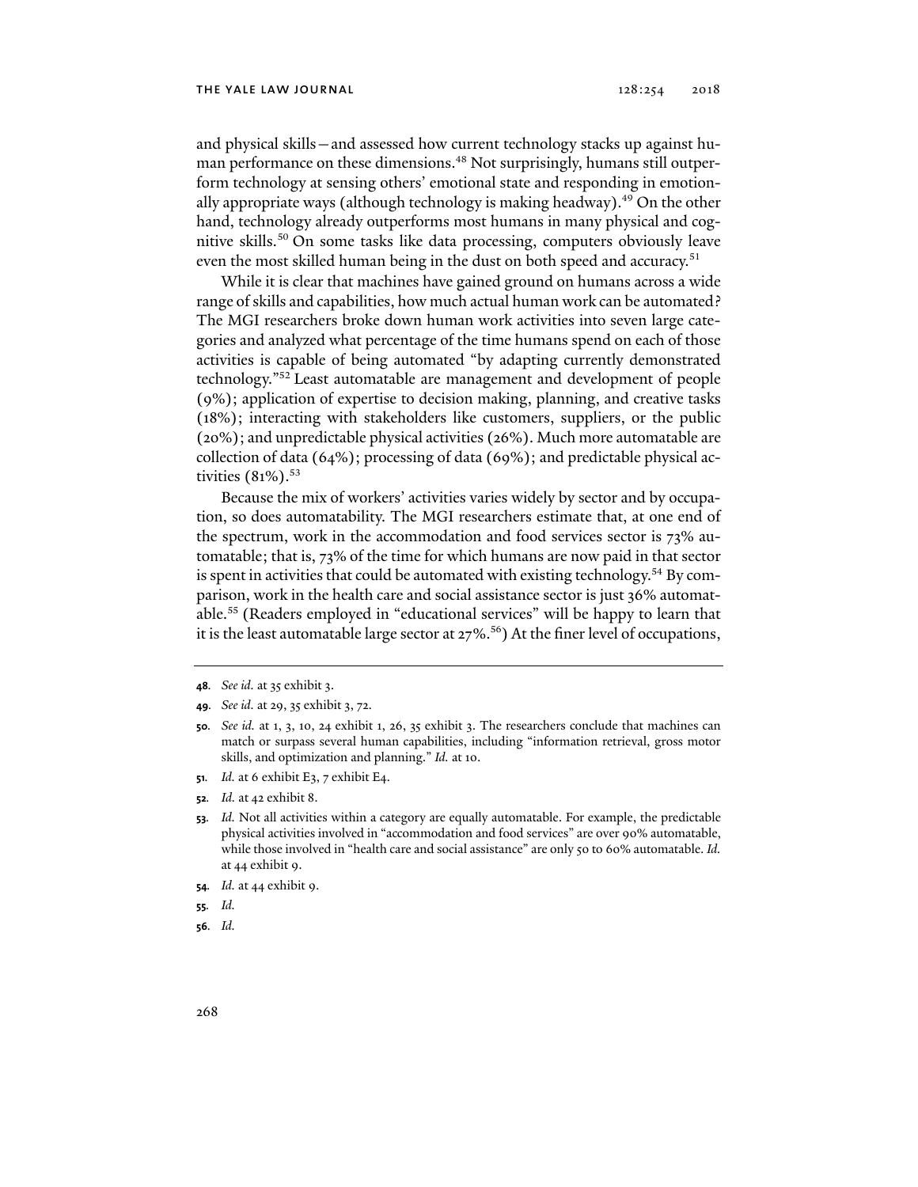and physical skills—and assessed how current technology stacks up against human performance on these dimensions.[48] Not surprisingly, humans still outperform technology at sensing others' emotional state and responding in emotionally appropriate ways (although technology is making headway).[49] On the other hand, technology already outperforms most humans in many physical and cognitive skills.[50] On some tasks like data processing, computers obviously leave even the most skilled human being in the dust on both speed and accuracy.[51]

While it is clear that machines have gained ground on humans across a wide range of skills and capabilities, how much actual human work can be automated? The MGI researchers broke down human work activities into seven large categories and analyzed what percentage of the time humans spend on each of those activities is capable of being automated "by adapting currently demonstrated technology."[52] Least automatable are management and development of people (9%); application of expertise to decision making, planning, and creative tasks (18%); interacting with stakeholders like customers, suppliers, or the public (20%); and unpredictable physical activities (26%). Much more automatable are collection of data (64%); processing of data (69%); and predictable physical activities (81%).[53]

Because the mix of workers' activities varies widely by sector and by occupation, so does automatability. The MGI researchers estimate that, at one end of the spectrum, work in the accommodation and food services sector is 73% automatable; that is, 73% of the time for which humans are now paid in that sector is spent in activities that could be automated with existing technology.[54] By comparison, work in the health care and social assistance sector is just 36% automatable.[55] (Readers employed in "educational services" will be happy to learn that it is the least automatable large sector at 27%.[56]) At the finer level of occupations,

---

**48.** *See id.* at 35 exhibit 3.

**49.** *See id.* at 29, 35 exhibit 3, 72.

**50.** *See id.* at 1, 3, 10, 24 exhibit 1, 26, 35 exhibit 3. The researchers conclude that machines can match or surpass several human capabilities, including "information retrieval, gross motor skills, and optimization and planning." *Id.* at 10.

**51.** *Id.* at 6 exhibit E3, 7 exhibit E4.

**52.** *Id.* at 42 exhibit 8.

**53.** *Id.* Not all activities within a category are equally automatable. For example, the predictable physical activities involved in "accommodation and food services" are over 90% automatable, while those involved in "health care and social assistance" are only 50 to 60% automatable. *Id.* at 44 exhibit 9.

**54.** *Id.* at 44 exhibit 9.

**55.** *Id.*

**56.** *Id.*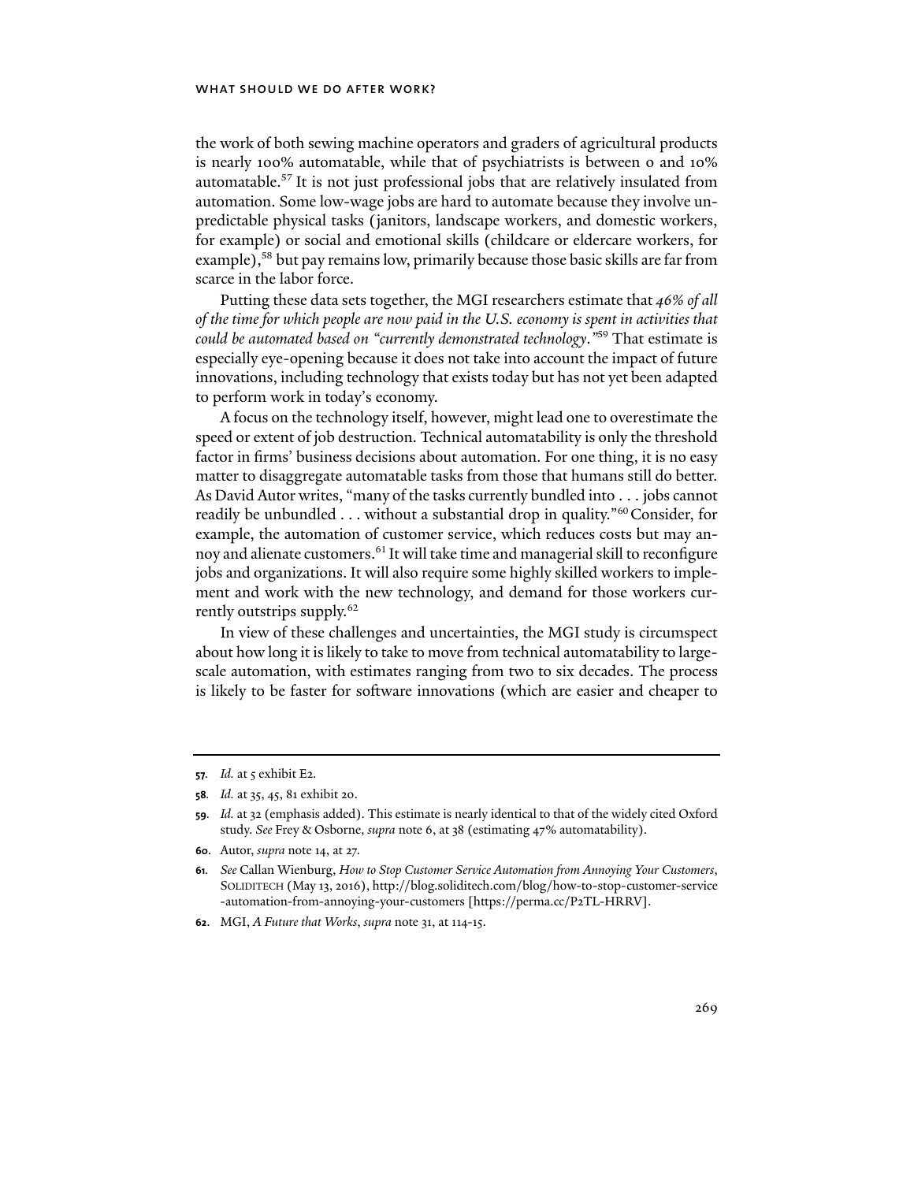the work of both sewing machine operators and graders of agricultural products is nearly 100% automatable, while that of psychiatrists is between 0 and 10% automatable.[57] It is not just professional jobs that are relatively insulated from automation. Some low-wage jobs are hard to automate because they involve unpredictable physical tasks (janitors, landscape workers, and domestic workers, for example) or social and emotional skills (childcare or eldercare workers, for example),[58] but pay remains low, primarily because those basic skills are far from scarce in the labor force.

Putting these data sets together, the MGI researchers estimate that *46% of all of the time for which people are now paid in the U.S. economy is spent in activities that could be automated based on "currently demonstrated technology."*[59] That estimate is especially eye-opening because it does not take into account the impact of future innovations, including technology that exists today but has not yet been adapted to perform work in today's economy.

A focus on the technology itself, however, might lead one to overestimate the speed or extent of job destruction. Technical automatability is only the threshold factor in firms' business decisions about automation. For one thing, it is no easy matter to disaggregate automatable tasks from those that humans still do better. As David Autor writes, "many of the tasks currently bundled into . . . jobs cannot readily be unbundled . . . without a substantial drop in quality."[60] Consider, for example, the automation of customer service, which reduces costs but may annoy and alienate customers.[61] It will take time and managerial skill to reconfigure jobs and organizations. It will also require some highly skilled workers to implement and work with the new technology, and demand for those workers currently outstrips supply.[62]

In view of these challenges and uncertainties, the MGI study is circumspect about how long it is likely to take to move from technical automatability to large-scale automation, with estimates ranging from two to six decades. The process is likely to be faster for software innovations (which are easier and cheaper to

---

**57.** *Id.* at 5 exhibit E2.

**58.** *Id.* at 35, 45, 81 exhibit 20.

**59.** *Id.* at 32 (emphasis added). This estimate is nearly identical to that of the widely cited Oxford study. *See* Frey & Osborne, *supra* note 6, at 38 (estimating 47% automatability).

**60.** Autor, *supra* note 14, at 27.

**61.** *See* Callan Wienburg, *How to Stop Customer Service Automation from Annoying Your Customers*, SOLIDITECH (May 13, 2016), http://blog.soliditech.com/blog/how-to-stop-customer-service-automation-from-annoying-your-customers [https://perma.cc/P2TL-HRRV].

**62.** MGI, *A Future that Works*, *supra* note 31, at 114-15.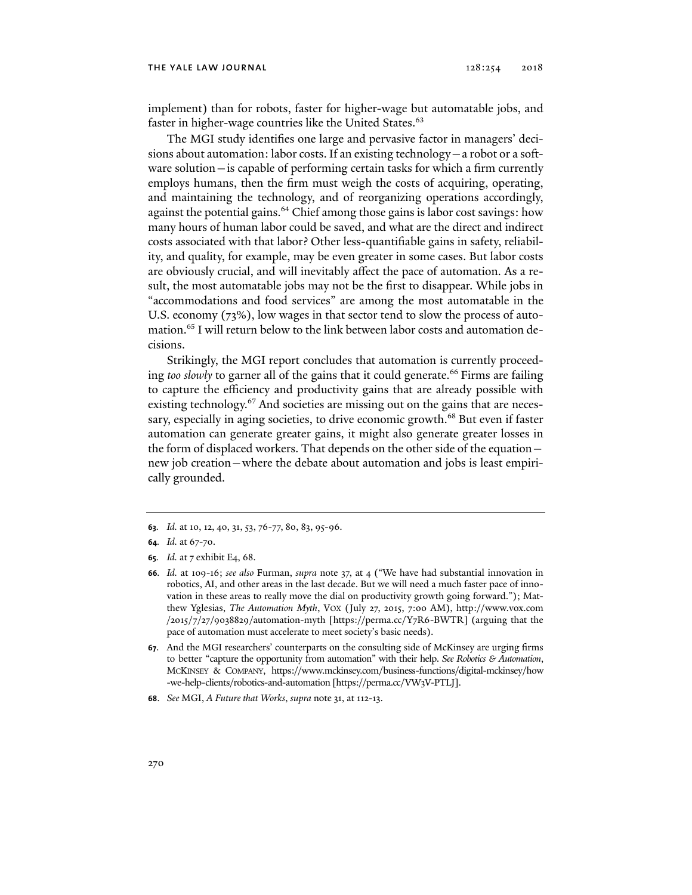implement) than for robots, faster for higher-wage but automatable jobs, and faster in higher-wage countries like the United States.[63]

The MGI study identifies one large and pervasive factor in managers' decisions about automation: labor costs. If an existing technology—a robot or a software solution—is capable of performing certain tasks for which a firm currently employs humans, then the firm must weigh the costs of acquiring, operating, and maintaining the technology, and of reorganizing operations accordingly, against the potential gains.[64] Chief among those gains is labor cost savings: how many hours of human labor could be saved, and what are the direct and indirect costs associated with that labor? Other less-quantifiable gains in safety, reliability, and quality, for example, may be even greater in some cases. But labor costs are obviously crucial, and will inevitably affect the pace of automation. As a result, the most automatable jobs may not be the first to disappear. While jobs in "accommodations and food services" are among the most automatable in the U.S. economy (73%), low wages in that sector tend to slow the process of automation.[65] I will return below to the link between labor costs and automation decisions.

Strikingly, the MGI report concludes that automation is currently proceeding *too slowly* to garner all of the gains that it could generate.[66] Firms are failing to capture the efficiency and productivity gains that are already possible with existing technology.[67] And societies are missing out on the gains that are necessary, especially in aging societies, to drive economic growth.[68] But even if faster automation can generate greater gains, it might also generate greater losses in the form of displaced workers. That depends on the other side of the equation—new job creation—where the debate about automation and jobs is least empirically grounded.

---

**63**. *Id.* at 10, 12, 40, 31, 53, 76-77, 80, 83, 95-96.

**64**. *Id.* at 67-70.

**65**. *Id.* at 7 exhibit E4, 68.

**66**. *Id.* at 109-16; *see also* Furman, *supra* note 37, at 4 ("We have had substantial innovation in robotics, AI, and other areas in the last decade. But we will need a much faster pace of innovation in these areas to really move the dial on productivity growth going forward."); Matthew Yglesias, *The Automation Myth*, VOX (July 27, 2015, 7:00 AM), http://www.vox.com/2015/7/27/9038829/automation-myth [https://perma.cc/Y7R6-BWTR] (arguing that the pace of automation must accelerate to meet society's basic needs).

**67**. And the MGI researchers' counterparts on the consulting side of McKinsey are urging firms to better "capture the opportunity from automation" with their help. *See Robotics & Automation*, MCKINSEY & COMPANY, https://www.mckinsey.com/business-functions/digital-mckinsey/how-we-help-clients/robotics-and-automation [https://perma.cc/VW3V-PTLJ].

**68**. *See* MGI, *A Future that Works*, *supra* note 31, at 112-13.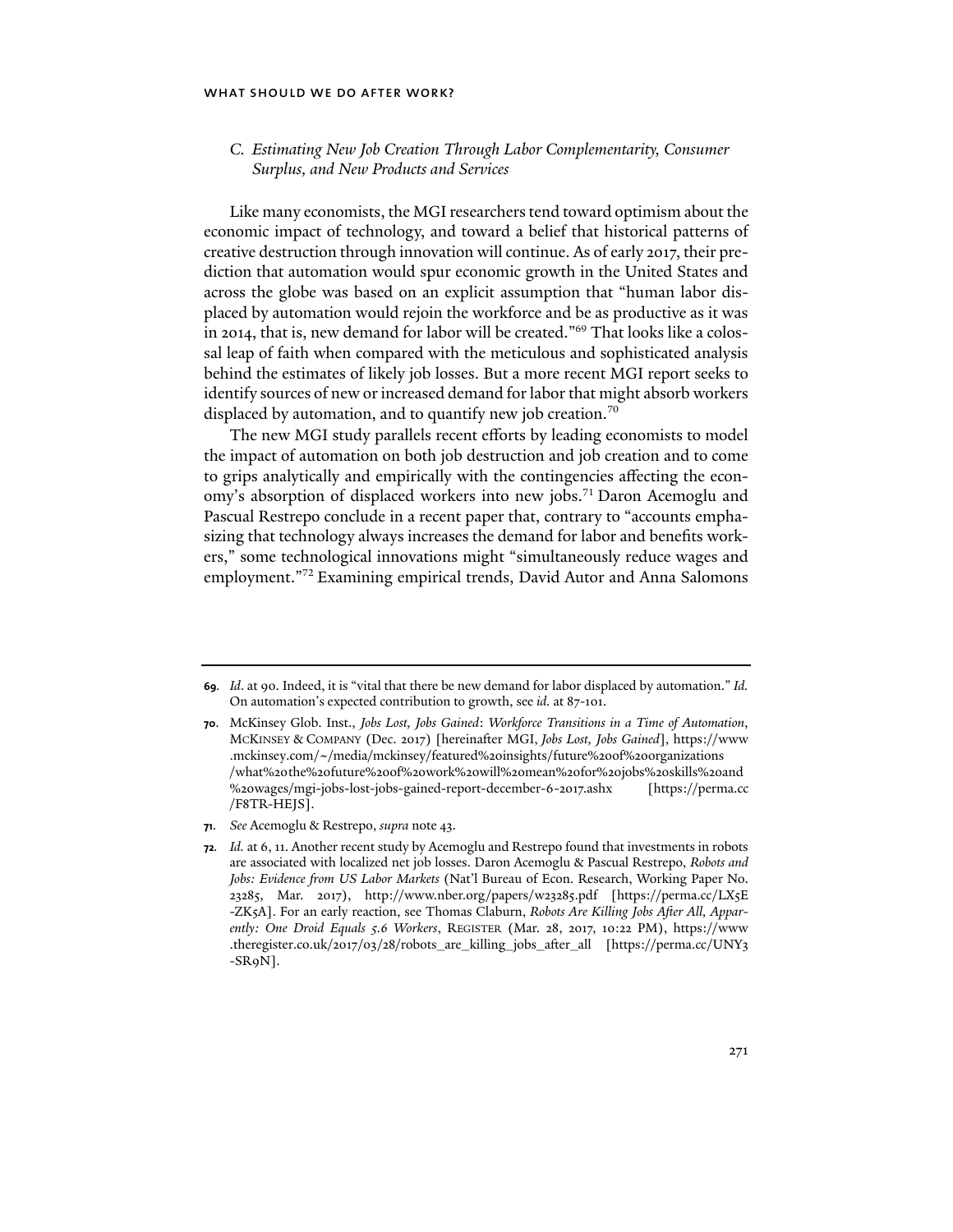### *C. Estimating New Job Creation Through Labor Complementarity, Consumer Surplus, and New Products and Services*

Like many economists, the MGI researchers tend toward optimism about the economic impact of technology, and toward a belief that historical patterns of creative destruction through innovation will continue. As of early 2017, their prediction that automation would spur economic growth in the United States and across the globe was based on an explicit assumption that "human labor displaced by automation would rejoin the workforce and be as productive as it was in 2014, that is, new demand for labor will be created."[69] That looks like a colossal leap of faith when compared with the meticulous and sophisticated analysis behind the estimates of likely job losses. But a more recent MGI report seeks to identify sources of new or increased demand for labor that might absorb workers displaced by automation, and to quantify new job creation.[70]

The new MGI study parallels recent efforts by leading economists to model the impact of automation on both job destruction and job creation and to come to grips analytically and empirically with the contingencies affecting the economy's absorption of displaced workers into new jobs.[71] Daron Acemoglu and Pascual Restrepo conclude in a recent paper that, contrary to "accounts emphasizing that technology always increases the demand for labor and benefits workers," some technological innovations might "simultaneously reduce wages and employment."[72] Examining empirical trends, David Autor and Anna Salomons

---

**69.** *Id*. at 90. Indeed, it is "vital that there be new demand for labor displaced by automation." *Id.* On automation's expected contribution to growth, see *id.* at 87-101.

**70.** McKinsey Glob. Inst., *Jobs Lost, Jobs Gained*: *Workforce Transitions in a Time of Automation*, McKinsey & Company (Dec. 2017) [hereinafter MGI, *Jobs Lost, Jobs Gained*], https://www.mckinsey.com/~/media/mckinsey/featured%20insights/future%20of%20organizations/what%20the%20future%20of%20work%20will%20mean%20for%20jobs%20skills%20and%20wages/mgi-jobs-lost-jobs-gained-report-december-6-2017.ashx [https://perma.cc/F8TR-HEJS].

**71.** *See* Acemoglu & Restrepo, *supra* note 43.

**72.** *Id.* at 6, 11. Another recent study by Acemoglu and Restrepo found that investments in robots are associated with localized net job losses. Daron Acemoglu & Pascual Restrepo, *Robots and Jobs: Evidence from US Labor Markets* (Nat'l Bureau of Econ. Research, Working Paper No. 23285, Mar. 2017), http://www.nber.org/papers/w23285.pdf [https://perma.cc/LX5E-ZK5A]. For an early reaction, see Thomas Claburn, *Robots Are Killing Jobs After All, Apparently: One Droid Equals 5.6 Workers*, Register (Mar. 28, 2017, 10:22 PM), https://www.theregister.co.uk/2017/03/28/robots_are_killing_jobs_after_all [https://perma.cc/UNY3-SR9N].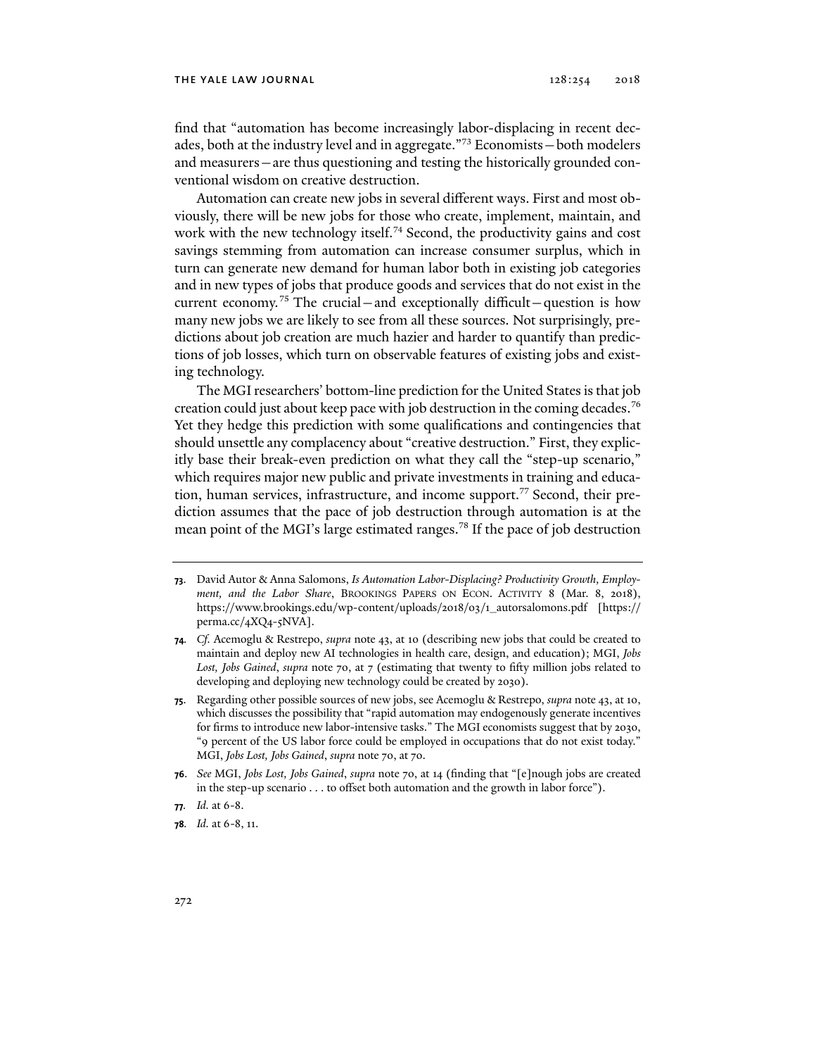find that "automation has become increasingly labor-displacing in recent decades, both at the industry level and in aggregate."[73] Economists—both modelers and measurers—are thus questioning and testing the historically grounded conventional wisdom on creative destruction.

Automation can create new jobs in several different ways. First and most obviously, there will be new jobs for those who create, implement, maintain, and work with the new technology itself.[74] Second, the productivity gains and cost savings stemming from automation can increase consumer surplus, which in turn can generate new demand for human labor both in existing job categories and in new types of jobs that produce goods and services that do not exist in the current economy.[75] The crucial—and exceptionally difficult—question is how many new jobs we are likely to see from all these sources. Not surprisingly, predictions about job creation are much hazier and harder to quantify than predictions of job losses, which turn on observable features of existing jobs and existing technology.

The MGI researchers' bottom-line prediction for the United States is that job creation could just about keep pace with job destruction in the coming decades.[76] Yet they hedge this prediction with some qualifications and contingencies that should unsettle any complacency about "creative destruction." First, they explicitly base their break-even prediction on what they call the "step-up scenario," which requires major new public and private investments in training and education, human services, infrastructure, and income support.[77] Second, their prediction assumes that the pace of job destruction through automation is at the mean point of the MGI's large estimated ranges.[78] If the pace of job destruction

---

73. David Autor & Anna Salomons, *Is Automation Labor-Displacing? Productivity Growth, Employment, and the Labor Share*, BROOKINGS PAPERS ON ECON. ACTIVITY 8 (Mar. 8, 2018), https://www.brookings.edu/wp-content/uploads/2018/03/1_autorsalomons.pdf [https://perma.cc/4XQ4-5NVA].

74. *Cf.* Acemoglu & Restrepo, *supra* note 43, at 10 (describing new jobs that could be created to maintain and deploy new AI technologies in health care, design, and education); MGI, *Jobs Lost, Jobs Gained*, *supra* note 70, at 7 (estimating that twenty to fifty million jobs related to developing and deploying new technology could be created by 2030).

75. Regarding other possible sources of new jobs, see Acemoglu & Restrepo, *supra* note 43, at 10, which discusses the possibility that "rapid automation may endogenously generate incentives for firms to introduce new labor-intensive tasks." The MGI economists suggest that by 2030, "9 percent of the US labor force could be employed in occupations that do not exist today." MGI, *Jobs Lost, Jobs Gained*, *supra* note 70, at 70.

76. *See* MGI, *Jobs Lost, Jobs Gained*, *supra* note 70, at 14 (finding that "[e]nough jobs are created in the step-up scenario . . . to offset both automation and the growth in labor force").

77. *Id.* at 6-8.

78. *Id.* at 6-8, 11.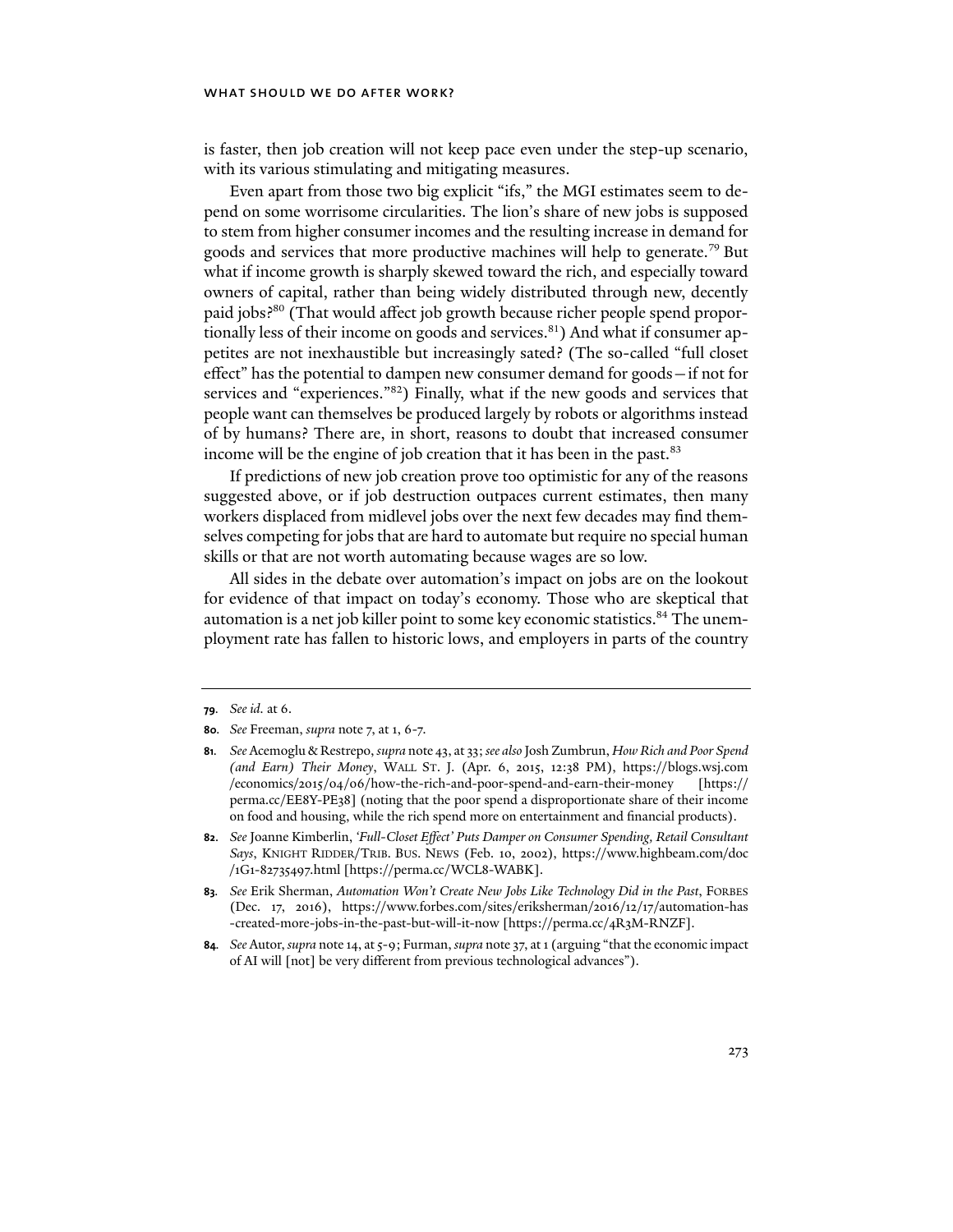is faster, then job creation will not keep pace even under the step-up scenario, with its various stimulating and mitigating measures.

Even apart from those two big explicit "ifs," the MGI estimates seem to depend on some worrisome circularities. The lion's share of new jobs is supposed to stem from higher consumer incomes and the resulting increase in demand for goods and services that more productive machines will help to generate.[79] But what if income growth is sharply skewed toward the rich, and especially toward owners of capital, rather than being widely distributed through new, decently paid jobs?[80] (That would affect job growth because richer people spend proportionally less of their income on goods and services.[81]) And what if consumer appetites are not inexhaustible but increasingly sated? (The so-called "full closet effect" has the potential to dampen new consumer demand for goods—if not for services and "experiences."[82]) Finally, what if the new goods and services that people want can themselves be produced largely by robots or algorithms instead of by humans? There are, in short, reasons to doubt that increased consumer income will be the engine of job creation that it has been in the past.[83]

If predictions of new job creation prove too optimistic for any of the reasons suggested above, or if job destruction outpaces current estimates, then many workers displaced from midlevel jobs over the next few decades may find themselves competing for jobs that are hard to automate but require no special human skills or that are not worth automating because wages are so low.

All sides in the debate over automation's impact on jobs are on the lookout for evidence of that impact on today's economy. Those who are skeptical that automation is a net job killer point to some key economic statistics.[84] The unemployment rate has fallen to historic lows, and employers in parts of the country

---

**79.** *See id.* at 6.

**80.** *See* Freeman, *supra* note 7, at 1, 6-7.

**81.** *See* Acemoglu & Restrepo, *supra* note 43, at 33; *see also* Josh Zumbrun, *How Rich and Poor Spend (and Earn) Their Money*, WALL ST. J. (Apr. 6, 2015, 12:38 PM), https://blogs.wsj.com/economics/2015/04/06/how-the-rich-and-poor-spend-and-earn-their-money [https://perma.cc/EE8Y-PE38] (noting that the poor spend a disproportionate share of their income on food and housing, while the rich spend more on entertainment and financial products).

**82.** *See* Joanne Kimberlin, *'Full-Closet Effect' Puts Damper on Consumer Spending, Retail Consultant Says*, KNIGHT RIDDER/TRIB. BUS. NEWS (Feb. 10, 2002), https://www.highbeam.com/doc/1G1-82735497.html [https://perma.cc/WCL8-WABK].

**83.** *See* Erik Sherman, *Automation Won't Create New Jobs Like Technology Did in the Past*, FORBES (Dec. 17, 2016), https://www.forbes.com/sites/eriksherman/2016/12/17/automation-has-created-more-jobs-in-the-past-but-will-it-now [https://perma.cc/4R3M-RNZF].

**84.** *See* Autor, *supra* note 14, at 5-9; Furman, *supra* note 37, at 1 (arguing "that the economic impact of AI will [not] be very different from previous technological advances").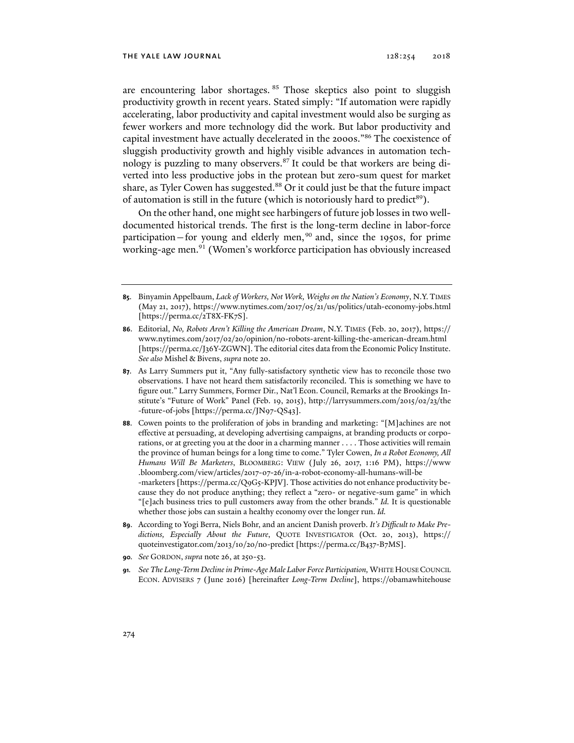are encountering labor shortages.[85] Those skeptics also point to sluggish productivity growth in recent years. Stated simply: "If automation were rapidly accelerating, labor productivity and capital investment would also be surging as fewer workers and more technology did the work. But labor productivity and capital investment have actually decelerated in the 2000s."[86] The coexistence of sluggish productivity growth and highly visible advances in automation technology is puzzling to many observers.[87] It could be that workers are being diverted into less productive jobs in the protean but zero-sum quest for market share, as Tyler Cowen has suggested.[88] Or it could just be that the future impact of automation is still in the future (which is notoriously hard to predict[89]).

On the other hand, one might see harbingers of future job losses in two well-documented historical trends. The first is the long-term decline in labor-force participation—for young and elderly men,[90] and, since the 1950s, for prime working-age men.[91] (Women's workforce participation has obviously increased

---

**85.** Binyamin Appelbaum, *Lack of Workers, Not Work, Weighs on the Nation's Economy*, N.Y. TIMES (May 21, 2017), https://www.nytimes.com/2017/05/21/us/politics/utah-economy-jobs.html [https://perma.cc/2T8X-FK7S].

**86.** Editorial, *No, Robots Aren't Killing the American Dream*, N.Y. TIMES (Feb. 20, 2017), https://www.nytimes.com/2017/02/20/opinion/no-robots-arent-killing-the-american-dream.html [https://perma.cc/J36Y-ZGWN]. The editorial cites data from the Economic Policy Institute. *See also* Mishel & Bivens, *supra* note 20.

**87.** As Larry Summers put it, "Any fully-satisfactory synthetic view has to reconcile those two observations. I have not heard them satisfactorily reconciled. This is something we have to figure out." Larry Summers, Former Dir., Nat'l Econ. Council, Remarks at the Brookings Institute's "Future of Work" Panel (Feb. 19, 2015), http://larrysummers.com/2015/02/23/the-future-of-jobs [https://perma.cc/JN97-QS43].

**88.** Cowen points to the proliferation of jobs in branding and marketing: "[M]achines are not effective at persuading, at developing advertising campaigns, at branding products or corporations, or at greeting you at the door in a charming manner . . . . Those activities will remain the province of human beings for a long time to come." Tyler Cowen, *In a Robot Economy, All Humans Will Be Marketers*, BLOOMBERG: VIEW (July 26, 2017, 1:16 PM), https://www.bloomberg.com/view/articles/2017-07-26/in-a-robot-economy-all-humans-will-be-marketers [https://perma.cc/Q9G5-KPJV]. Those activities do not enhance productivity because they do not produce anything; they reflect a "zero- or negative-sum game" in which "[e]ach business tries to pull customers away from the other brands." *Id.* It is questionable whether those jobs can sustain a healthy economy over the longer run. *Id.*

**89.** According to Yogi Berra, Niels Bohr, and an ancient Danish proverb. *It's Difficult to Make Predictions, Especially About the Future*, QUOTE INVESTIGATOR (Oct. 20, 2013), https://quoteinvestigator.com/2013/10/20/no-predict [https://perma.cc/B437-B7MS].

**90.** *See* GORDON, *supra* note 26, at 250-53.

**91.** *See The Long-Term Decline in Prime-Age Male Labor Force Participation,* WHITE HOUSE COUNCIL ECON. ADVISERS 7 (June 2016) [hereinafter *Long-Term Decline*], https://obamawhitehouse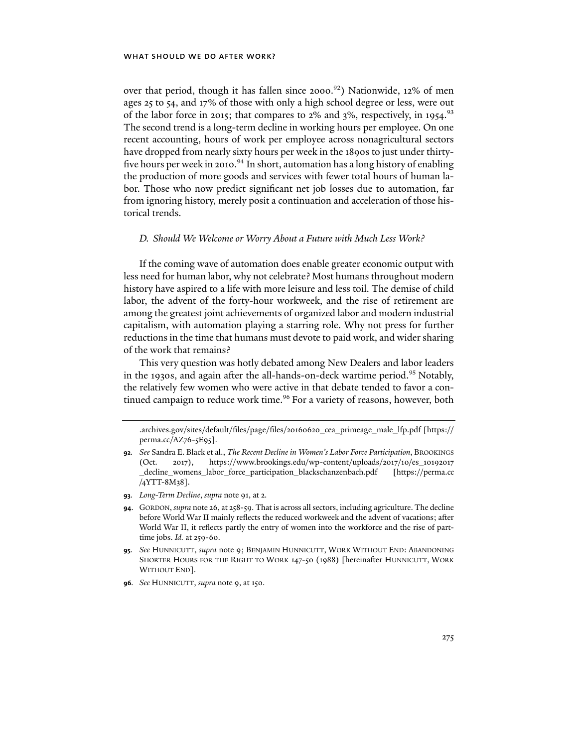over that period, though it has fallen since 2000.[92]) Nationwide, 12% of men ages 25 to 54, and 17% of those with only a high school degree or less, were out of the labor force in 2015; that compares to 2% and 3%, respectively, in 1954.[93] The second trend is a long-term decline in working hours per employee. On one recent accounting, hours of work per employee across nonagricultural sectors have dropped from nearly sixty hours per week in the 1890s to just under thirty-five hours per week in 2010.[94] In short, automation has a long history of enabling the production of more goods and services with fewer total hours of human labor. Those who now predict significant net job losses due to automation, far from ignoring history, merely posit a continuation and acceleration of those historical trends.

### *D. Should We Welcome or Worry About a Future with Much Less Work?*

If the coming wave of automation does enable greater economic output with less need for human labor, why not celebrate? Most humans throughout modern history have aspired to a life with more leisure and less toil. The demise of child labor, the advent of the forty-hour workweek, and the rise of retirement are among the greatest joint achievements of organized labor and modern industrial capitalism, with automation playing a starring role. Why not press for further reductions in the time that humans must devote to paid work, and wider sharing of the work that remains?

This very question was hotly debated among New Dealers and labor leaders in the 1930s, and again after the all-hands-on-deck wartime period.[95] Notably, the relatively few women who were active in that debate tended to favor a continued campaign to reduce work time.[96] For a variety of reasons, however, both

---

.archives.gov/sites/default/files/page/files/20160620_cea_primeage_male_lfp.pdf [https://perma.cc/AZ76-5E95].

**92**. *See* Sandra E. Black et al., *The Recent Decline in Women's Labor Force Participation*, BROOKINGS (Oct. 2017), https://www.brookings.edu/wp-content/uploads/2017/10/es_10192017_decline_womens_labor_force_participation_blackschanzenbach.pdf [https://perma.cc/4YTT-8M38].

**93**. *Long-Term Decline*, *supra* note 91, at 2.

**94**. GORDON, *supra* note 26, at 258-59. That is across all sectors, including agriculture. The decline before World War II mainly reflects the reduced workweek and the advent of vacations; after World War II, it reflects partly the entry of women into the workforce and the rise of part-time jobs. *Id.* at 259-60.

**95**. *See* HUNNICUTT, *supra* note 9; BENJAMIN HUNNICUTT, WORK WITHOUT END: ABANDONING SHORTER HOURS FOR THE RIGHT TO WORK 147-50 (1988) [hereinafter HUNNICUTT, WORK WITHOUT END].

**96**. *See* HUNNICUTT, *supra* note 9, at 150.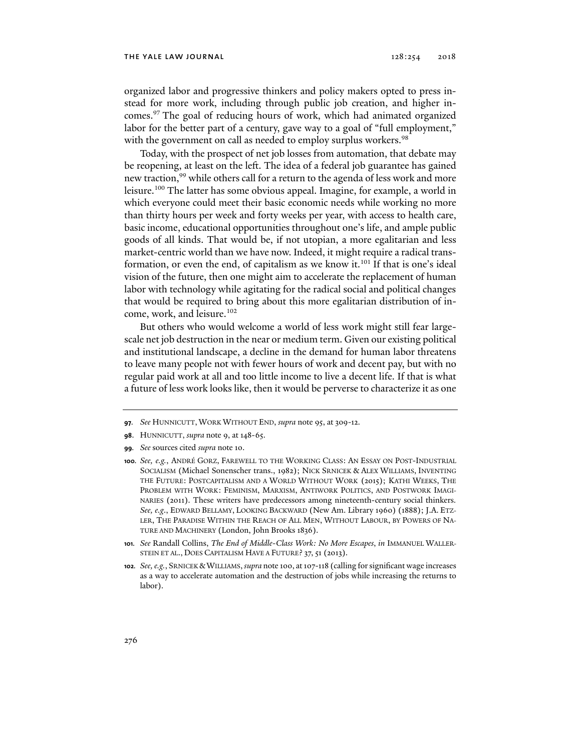organized labor and progressive thinkers and policy makers opted to press instead for more work, including through public job creation, and higher incomes.[97] The goal of reducing hours of work, which had animated organized labor for the better part of a century, gave way to a goal of "full employment," with the government on call as needed to employ surplus workers.[98]

Today, with the prospect of net job losses from automation, that debate may be reopening, at least on the left. The idea of a federal job guarantee has gained new traction,[99] while others call for a return to the agenda of less work and more leisure.[100] The latter has some obvious appeal. Imagine, for example, a world in which everyone could meet their basic economic needs while working no more than thirty hours per week and forty weeks per year, with access to health care, basic income, educational opportunities throughout one's life, and ample public goods of all kinds. That would be, if not utopian, a more egalitarian and less market-centric world than we have now. Indeed, it might require a radical transformation, or even the end, of capitalism as we know it.[101] If that is one's ideal vision of the future, then one might aim to accelerate the replacement of human labor with technology while agitating for the radical social and political changes that would be required to bring about this more egalitarian distribution of income, work, and leisure.[102]

But others who would welcome a world of less work might still fear large-scale net job destruction in the near or medium term. Given our existing political and institutional landscape, a decline in the demand for human labor threatens to leave many people not with fewer hours of work and decent pay, but with no regular paid work at all and too little income to live a decent life. If that is what a future of less work looks like, then it would be perverse to characterize it as one

---

**97.** *See* HUNNICUTT, WORK WITHOUT END, *supra* note 95, at 309-12.

**98.** HUNNICUTT, *supra* note 9, at 148-65.

**99.** *See* sources cited *supra* note 10.

**100.** *See, e.g.*, ANDRÉ GORZ, FAREWELL TO THE WORKING CLASS: AN ESSAY ON POST-INDUSTRIAL SOCIALISM (Michael Sonenscher trans., 1982); NICK SRNICEK & ALEX WILLIAMS, INVENTING THE FUTURE: POSTCAPITALISM AND A WORLD WITHOUT WORK (2015); KATHI WEEKS, THE PROBLEM WITH WORK: FEMINISM, MARXISM, ANTIWORK POLITICS, AND POSTWORK IMAGINARIES (2011). These writers have predecessors among nineteenth-century social thinkers. *See, e.g.*, EDWARD BELLAMY, LOOKING BACKWARD (New Am. Library 1960) (1888); J.A. ETZLER, THE PARADISE WITHIN THE REACH OF ALL MEN, WITHOUT LABOUR, BY POWERS OF NATURE AND MACHINERY (London, John Brooks 1836).

**101.** *See* Randall Collins, *The End of Middle-Class Work: No More Escapes*, *in* IMMANUEL WALLERSTEIN ET AL., DOES CAPITALISM HAVE A FUTURE? 37, 51 (2013).

**102.** *See, e.g.*, SRNICEK & WILLIAMS, *supra* note 100, at 107-118 (calling for significant wage increases as a way to accelerate automation and the destruction of jobs while increasing the returns to labor).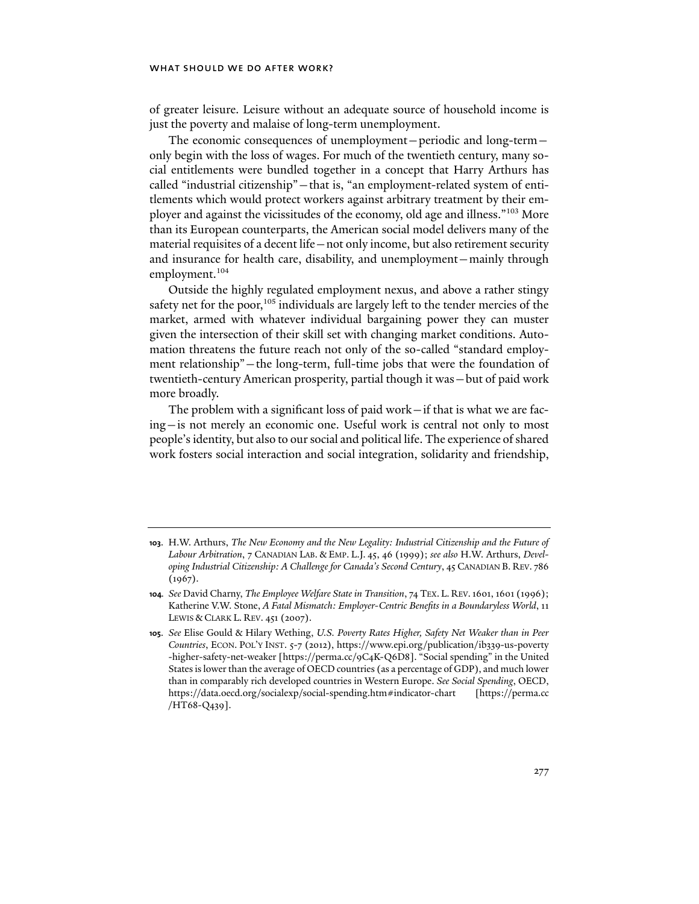of greater leisure. Leisure without an adequate source of household income is just the poverty and malaise of long-term unemployment.

The economic consequences of unemployment—periodic and long-term—only begin with the loss of wages. For much of the twentieth century, many social entitlements were bundled together in a concept that Harry Arthurs has called "industrial citizenship"—that is, "an employment-related system of entitlements which would protect workers against arbitrary treatment by their employer and against the vicissitudes of the economy, old age and illness."[103] More than its European counterparts, the American social model delivers many of the material requisites of a decent life—not only income, but also retirement security and insurance for health care, disability, and unemployment—mainly through employment.[104]

Outside the highly regulated employment nexus, and above a rather stingy safety net for the poor,[105] individuals are largely left to the tender mercies of the market, armed with whatever individual bargaining power they can muster given the intersection of their skill set with changing market conditions. Automation threatens the future reach not only of the so-called "standard employment relationship"—the long-term, full-time jobs that were the foundation of twentieth-century American prosperity, partial though it was—but of paid work more broadly.

The problem with a significant loss of paid work—if that is what we are facing—is not merely an economic one. Useful work is central not only to most people's identity, but also to our social and political life. The experience of shared work fosters social interaction and social integration, solidarity and friendship,

---

**103.** H.W. Arthurs, *The New Economy and the New Legality: Industrial Citizenship and the Future of Labour Arbitration*, 7 CANADIAN LAB. & EMP. L.J. 45, 46 (1999); *see also* H.W. Arthurs, *Developing Industrial Citizenship: A Challenge for Canada's Second Century*, 45 CANADIAN B. REV. 786 (1967).

**104.** *See* David Charny, *The Employee Welfare State in Transition*, 74 TEX. L. REV. 1601, 1601 (1996); Katherine V.W. Stone, *A Fatal Mismatch: Employer-Centric Benefits in a Boundaryless World*, 11 LEWIS & CLARK L. REV. 451 (2007).

**105.** *See* Elise Gould & Hilary Wething, *U.S. Poverty Rates Higher, Safety Net Weaker than in Peer Countries*, ECON. POL'Y INST. 5-7 (2012), https://www.epi.org/publication/ib339-us-poverty-higher-safety-net-weaker [https://perma.cc/9C4K-Q6D8]. "Social spending" in the United States is lower than the average of OECD countries (as a percentage of GDP), and much lower than in comparably rich developed countries in Western Europe. *See Social Spending*, OECD, https://data.oecd.org/socialexp/social-spending.htm#indicator-chart [https://perma.cc/HT68-Q439].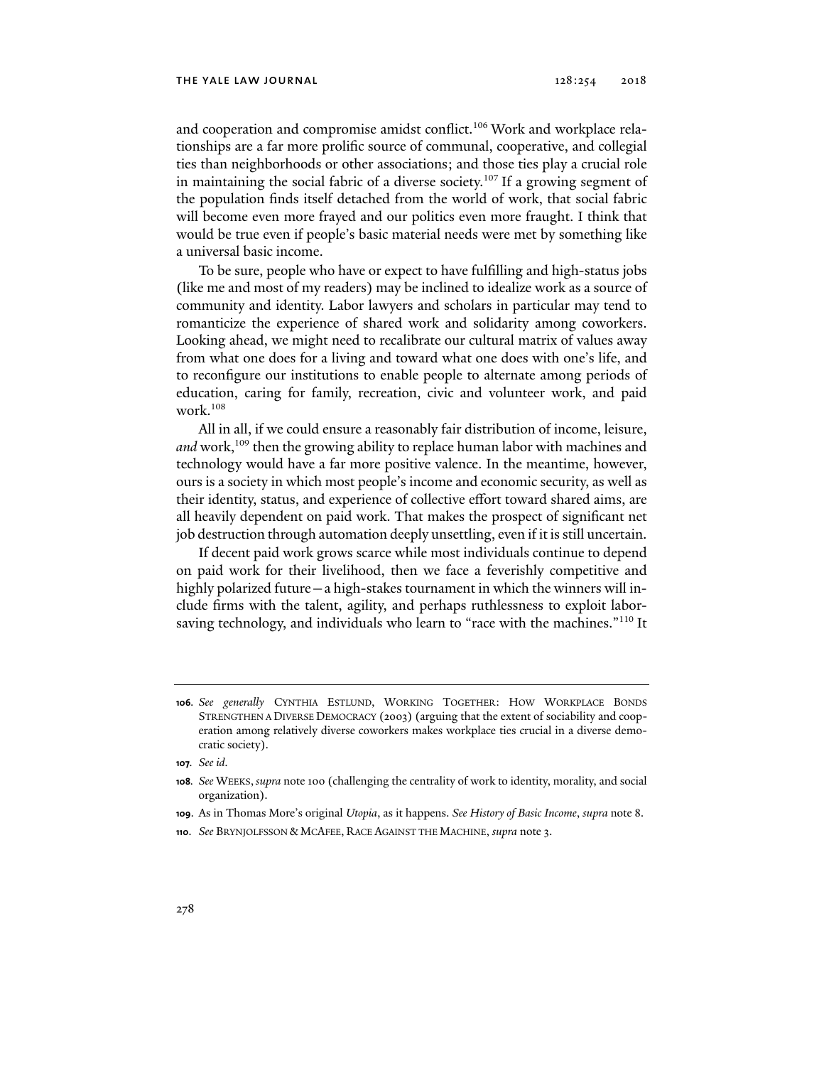and cooperation and compromise amidst conflict.[106] Work and workplace relationships are a far more prolific source of communal, cooperative, and collegial ties than neighborhoods or other associations; and those ties play a crucial role in maintaining the social fabric of a diverse society.[107] If a growing segment of the population finds itself detached from the world of work, that social fabric will become even more frayed and our politics even more fraught. I think that would be true even if people's basic material needs were met by something like a universal basic income.

To be sure, people who have or expect to have fulfilling and high-status jobs (like me and most of my readers) may be inclined to idealize work as a source of community and identity. Labor lawyers and scholars in particular may tend to romanticize the experience of shared work and solidarity among coworkers. Looking ahead, we might need to recalibrate our cultural matrix of values away from what one does for a living and toward what one does with one's life, and to reconfigure our institutions to enable people to alternate among periods of education, caring for family, recreation, civic and volunteer work, and paid work.[108]

All in all, if we could ensure a reasonably fair distribution of income, leisure, *and* work,[109] then the growing ability to replace human labor with machines and technology would have a far more positive valence. In the meantime, however, ours is a society in which most people's income and economic security, as well as their identity, status, and experience of collective effort toward shared aims, are all heavily dependent on paid work. That makes the prospect of significant net job destruction through automation deeply unsettling, even if it is still uncertain.

If decent paid work grows scarce while most individuals continue to depend on paid work for their livelihood, then we face a feverishly competitive and highly polarized future—a high-stakes tournament in which the winners will include firms with the talent, agility, and perhaps ruthlessness to exploit labor-saving technology, and individuals who learn to "race with the machines."[110] It

---

**106.** *See generally* CYNTHIA ESTLUND, WORKING TOGETHER: HOW WORKPLACE BONDS STRENGTHEN A DIVERSE DEMOCRACY (2003) (arguing that the extent of sociability and cooperation among relatively diverse coworkers makes workplace ties crucial in a diverse democratic society).

**107.** *See id.*

**108.** *See* WEEKS, *supra* note 100 (challenging the centrality of work to identity, morality, and social organization).

**109.** As in Thomas More's original *Utopia*, as it happens. *See History of Basic Income*, *supra* note 8.

**110.** *See* BRYNJOLFSSON & MCAFEE, RACE AGAINST THE MACHINE, *supra* note 3.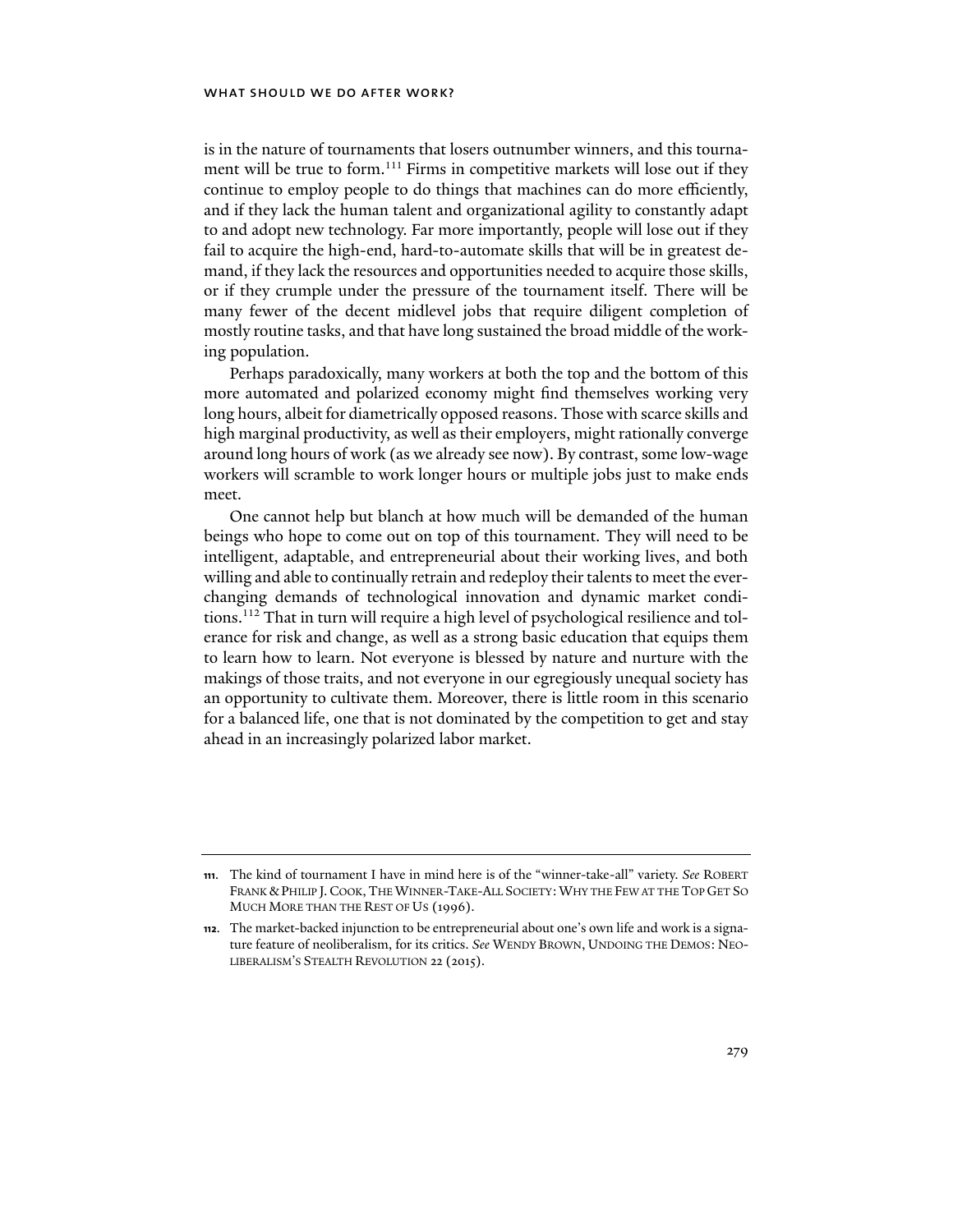is in the nature of tournaments that losers outnumber winners, and this tournament will be true to form.[111] Firms in competitive markets will lose out if they continue to employ people to do things that machines can do more efficiently, and if they lack the human talent and organizational agility to constantly adapt to and adopt new technology. Far more importantly, people will lose out if they fail to acquire the high-end, hard-to-automate skills that will be in greatest demand, if they lack the resources and opportunities needed to acquire those skills, or if they crumple under the pressure of the tournament itself. There will be many fewer of the decent midlevel jobs that require diligent completion of mostly routine tasks, and that have long sustained the broad middle of the working population.

Perhaps paradoxically, many workers at both the top and the bottom of this more automated and polarized economy might find themselves working very long hours, albeit for diametrically opposed reasons. Those with scarce skills and high marginal productivity, as well as their employers, might rationally converge around long hours of work (as we already see now). By contrast, some low-wage workers will scramble to work longer hours or multiple jobs just to make ends meet.

One cannot help but blanch at how much will be demanded of the human beings who hope to come out on top of this tournament. They will need to be intelligent, adaptable, and entrepreneurial about their working lives, and both willing and able to continually retrain and redeploy their talents to meet the ever-changing demands of technological innovation and dynamic market conditions.[112] That in turn will require a high level of psychological resilience and tolerance for risk and change, as well as a strong basic education that equips them to learn how to learn. Not everyone is blessed by nature and nurture with the makings of those traits, and not everyone in our egregiously unequal society has an opportunity to cultivate them. Moreover, there is little room in this scenario for a balanced life, one that is not dominated by the competition to get and stay ahead in an increasingly polarized labor market.

---

**111.** The kind of tournament I have in mind here is of the "winner-take-all" variety. *See* ROBERT FRANK & PHILIP J. COOK, THE WINNER-TAKE-ALL SOCIETY: WHY THE FEW AT THE TOP GET SO MUCH MORE THAN THE REST OF US (1996).

**112.** The market-backed injunction to be entrepreneurial about one's own life and work is a signature feature of neoliberalism, for its critics. *See* WENDY BROWN, UNDOING THE DEMOS: NEOLIBERALISM'S STEALTH REVOLUTION 22 (2015).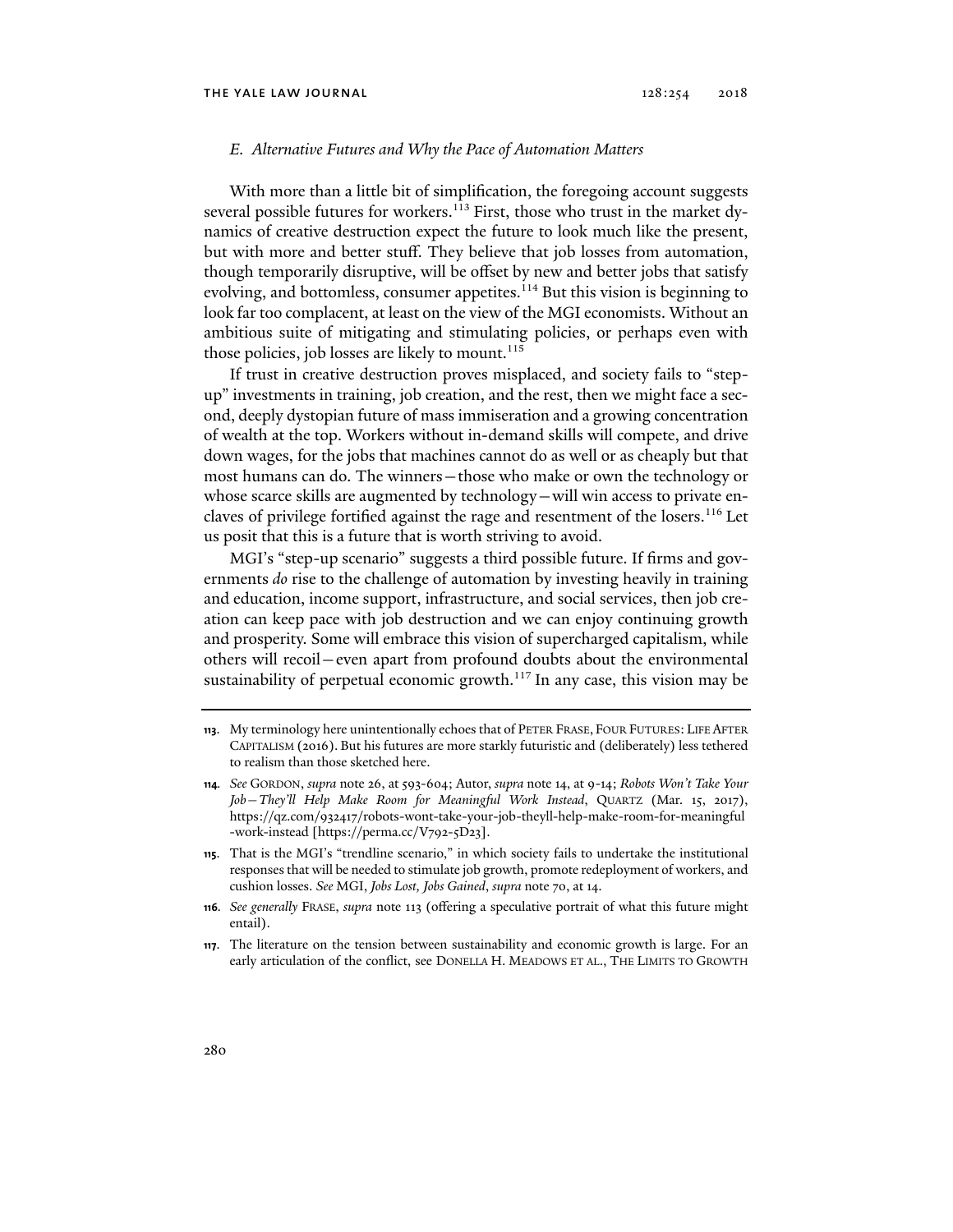### *E. Alternative Futures and Why the Pace of Automation Matters*

With more than a little bit of simplification, the foregoing account suggests several possible futures for workers.[113] First, those who trust in the market dynamics of creative destruction expect the future to look much like the present, but with more and better stuff. They believe that job losses from automation, though temporarily disruptive, will be offset by new and better jobs that satisfy evolving, and bottomless, consumer appetites.[114] But this vision is beginning to look far too complacent, at least on the view of the MGI economists. Without an ambitious suite of mitigating and stimulating policies, or perhaps even with those policies, job losses are likely to mount.[115]

If trust in creative destruction proves misplaced, and society fails to "step-up" investments in training, job creation, and the rest, then we might face a second, deeply dystopian future of mass immiseration and a growing concentration of wealth at the top. Workers without in-demand skills will compete, and drive down wages, for the jobs that machines cannot do as well or as cheaply but that most humans can do. The winners—those who make or own the technology or whose scarce skills are augmented by technology—will win access to private enclaves of privilege fortified against the rage and resentment of the losers.[116] Let us posit that this is a future that is worth striving to avoid.

MGI's "step-up scenario" suggests a third possible future. If firms and governments *do* rise to the challenge of automation by investing heavily in training and education, income support, infrastructure, and social services, then job creation can keep pace with job destruction and we can enjoy continuing growth and prosperity. Some will embrace this vision of supercharged capitalism, while others will recoil—even apart from profound doubts about the environmental sustainability of perpetual economic growth.[117] In any case, this vision may be

---

113. My terminology here unintentionally echoes that of PETER FRASE, FOUR FUTURES: LIFE AFTER CAPITALISM (2016). But his futures are more starkly futuristic and (deliberately) less tethered to realism than those sketched here.

114. *See* GORDON, *supra* note 26, at 593-604; Autor, *supra* note 14, at 9-14; *Robots Won't Take Your Job—They'll Help Make Room for Meaningful Work Instead*, QUARTZ (Mar. 15, 2017), https://qz.com/932417/robots-wont-take-your-job-theyll-help-make-room-for-meaningful-work-instead [https://perma.cc/V792-5D23].

115. That is the MGI's "trendline scenario," in which society fails to undertake the institutional responses that will be needed to stimulate job growth, promote redeployment of workers, and cushion losses. *See* MGI, *Jobs Lost, Jobs Gained*, *supra* note 70, at 14.

116. *See generally* FRASE, *supra* note 113 (offering a speculative portrait of what this future might entail).

117. The literature on the tension between sustainability and economic growth is large. For an early articulation of the conflict, see DONELLA H. MEADOWS ET AL., THE LIMITS TO GROWTH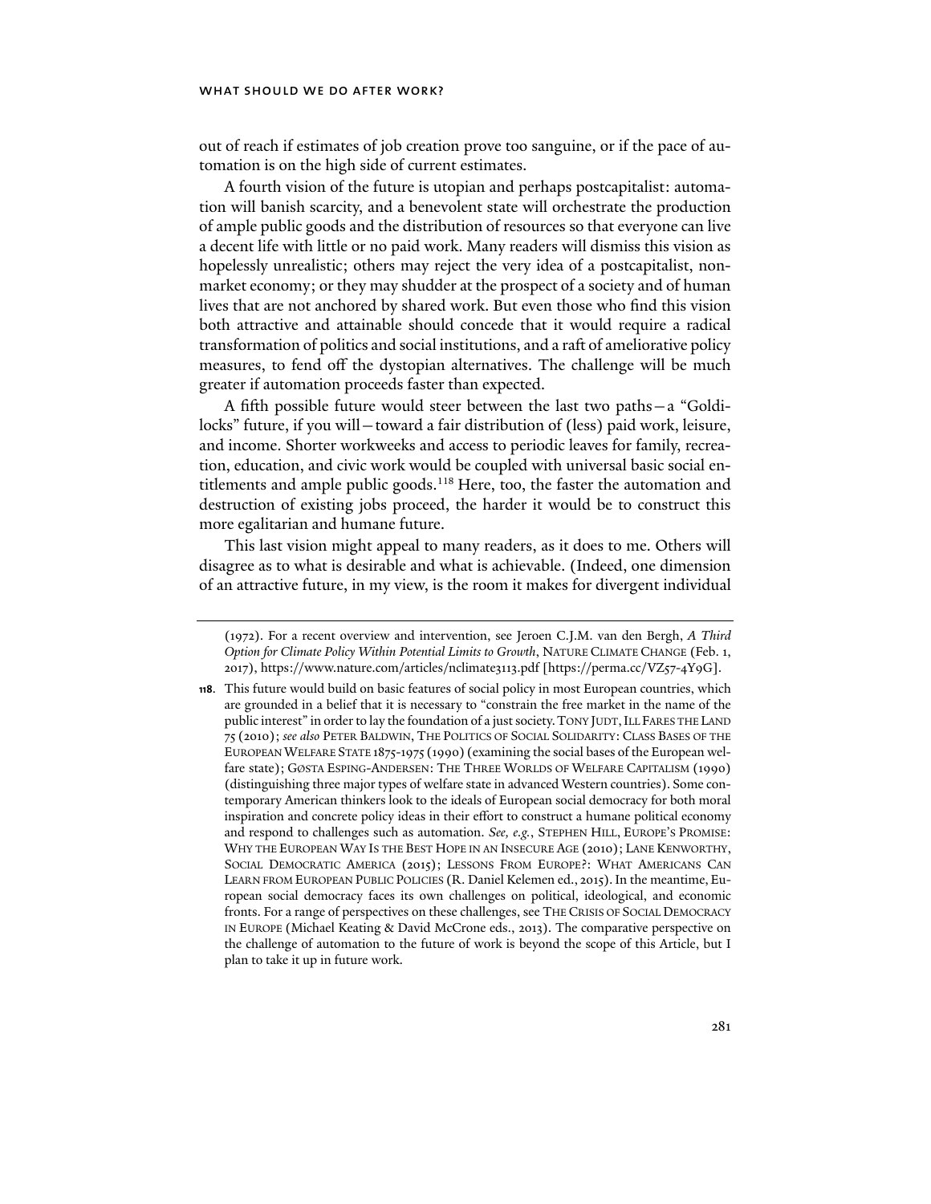out of reach if estimates of job creation prove too sanguine, or if the pace of automation is on the high side of current estimates.

A fourth vision of the future is utopian and perhaps postcapitalist: automation will banish scarcity, and a benevolent state will orchestrate the production of ample public goods and the distribution of resources so that everyone can live a decent life with little or no paid work. Many readers will dismiss this vision as hopelessly unrealistic; others may reject the very idea of a postcapitalist, nonmarket economy; or they may shudder at the prospect of a society and of human lives that are not anchored by shared work. But even those who find this vision both attractive and attainable should concede that it would require a radical transformation of politics and social institutions, and a raft of ameliorative policy measures, to fend off the dystopian alternatives. The challenge will be much greater if automation proceeds faster than expected.

A fifth possible future would steer between the last two paths—a "Goldilocks" future, if you will—toward a fair distribution of (less) paid work, leisure, and income. Shorter workweeks and access to periodic leaves for family, recreation, education, and civic work would be coupled with universal basic social entitlements and ample public goods.[118] Here, too, the faster the automation and destruction of existing jobs proceed, the harder it would be to construct this more egalitarian and humane future.

This last vision might appeal to many readers, as it does to me. Others will disagree as to what is desirable and what is achievable. (Indeed, one dimension of an attractive future, in my view, is the room it makes for divergent individual

---

(1972). For a recent overview and intervention, see Jeroen C.J.M. van den Bergh, *A Third Option for Climate Policy Within Potential Limits to Growth*, NATURE CLIMATE CHANGE (Feb. 1, 2017), https://www.nature.com/articles/nclimate3113.pdf [https://perma.cc/VZ57-4Y9G].

**118.** This future would build on basic features of social policy in most European countries, which are grounded in a belief that it is necessary to "constrain the free market in the name of the public interest" in order to lay the foundation of a just society. TONY JUDT, ILL FARES THE LAND 75 (2010); *see also* PETER BALDWIN, THE POLITICS OF SOCIAL SOLIDARITY: CLASS BASES OF THE EUROPEAN WELFARE STATE 1875-1975 (1990) (examining the social bases of the European welfare state); GØSTA ESPING-ANDERSEN: THE THREE WORLDS OF WELFARE CAPITALISM (1990) (distinguishing three major types of welfare state in advanced Western countries). Some contemporary American thinkers look to the ideals of European social democracy for both moral inspiration and concrete policy ideas in their effort to construct a humane political economy and respond to challenges such as automation. *See, e.g.*, STEPHEN HILL, EUROPE'S PROMISE: WHY THE EUROPEAN WAY IS THE BEST HOPE IN AN INSECURE AGE (2010); LANE KENWORTHY, SOCIAL DEMOCRATIC AMERICA (2015); LESSONS FROM EUROPE?: WHAT AMERICANS CAN LEARN FROM EUROPEAN PUBLIC POLICIES (R. Daniel Kelemen ed., 2015). In the meantime, European social democracy faces its own challenges on political, ideological, and economic fronts. For a range of perspectives on these challenges, see THE CRISIS OF SOCIAL DEMOCRACY IN EUROPE (Michael Keating & David McCrone eds., 2013). The comparative perspective on the challenge of automation to the future of work is beyond the scope of this Article, but I plan to take it up in future work.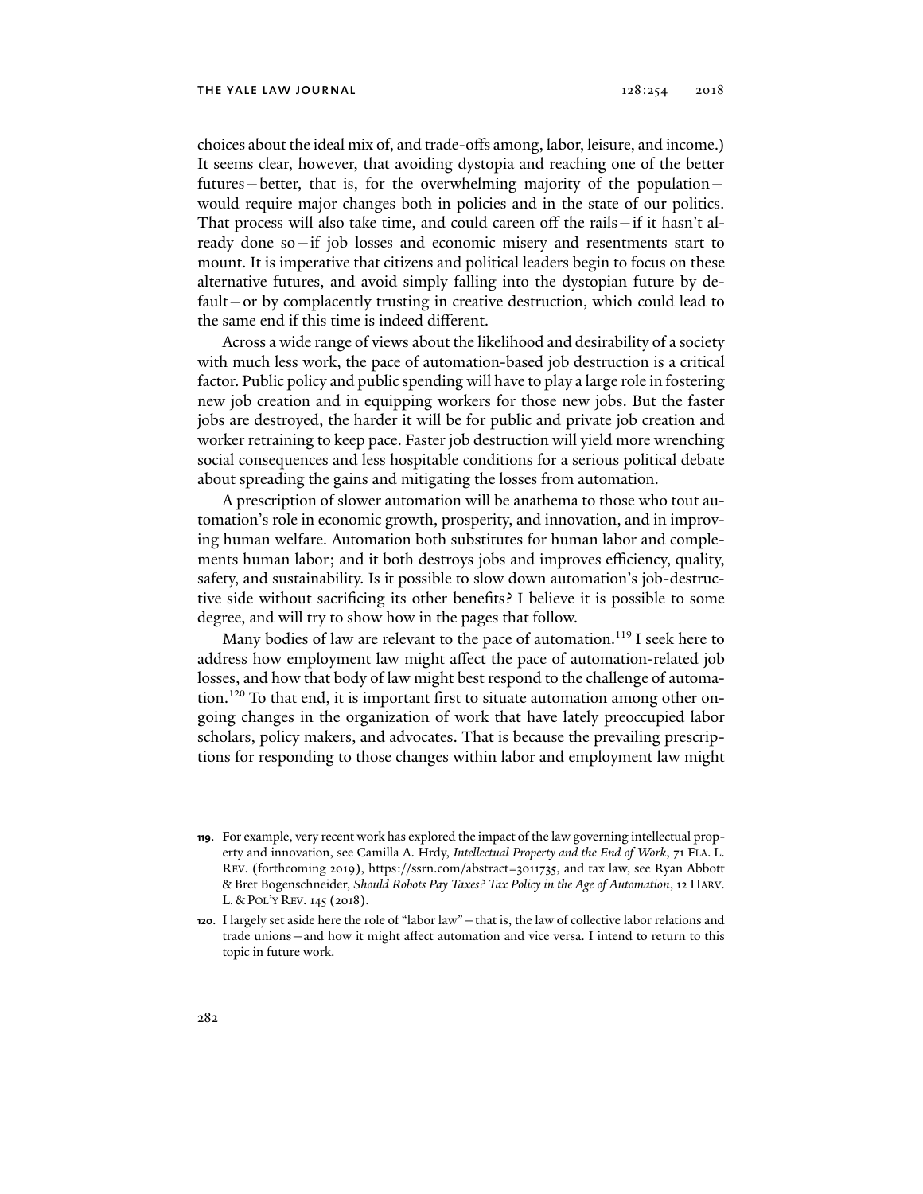choices about the ideal mix of, and trade-offs among, labor, leisure, and income.) It seems clear, however, that avoiding dystopia and reaching one of the better futures—better, that is, for the overwhelming majority of the population—would require major changes both in policies and in the state of our politics. That process will also take time, and could careen off the rails—if it hasn't already done so—if job losses and economic misery and resentments start to mount. It is imperative that citizens and political leaders begin to focus on these alternative futures, and avoid simply falling into the dystopian future by default—or by complacently trusting in creative destruction, which could lead to the same end if this time is indeed different.

Across a wide range of views about the likelihood and desirability of a society with much less work, the pace of automation-based job destruction is a critical factor. Public policy and public spending will have to play a large role in fostering new job creation and in equipping workers for those new jobs. But the faster jobs are destroyed, the harder it will be for public and private job creation and worker retraining to keep pace. Faster job destruction will yield more wrenching social consequences and less hospitable conditions for a serious political debate about spreading the gains and mitigating the losses from automation.

A prescription of slower automation will be anathema to those who tout automation's role in economic growth, prosperity, and innovation, and in improving human welfare. Automation both substitutes for human labor and complements human labor; and it both destroys jobs and improves efficiency, quality, safety, and sustainability. Is it possible to slow down automation's job-destructive side without sacrificing its other benefits? I believe it is possible to some degree, and will try to show how in the pages that follow.

Many bodies of law are relevant to the pace of automation.[119] I seek here to address how employment law might affect the pace of automation-related job losses, and how that body of law might best respond to the challenge of automation.[120] To that end, it is important first to situate automation among other ongoing changes in the organization of work that have lately preoccupied labor scholars, policy makers, and advocates. That is because the prevailing prescriptions for responding to those changes within labor and employment law might

---

**119.** For example, very recent work has explored the impact of the law governing intellectual property and innovation, see Camilla A. Hrdy, *Intellectual Property and the End of Work*, 71 FLA. L. REV. (forthcoming 2019), https://ssrn.com/abstract=3011735, and tax law, see Ryan Abbott & Bret Bogenschneider, *Should Robots Pay Taxes? Tax Policy in the Age of Automation*, 12 HARV. L. & POL'Y REV. 145 (2018).

**120.** I largely set aside here the role of "labor law"—that is, the law of collective labor relations and trade unions—and how it might affect automation and vice versa. I intend to return to this topic in future work.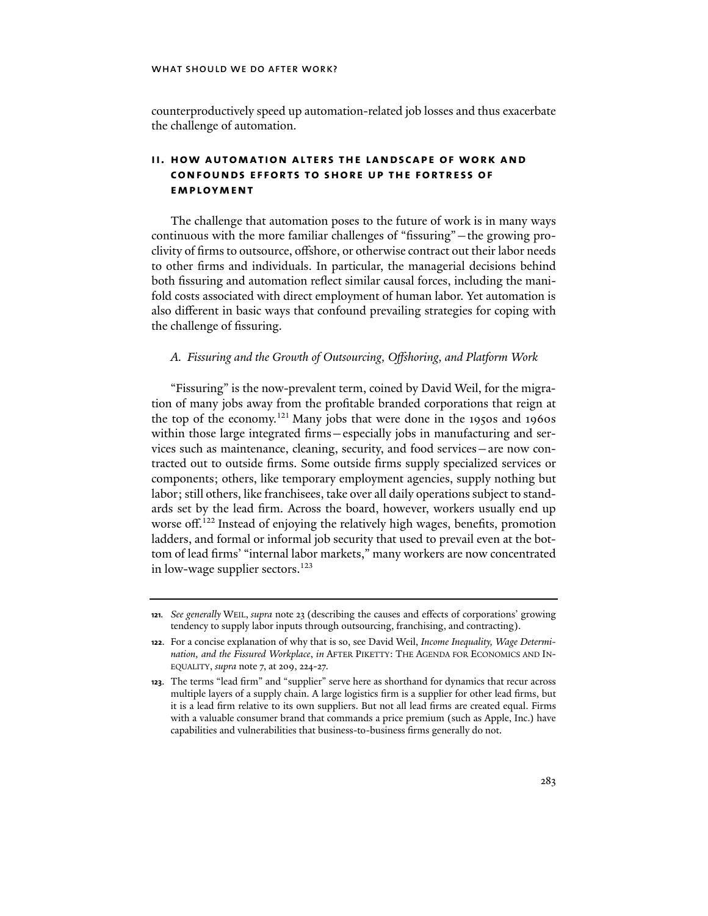counterproductively speed up automation-related job losses and thus exacerbate the challenge of automation.

## II. HOW AUTOMATION ALTERS THE LANDSCAPE OF WORK AND CONFOUNDS EFFORTS TO SHORE UP THE FORTRESS OF EMPLOYMENT

The challenge that automation poses to the future of work is in many ways continuous with the more familiar challenges of "fissuring"—the growing proclivity of firms to outsource, offshore, or otherwise contract out their labor needs to other firms and individuals. In particular, the managerial decisions behind both fissuring and automation reflect similar causal forces, including the manifold costs associated with direct employment of human labor. Yet automation is also different in basic ways that confound prevailing strategies for coping with the challenge of fissuring.

### *A. Fissuring and the Growth of Outsourcing, Offshoring, and Platform Work*

"Fissuring" is the now-prevalent term, coined by David Weil, for the migration of many jobs away from the profitable branded corporations that reign at the top of the economy.[121] Many jobs that were done in the 1950s and 1960s within those large integrated firms—especially jobs in manufacturing and services such as maintenance, cleaning, security, and food services—are now contracted out to outside firms. Some outside firms supply specialized services or components; others, like temporary employment agencies, supply nothing but labor; still others, like franchisees, take over all daily operations subject to standards set by the lead firm. Across the board, however, workers usually end up worse off.[122] Instead of enjoying the relatively high wages, benefits, promotion ladders, and formal or informal job security that used to prevail even at the bottom of lead firms' "internal labor markets," many workers are now concentrated in low-wage supplier sectors.[123]

---

121. *See generally* WEIL, *supra* note 23 (describing the causes and effects of corporations' growing tendency to supply labor inputs through outsourcing, franchising, and contracting).

122. For a concise explanation of why that is so, see David Weil, *Income Inequality, Wage Determination, and the Fissured Workplace*, *in* AFTER PIKETTY: THE AGENDA FOR ECONOMICS AND INEQUALITY, *supra* note 7, at 209, 224-27.

123. The terms "lead firm" and "supplier" serve here as shorthand for dynamics that recur across multiple layers of a supply chain. A large logistics firm is a supplier for other lead firms, but it is a lead firm relative to its own suppliers. But not all lead firms are created equal. Firms with a valuable consumer brand that commands a price premium (such as Apple, Inc.) have capabilities and vulnerabilities that business-to-business firms generally do not.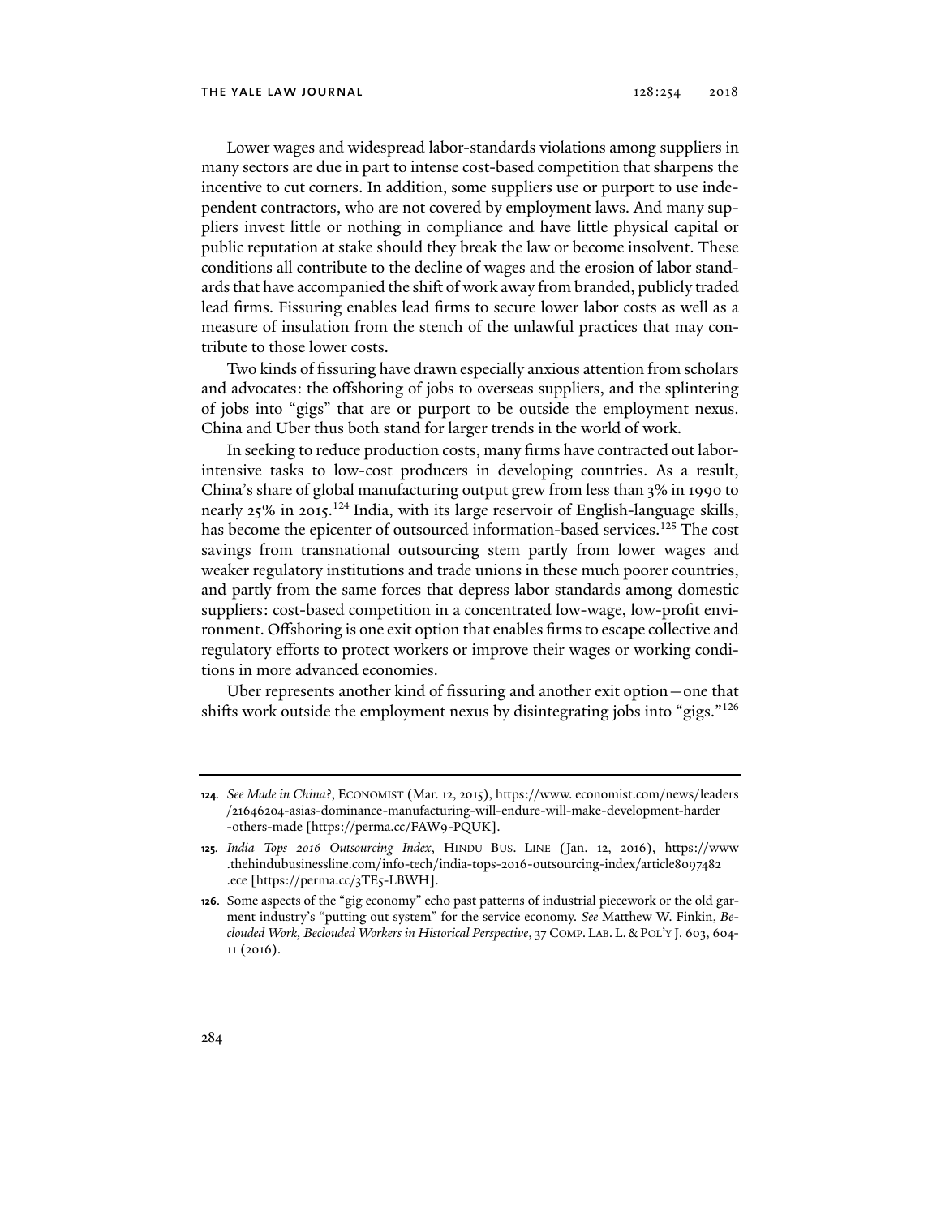Lower wages and widespread labor-standards violations among suppliers in many sectors are due in part to intense cost-based competition that sharpens the incentive to cut corners. In addition, some suppliers use or purport to use independent contractors, who are not covered by employment laws. And many suppliers invest little or nothing in compliance and have little physical capital or public reputation at stake should they break the law or become insolvent. These conditions all contribute to the decline of wages and the erosion of labor standards that have accompanied the shift of work away from branded, publicly traded lead firms. Fissuring enables lead firms to secure lower labor costs as well as a measure of insulation from the stench of the unlawful practices that may contribute to those lower costs.

Two kinds of fissuring have drawn especially anxious attention from scholars and advocates: the offshoring of jobs to overseas suppliers, and the splintering of jobs into "gigs" that are or purport to be outside the employment nexus. China and Uber thus both stand for larger trends in the world of work.

In seeking to reduce production costs, many firms have contracted out labor-intensive tasks to low-cost producers in developing countries. As a result, China's share of global manufacturing output grew from less than 3% in 1990 to nearly 25% in 2015.[124] India, with its large reservoir of English-language skills, has become the epicenter of outsourced information-based services.[125] The cost savings from transnational outsourcing stem partly from lower wages and weaker regulatory institutions and trade unions in these much poorer countries, and partly from the same forces that depress labor standards among domestic suppliers: cost-based competition in a concentrated low-wage, low-profit environment. Offshoring is one exit option that enables firms to escape collective and regulatory efforts to protect workers or improve their wages or working conditions in more advanced economies.

Uber represents another kind of fissuring and another exit option—one that shifts work outside the employment nexus by disintegrating jobs into "gigs."[126]

---

**124.** *See Made in China?*, ECONOMIST (Mar. 12, 2015), https://www.economist.com/news/leaders/21646204-asias-dominance-manufacturing-will-endure-will-make-development-harder-others-made [https://perma.cc/FAW9-PQUK].

**125.** *India Tops 2016 Outsourcing Index*, HINDU BUS. LINE (Jan. 12, 2016), https://www.thehindubusinessline.com/info-tech/india-tops-2016-outsourcing-index/article8097482.ece [https://perma.cc/3TE5-LBWH].

**126.** Some aspects of the "gig economy" echo past patterns of industrial piecework or the old garment industry's "putting out system" for the service economy. *See* Matthew W. Finkin, *Beclouded Work, Beclouded Workers in Historical Perspective*, 37 COMP. LAB. L. & POL'Y J. 603, 604-11 (2016).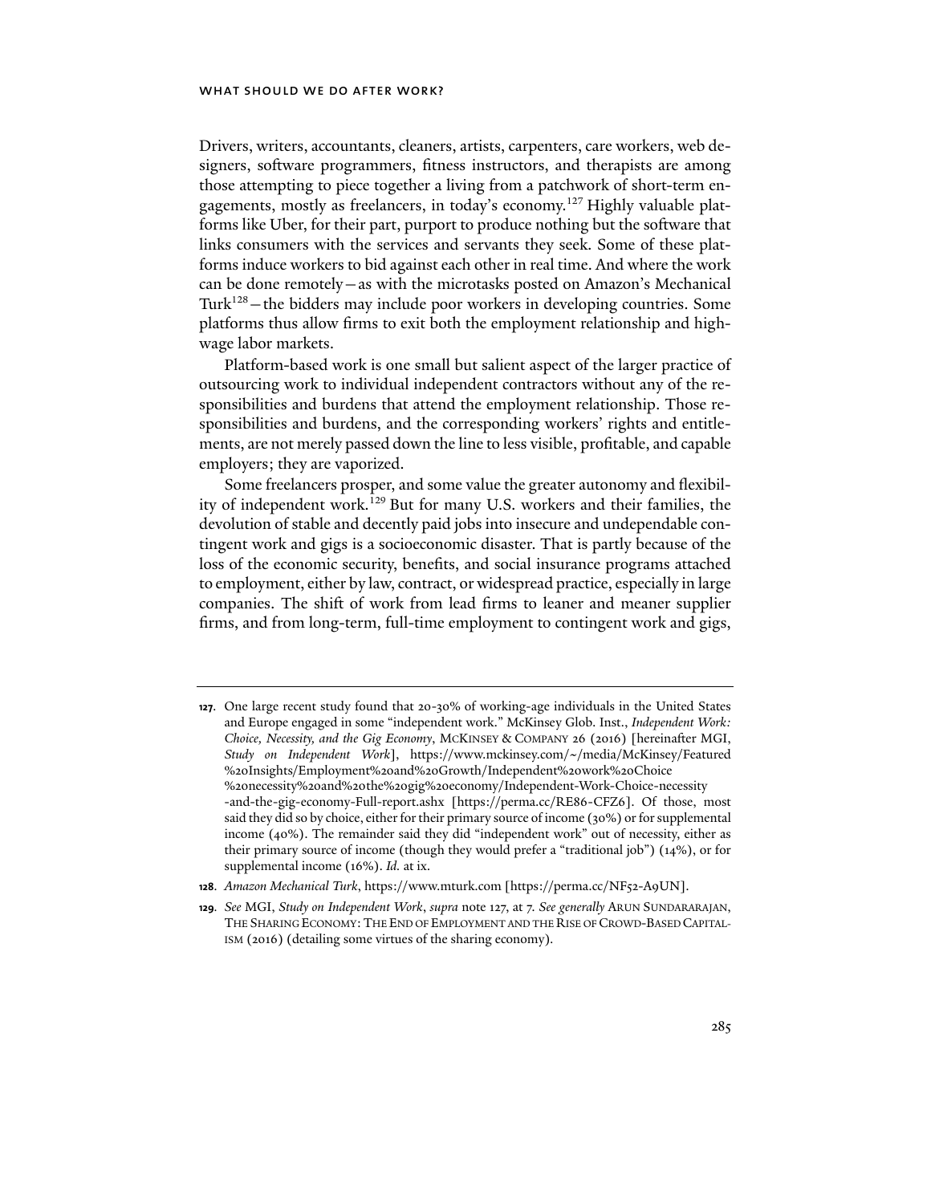Drivers, writers, accountants, cleaners, artists, carpenters, care workers, web designers, software programmers, fitness instructors, and therapists are among those attempting to piece together a living from a patchwork of short-term engagements, mostly as freelancers, in today's economy.[127] Highly valuable platforms like Uber, for their part, purport to produce nothing but the software that links consumers with the services and servants they seek. Some of these platforms induce workers to bid against each other in real time. And where the work can be done remotely—as with the microtasks posted on Amazon's Mechanical Turk[128]—the bidders may include poor workers in developing countries. Some platforms thus allow firms to exit both the employment relationship and high-wage labor markets.

Platform-based work is one small but salient aspect of the larger practice of outsourcing work to individual independent contractors without any of the responsibilities and burdens that attend the employment relationship. Those responsibilities and burdens, and the corresponding workers' rights and entitlements, are not merely passed down the line to less visible, profitable, and capable employers; they are vaporized.

Some freelancers prosper, and some value the greater autonomy and flexibility of independent work.[129] But for many U.S. workers and their families, the devolution of stable and decently paid jobs into insecure and undependable contingent work and gigs is a socioeconomic disaster. That is partly because of the loss of the economic security, benefits, and social insurance programs attached to employment, either by law, contract, or widespread practice, especially in large companies. The shift of work from lead firms to leaner and meaner supplier firms, and from long-term, full-time employment to contingent work and gigs,

---

**127.** One large recent study found that 20-30% of working-age individuals in the United States and Europe engaged in some "independent work." McKinsey Glob. Inst., *Independent Work: Choice, Necessity, and the Gig Economy*, MCKINSEY & COMPANY 26 (2016) [hereinafter MGI, *Study on Independent Work*], https://www.mckinsey.com/~/media/McKinsey/Featured%20Insights/Employment%20and%20Growth/Independent%20work%20Choice%20necessity%20and%20the%20gig%20economy/Independent-Work-Choice-necessity-and-the-gig-economy-Full-report.ashx [https://perma.cc/RE86-CFZ6]. Of those, most said they did so by choice, either for their primary source of income (30%) or for supplemental income (40%). The remainder said they did "independent work" out of necessity, either as their primary source of income (though they would prefer a "traditional job") (14%), or for supplemental income (16%). *Id.* at ix.

**128.** *Amazon Mechanical Turk*, https://www.mturk.com [https://perma.cc/NF52-A9UN].

**129.** *See* MGI, *Study on Independent Work*, *supra* note 127, at 7. *See generally* ARUN SUNDARARAJAN, THE SHARING ECONOMY: THE END OF EMPLOYMENT AND THE RISE OF CROWD-BASED CAPITALISM (2016) (detailing some virtues of the sharing economy).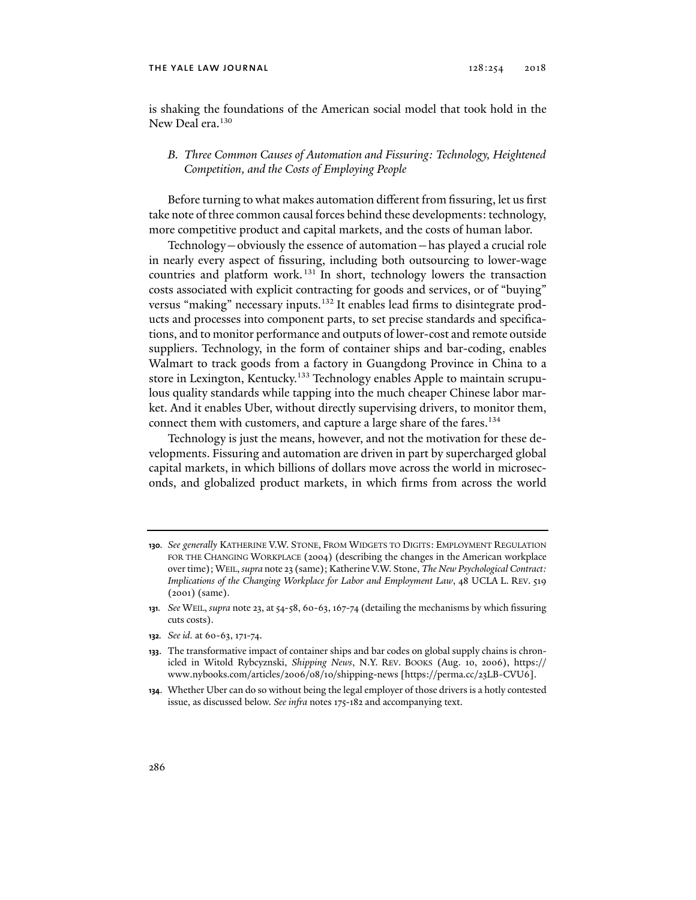is shaking the foundations of the American social model that took hold in the New Deal era.[130]

### *B. Three Common Causes of Automation and Fissuring: Technology, Heightened Competition, and the Costs of Employing People*

Before turning to what makes automation different from fissuring, let us first take note of three common causal forces behind these developments: technology, more competitive product and capital markets, and the costs of human labor.

Technology—obviously the essence of automation—has played a crucial role in nearly every aspect of fissuring, including both outsourcing to lower-wage countries and platform work.[131] In short, technology lowers the transaction costs associated with explicit contracting for goods and services, or of "buying" versus "making" necessary inputs.[132] It enables lead firms to disintegrate products and processes into component parts, to set precise standards and specifications, and to monitor performance and outputs of lower-cost and remote outside suppliers. Technology, in the form of container ships and bar-coding, enables Walmart to track goods from a factory in Guangdong Province in China to a store in Lexington, Kentucky.[133] Technology enables Apple to maintain scrupulous quality standards while tapping into the much cheaper Chinese labor market. And it enables Uber, without directly supervising drivers, to monitor them, connect them with customers, and capture a large share of the fares.[134]

Technology is just the means, however, and not the motivation for these developments. Fissuring and automation are driven in part by supercharged global capital markets, in which billions of dollars move across the world in microseconds, and globalized product markets, in which firms from across the world

---

130. *See generally* KATHERINE V.W. STONE, FROM WIDGETS TO DIGITS: EMPLOYMENT REGULATION FOR THE CHANGING WORKPLACE (2004) (describing the changes in the American workplace over time); WEIL, *supra* note 23 (same); Katherine V.W. Stone, *The New Psychological Contract: Implications of the Changing Workplace for Labor and Employment Law*, 48 UCLA L. REV. 519 (2001) (same).

131. *See* WEIL, *supra* note 23, at 54-58, 60-63, 167-74 (detailing the mechanisms by which fissuring cuts costs).

132. *See id.* at 60-63, 171-74.

133. The transformative impact of container ships and bar codes on global supply chains is chronicled in Witold Rybcyznski, *Shipping News*, N.Y. REV. BOOKS (Aug. 10, 2006), https://www.nybooks.com/articles/2006/08/10/shipping-news [https://perma.cc/23LB-CVU6].

134. Whether Uber can do so without being the legal employer of those drivers is a hotly contested issue, as discussed below. *See infra* notes 175-182 and accompanying text.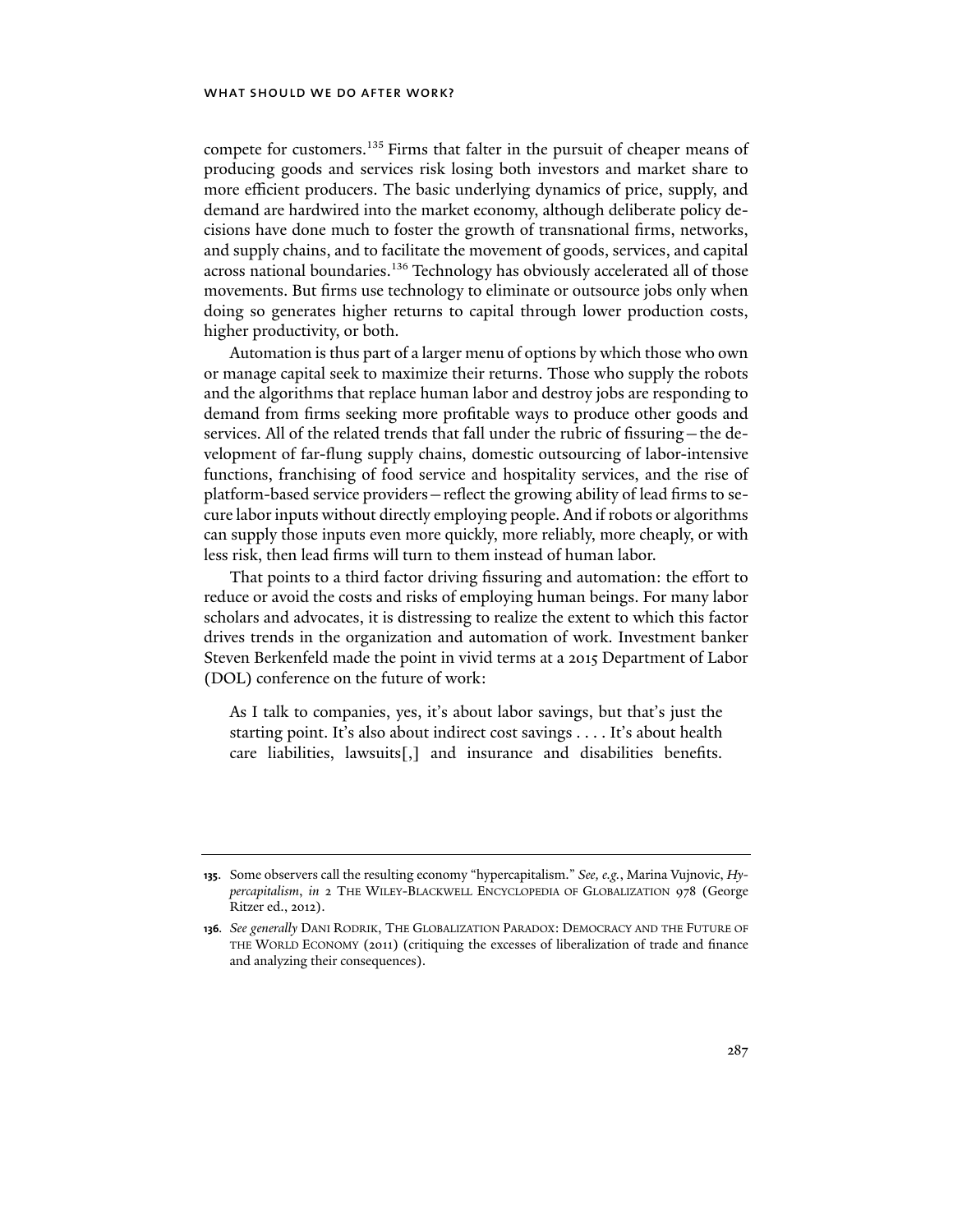compete for customers.[135] Firms that falter in the pursuit of cheaper means of producing goods and services risk losing both investors and market share to more efficient producers. The basic underlying dynamics of price, supply, and demand are hardwired into the market economy, although deliberate policy decisions have done much to foster the growth of transnational firms, networks, and supply chains, and to facilitate the movement of goods, services, and capital across national boundaries.[136] Technology has obviously accelerated all of those movements. But firms use technology to eliminate or outsource jobs only when doing so generates higher returns to capital through lower production costs, higher productivity, or both.

Automation is thus part of a larger menu of options by which those who own or manage capital seek to maximize their returns. Those who supply the robots and the algorithms that replace human labor and destroy jobs are responding to demand from firms seeking more profitable ways to produce other goods and services. All of the related trends that fall under the rubric of fissuring—the development of far-flung supply chains, domestic outsourcing of labor-intensive functions, franchising of food service and hospitality services, and the rise of platform-based service providers—reflect the growing ability of lead firms to secure labor inputs without directly employing people. And if robots or algorithms can supply those inputs even more quickly, more reliably, more cheaply, or with less risk, then lead firms will turn to them instead of human labor.

That points to a third factor driving fissuring and automation: the effort to reduce or avoid the costs and risks of employing human beings. For many labor scholars and advocates, it is distressing to realize the extent to which this factor drives trends in the organization and automation of work. Investment banker Steven Berkenfeld made the point in vivid terms at a 2015 Department of Labor (DOL) conference on the future of work:

> As I talk to companies, yes, it's about labor savings, but that's just the starting point. It's also about indirect cost savings . . . . It's about health care liabilities, lawsuits[,] and insurance and disabilities benefits.

---

**135.** Some observers call the resulting economy "hypercapitalism." *See, e.g.*, Marina Vujnovic, *Hypercapitalism*, *in* 2 THE WILEY-BLACKWELL ENCYCLOPEDIA OF GLOBALIZATION 978 (George Ritzer ed., 2012).

**136.** *See generally* DANI RODRIK, THE GLOBALIZATION PARADOX: DEMOCRACY AND THE FUTURE OF THE WORLD ECONOMY (2011) (critiquing the excesses of liberalization of trade and finance and analyzing their consequences).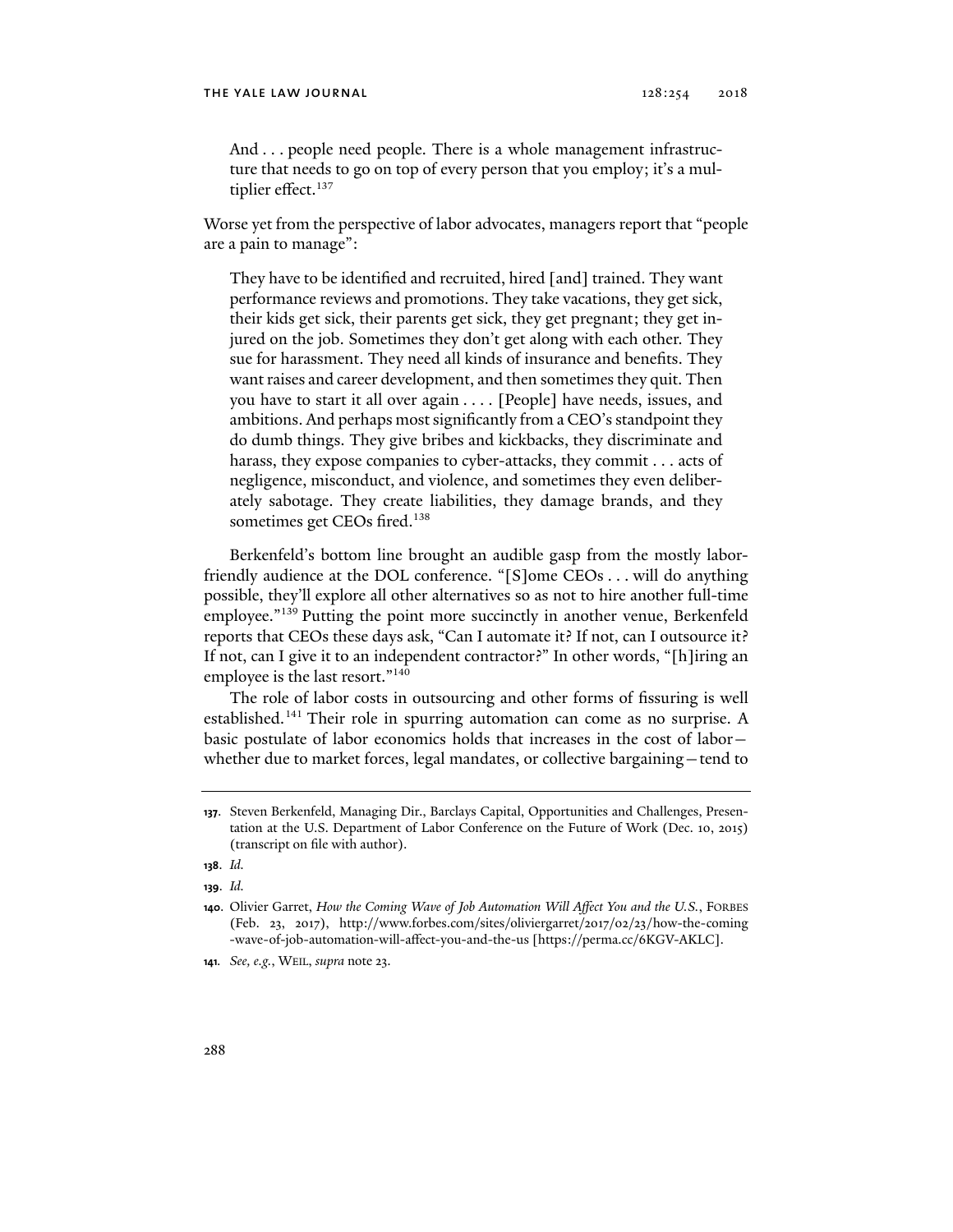> And . . . people need people. There is a whole management infrastructure that needs to go on top of every person that you employ; it's a multiplier effect.[137]

Worse yet from the perspective of labor advocates, managers report that "people are a pain to manage":

> They have to be identified and recruited, hired [and] trained. They want performance reviews and promotions. They take vacations, they get sick, their kids get sick, their parents get sick, they get pregnant; they get injured on the job. Sometimes they don't get along with each other. They sue for harassment. They need all kinds of insurance and benefits. They want raises and career development, and then sometimes they quit. Then you have to start it all over again . . . . [People] have needs, issues, and ambitions. And perhaps most significantly from a CEO's standpoint they do dumb things. They give bribes and kickbacks, they discriminate and harass, they expose companies to cyber-attacks, they commit . . . acts of negligence, misconduct, and violence, and sometimes they even deliberately sabotage. They create liabilities, they damage brands, and they sometimes get CEOs fired.[138]

Berkenfeld's bottom line brought an audible gasp from the mostly labor-friendly audience at the DOL conference. "[S]ome CEOs . . . will do anything possible, they'll explore all other alternatives so as not to hire another full-time employee."[139] Putting the point more succinctly in another venue, Berkenfeld reports that CEOs these days ask, "Can I automate it? If not, can I outsource it? If not, can I give it to an independent contractor?" In other words, "[h]iring an employee is the last resort."[140]

The role of labor costs in outsourcing and other forms of fissuring is well established.[141] Their role in spurring automation can come as no surprise. A basic postulate of labor economics holds that increases in the cost of labor—whether due to market forces, legal mandates, or collective bargaining—tend to

---

**137.** Steven Berkenfeld, Managing Dir., Barclays Capital, Opportunities and Challenges, Presentation at the U.S. Department of Labor Conference on the Future of Work (Dec. 10, 2015) (transcript on file with author).

**138.** *Id.*

**139.** *Id.*

**140.** Olivier Garret, *How the Coming Wave of Job Automation Will Affect You and the U.S.*, FORBES (Feb. 23, 2017), http://www.forbes.com/sites/oliviergarret/2017/02/23/how-the-coming-wave-of-job-automation-will-affect-you-and-the-us [https://perma.cc/6KGV-AKLC].

**141.** *See, e.g.*, WEIL, *supra* note 23.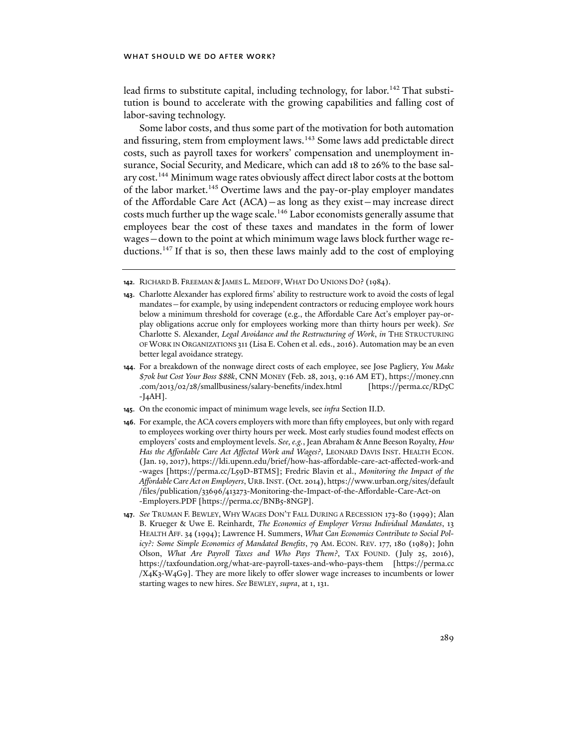lead firms to substitute capital, including technology, for labor.[142] That substitution is bound to accelerate with the growing capabilities and falling cost of labor-saving technology.

Some labor costs, and thus some part of the motivation for both automation and fissuring, stem from employment laws.[143] Some laws add predictable direct costs, such as payroll taxes for workers' compensation and unemployment insurance, Social Security, and Medicare, which can add 18 to 26% to the base salary cost.[144] Minimum wage rates obviously affect direct labor costs at the bottom of the labor market.[145] Overtime laws and the pay-or-play employer mandates of the Affordable Care Act (ACA)—as long as they exist—may increase direct costs much further up the wage scale.[146] Labor economists generally assume that employees bear the cost of these taxes and mandates in the form of lower wages—down to the point at which minimum wage laws block further wage reductions.[147] If that is so, then these laws mainly add to the cost of employing

---

**142.** Richard B. Freeman & James L. Medoff, What Do Unions Do? (1984).

**143.** Charlotte Alexander has explored firms' ability to restructure work to avoid the costs of legal mandates—for example, by using independent contractors or reducing employee work hours below a minimum threshold for coverage (e.g., the Affordable Care Act's employer pay-or-play obligations accrue only for employees working more than thirty hours per week). *See* Charlotte S. Alexander, *Legal Avoidance and the Restructuring of Work*, *in* The Structuring of Work in Organizations 311 (Lisa E. Cohen et al. eds., 2016). Automation may be an even better legal avoidance strategy.

**144.** For a breakdown of the nonwage direct costs of each employee, see Jose Pagliery, *You Make $70k but Cost Your Boss $88k*, CNN Money (Feb. 28, 2013, 9:16 AM ET), https://money.cnn.com/2013/02/28/smallbusiness/salary-benefits/index.html [https://perma.cc/RD5C-J4AH].

**145.** On the economic impact of minimum wage levels, see *infra* Section II.D.

**146.** For example, the ACA covers employers with more than fifty employees, but only with regard to employees working over thirty hours per week. Most early studies found modest effects on employers' costs and employment levels. *See, e.g.*, Jean Abraham & Anne Beeson Royalty, *How Has the Affordable Care Act Affected Work and Wages?*, Leonard Davis Inst. Health Econ. (Jan. 19, 2017), https://ldi.upenn.edu/brief/how-has-affordable-care-act-affected-work-and-wages [https://perma.cc/L59D-BTMS]; Fredric Blavin et al., *Monitoring the Impact of the Affordable Care Act on Employers*, Urb. Inst. (Oct. 2014), https://www.urban.org/sites/default/files/publication/33696/413273-Monitoring-the-Impact-of-the-Affordable-Care-Act-on-Employers.PDF [https://perma.cc/BNB5-8NGP].

**147.** *See* Truman F. Bewley, Why Wages Don't Fall During a Recession 173-80 (1999); Alan B. Krueger & Uwe E. Reinhardt, *The Economics of Employer Versus Individual Mandates*, 13 Health Aff. 34 (1994); Lawrence H. Summers, *What Can Economics Contribute to Social Policy?: Some Simple Economics of Mandated Benefits*, 79 Am. Econ. Rev. 177, 180 (1989); John Olson, *What Are Payroll Taxes and Who Pays Them?*, Tax Found. (July 25, 2016), https://taxfoundation.org/what-are-payroll-taxes-and-who-pays-them [https://perma.cc/X4K3-W4G9]. They are more likely to offer slower wage increases to incumbents or lower starting wages to new hires. *See* Bewley, *supra*, at 1, 131.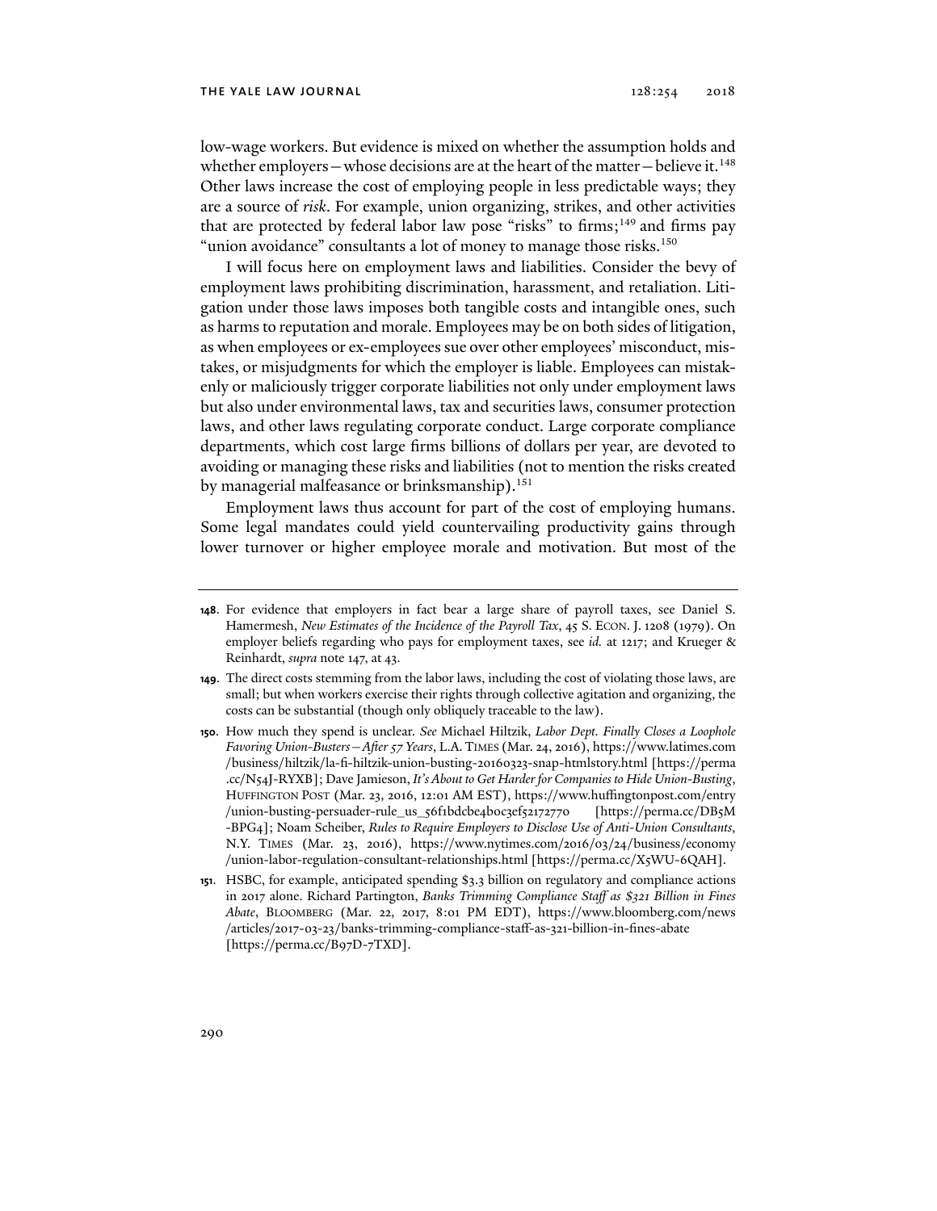low-wage workers. But evidence is mixed on whether the assumption holds and whether employers—whose decisions are at the heart of the matter—believe it.[148] Other laws increase the cost of employing people in less predictable ways; they are a source of *risk*. For example, union organizing, strikes, and other activities that are protected by federal labor law pose "risks" to firms;[149] and firms pay "union avoidance" consultants a lot of money to manage those risks.[150]

I will focus here on employment laws and liabilities. Consider the bevy of employment laws prohibiting discrimination, harassment, and retaliation. Litigation under those laws imposes both tangible costs and intangible ones, such as harms to reputation and morale. Employees may be on both sides of litigation, as when employees or ex-employees sue over other employees' misconduct, mistakes, or misjudgments for which the employer is liable. Employees can mistakenly or maliciously trigger corporate liabilities not only under employment laws but also under environmental laws, tax and securities laws, consumer protection laws, and other laws regulating corporate conduct. Large corporate compliance departments, which cost large firms billions of dollars per year, are devoted to avoiding or managing these risks and liabilities (not to mention the risks created by managerial malfeasance or brinksmanship).[151]

Employment laws thus account for part of the cost of employing humans. Some legal mandates could yield countervailing productivity gains through lower turnover or higher employee morale and motivation. But most of the

---

**148.** For evidence that employers in fact bear a large share of payroll taxes, see Daniel S. Hamermesh, *New Estimates of the Incidence of the Payroll Tax*, 45 S. ECON. J. 1208 (1979). On employer beliefs regarding who pays for employment taxes, see *id.* at 1217; and Krueger & Reinhardt, *supra* note 147, at 43.

**149.** The direct costs stemming from the labor laws, including the cost of violating those laws, are small; but when workers exercise their rights through collective agitation and organizing, the costs can be substantial (though only obliquely traceable to the law).

**150.** How much they spend is unclear. *See* Michael Hiltzik, *Labor Dept. Finally Closes a Loophole Favoring Union-Busters—After 57 Years*, L.A. TIMES (Mar. 24, 2016), https://www.latimes.com/business/hiltzik/la-fi-hiltzik-union-busting-20160323-snap-htmlstory.html [https://perma.cc/N54J-RYXB]; Dave Jamieson, *It's About to Get Harder for Companies to Hide Union-Busting*, HUFFINGTON POST (Mar. 23, 2016, 12:01 AM EST), https://www.huffingtonpost.com/entry/union-busting-persuader-rule_us_56f1bdcbe4b0c3ef52172770 [https://perma.cc/DB5M-BPG4]; Noam Scheiber, *Rules to Require Employers to Disclose Use of Anti-Union Consultants*, N.Y. TIMES (Mar. 23, 2016), https://www.nytimes.com/2016/03/24/business/economy/union-labor-regulation-consultant-relationships.html [https://perma.cc/X5WU-6QAH].

**151.** HSBC, for example, anticipated spending $3.3 billion on regulatory and compliance actions in 2017 alone. Richard Partington, *Banks Trimming Compliance Staff as $321 Billion in Fines Abate*, BLOOMBERG (Mar. 22, 2017, 8:01 PM EDT), https://www.bloomberg.com/news/articles/2017-03-23/banks-trimming-compliance-staff-as-321-billion-in-fines-abate [https://perma.cc/B97D-7TXD].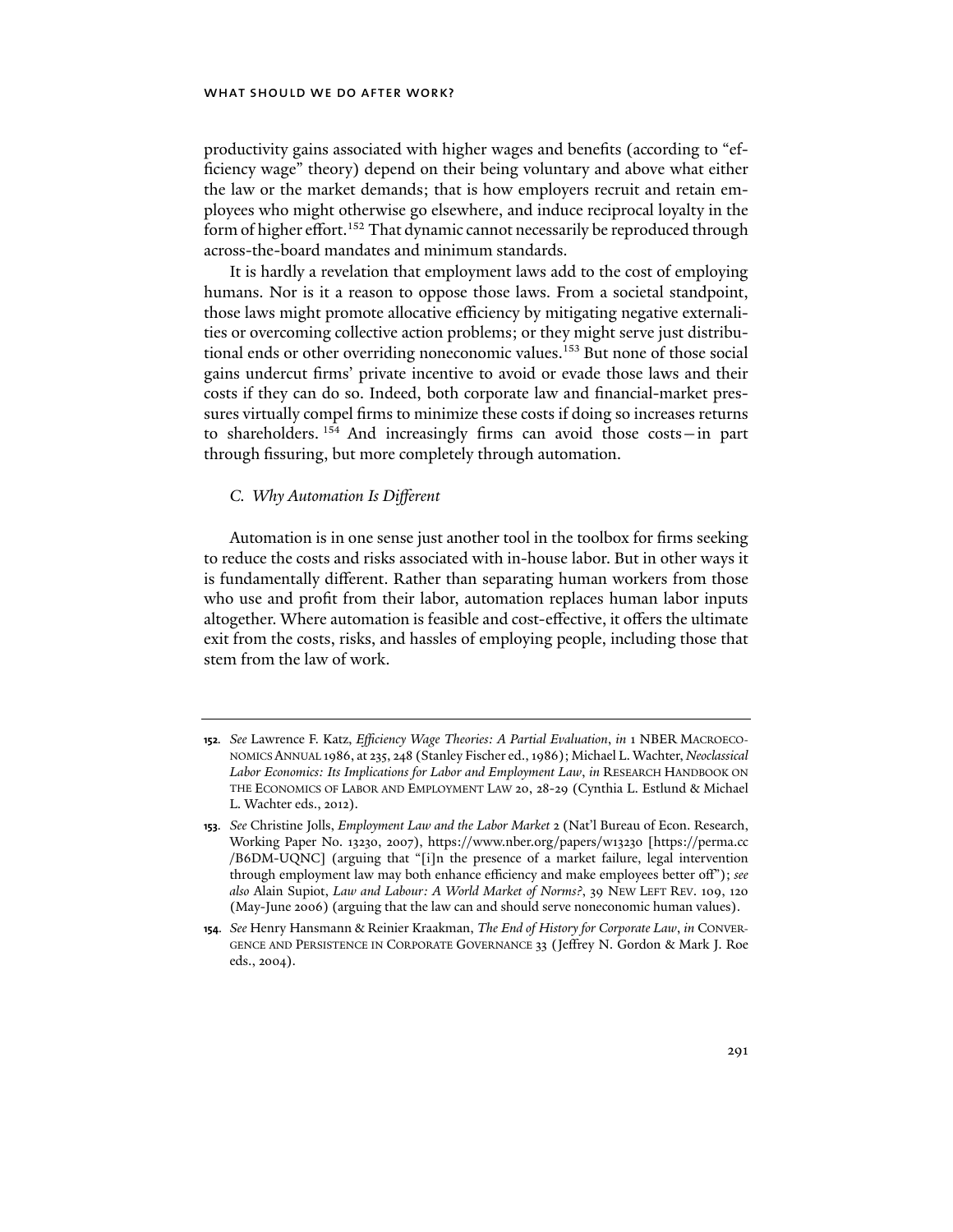productivity gains associated with higher wages and benefits (according to "efficiency wage" theory) depend on their being voluntary and above what either the law or the market demands; that is how employers recruit and retain employees who might otherwise go elsewhere, and induce reciprocal loyalty in the form of higher effort.[152] That dynamic cannot necessarily be reproduced through across-the-board mandates and minimum standards.

It is hardly a revelation that employment laws add to the cost of employing humans. Nor is it a reason to oppose those laws. From a societal standpoint, those laws might promote allocative efficiency by mitigating negative externalities or overcoming collective action problems; or they might serve just distributional ends or other overriding noneconomic values.[153] But none of those social gains undercut firms' private incentive to avoid or evade those laws and their costs if they can do so. Indeed, both corporate law and financial-market pressures virtually compel firms to minimize these costs if doing so increases returns to shareholders.[154] And increasingly firms can avoid those costs—in part through fissuring, but more completely through automation.

### *C. Why Automation Is Different*

Automation is in one sense just another tool in the toolbox for firms seeking to reduce the costs and risks associated with in-house labor. But in other ways it is fundamentally different. Rather than separating human workers from those who use and profit from their labor, automation replaces human labor inputs altogether. Where automation is feasible and cost-effective, it offers the ultimate exit from the costs, risks, and hassles of employing people, including those that stem from the law of work.

---

**152.** *See* Lawrence F. Katz, *Efficiency Wage Theories: A Partial Evaluation*, *in* 1 NBER MACROECONOMICS ANNUAL 1986, at 235, 248 (Stanley Fischer ed., 1986); Michael L. Wachter, *Neoclassical Labor Economics: Its Implications for Labor and Employment Law*, *in* RESEARCH HANDBOOK ON THE ECONOMICS OF LABOR AND EMPLOYMENT LAW 20, 28-29 (Cynthia L. Estlund & Michael L. Wachter eds., 2012).

**153.** *See* Christine Jolls, *Employment Law and the Labor Market* 2 (Nat'l Bureau of Econ. Research, Working Paper No. 13230, 2007), https://www.nber.org/papers/w13230 [https://perma.cc/B6DM-UQNC] (arguing that "[i]n the presence of a market failure, legal intervention through employment law may both enhance efficiency and make employees better off"); *see also* Alain Supiot, *Law and Labour: A World Market of Norms?*, 39 NEW LEFT REV. 109, 120 (May-June 2006) (arguing that the law can and should serve noneconomic human values).

**154.** *See* Henry Hansmann & Reinier Kraakman, *The End of History for Corporate Law*, *in* CONVERGENCE AND PERSISTENCE IN CORPORATE GOVERNANCE 33 (Jeffrey N. Gordon & Mark J. Roe eds., 2004).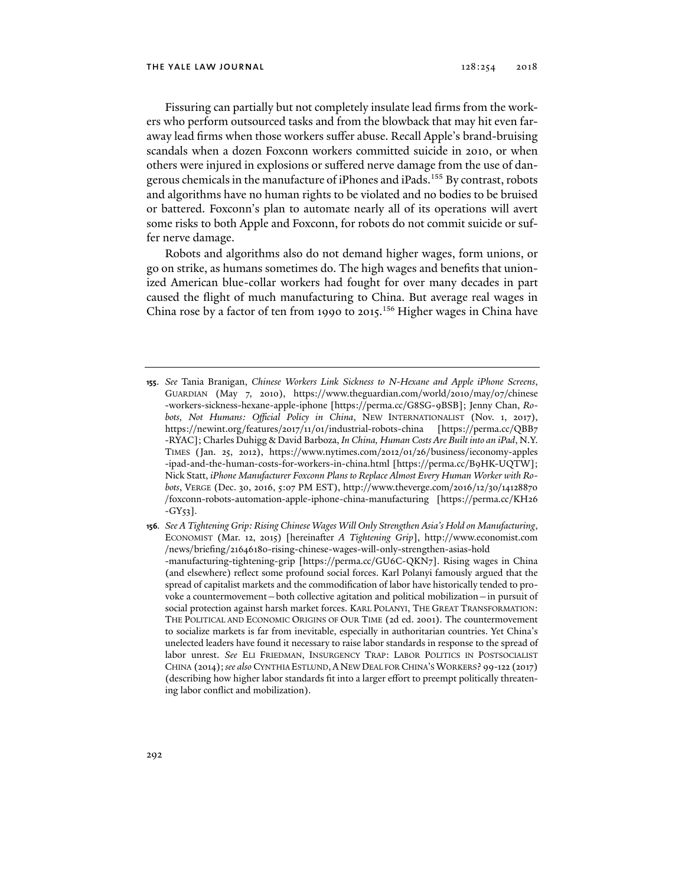Fissuring can partially but not completely insulate lead firms from the workers who perform outsourced tasks and from the blowback that may hit even faraway lead firms when those workers suffer abuse. Recall Apple's brand-bruising scandals when a dozen Foxconn workers committed suicide in 2010, or when others were injured in explosions or suffered nerve damage from the use of dangerous chemicals in the manufacture of iPhones and iPads.[155] By contrast, robots and algorithms have no human rights to be violated and no bodies to be bruised or battered. Foxconn's plan to automate nearly all of its operations will avert some risks to both Apple and Foxconn, for robots do not commit suicide or suffer nerve damage.

Robots and algorithms also do not demand higher wages, form unions, or go on strike, as humans sometimes do. The high wages and benefits that unionized American blue-collar workers had fought for over many decades in part caused the flight of much manufacturing to China. But average real wages in China rose by a factor of ten from 1990 to 2015.[156] Higher wages in China have

---

155. *See* Tania Branigan, *Chinese Workers Link Sickness to N-Hexane and Apple iPhone Screens*, GUARDIAN (May 7, 2010), https://www.theguardian.com/world/2010/may/07/chinese-workers-sickness-hexane-apple-iphone [https://perma.cc/G8SG-9BSB]; Jenny Chan, *Robots, Not Humans: Official Policy in China*, NEW INTERNATIONALIST (Nov. 1, 2017), https://newint.org/features/2017/11/01/industrial-robots-china [https://perma.cc/QBB7-RYAC]; Charles Duhigg & David Barboza, *In China, Human Costs Are Built into an iPad*, N.Y. TIMES (Jan. 25, 2012), https://www.nytimes.com/2012/01/26/business/ieconomy-apples-ipad-and-the-human-costs-for-workers-in-china.html [https://perma.cc/B9HK-UQTW]; Nick Statt, *iPhone Manufacturer Foxconn Plans to Replace Almost Every Human Worker with Robots*, VERGE (Dec. 30, 2016, 5:07 PM EST), http://www.theverge.com/2016/12/30/14128870/foxconn-robots-automation-apple-iphone-china-manufacturing [https://perma.cc/KH26-GY53].

156. *See A Tightening Grip: Rising Chinese Wages Will Only Strengthen Asia's Hold on Manufacturing*, ECONOMIST (Mar. 12, 2015) [hereinafter *A Tightening Grip*], http://www.economist.com/news/briefing/21646180-rising-chinese-wages-will-only-strengthen-asias-hold-manufacturing-tightening-grip [https://perma.cc/GU6C-QKN7]. Rising wages in China (and elsewhere) reflect some profound social forces. Karl Polanyi famously argued that the spread of capitalist markets and the commodification of labor have historically tended to provoke a countermovement—both collective agitation and political mobilization—in pursuit of social protection against harsh market forces. KARL POLANYI, THE GREAT TRANSFORMATION: THE POLITICAL AND ECONOMIC ORIGINS OF OUR TIME (2d ed. 2001). The countermovement to socialize markets is far from inevitable, especially in authoritarian countries. Yet China's unelected leaders have found it necessary to raise labor standards in response to the spread of labor unrest. *See* ELI FRIEDMAN, INSURGENCY TRAP: LABOR POLITICS IN POSTSOCIALIST CHINA (2014); *see also* CYNTHIA ESTLUND, A NEW DEAL FOR CHINA'S WORKERS? 99-122 (2017) (describing how higher labor standards fit into a larger effort to preempt politically threatening labor conflict and mobilization).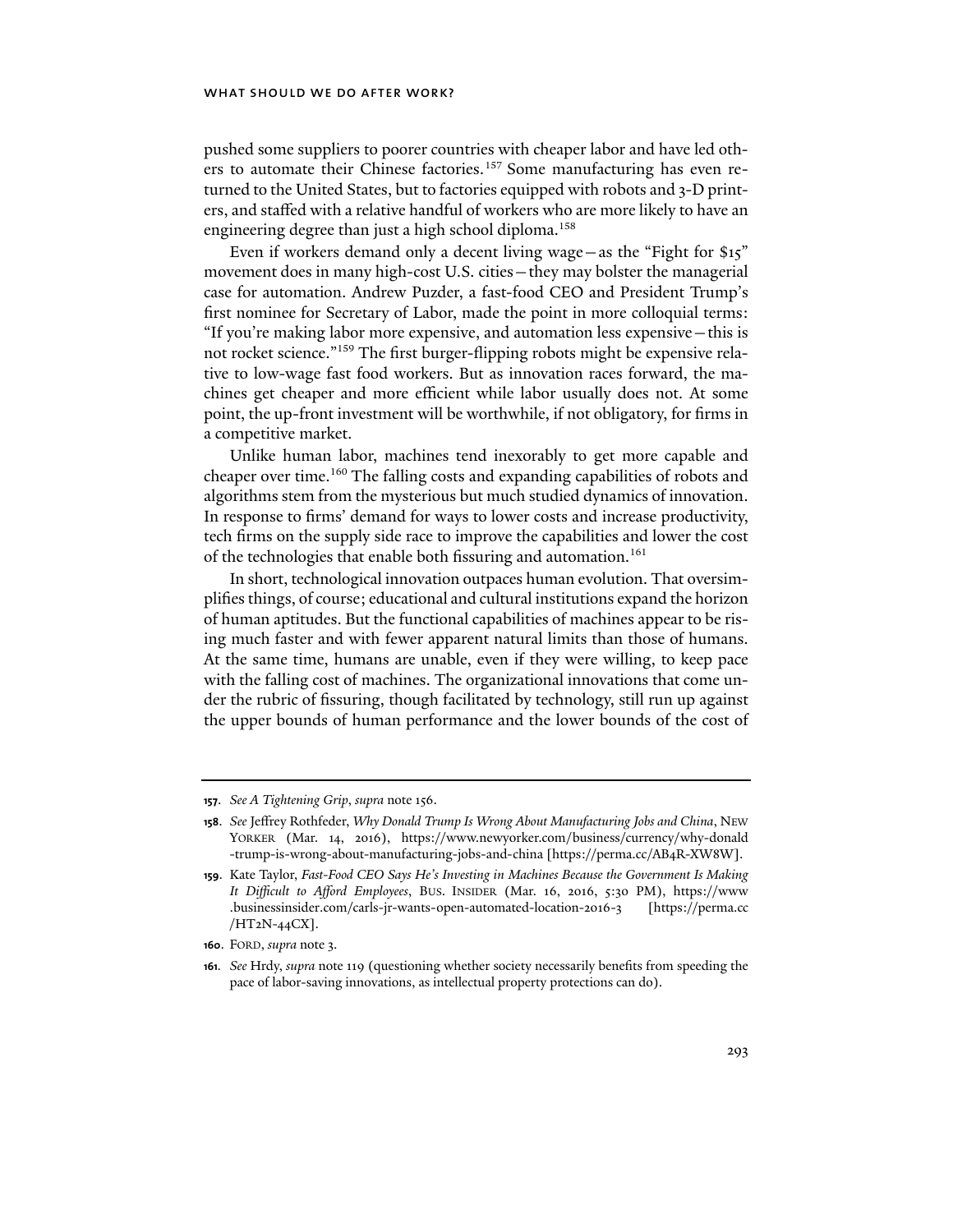pushed some suppliers to poorer countries with cheaper labor and have led others to automate their Chinese factories.[157] Some manufacturing has even returned to the United States, but to factories equipped with robots and 3-D printers, and staffed with a relative handful of workers who are more likely to have an engineering degree than just a high school diploma.[158]

Even if workers demand only a decent living wage—as the "Fight for $15" movement does in many high-cost U.S. cities—they may bolster the managerial case for automation. Andrew Puzder, a fast-food CEO and President Trump's first nominee for Secretary of Labor, made the point in more colloquial terms: "If you're making labor more expensive, and automation less expensive—this is not rocket science."[159] The first burger-flipping robots might be expensive relative to low-wage fast food workers. But as innovation races forward, the machines get cheaper and more efficient while labor usually does not. At some point, the up-front investment will be worthwhile, if not obligatory, for firms in a competitive market.

Unlike human labor, machines tend inexorably to get more capable and cheaper over time.[160] The falling costs and expanding capabilities of robots and algorithms stem from the mysterious but much studied dynamics of innovation. In response to firms' demand for ways to lower costs and increase productivity, tech firms on the supply side race to improve the capabilities and lower the cost of the technologies that enable both fissuring and automation.[161]

In short, technological innovation outpaces human evolution. That oversimplifies things, of course; educational and cultural institutions expand the horizon of human aptitudes. But the functional capabilities of machines appear to be rising much faster and with fewer apparent natural limits than those of humans. At the same time, humans are unable, even if they were willing, to keep pace with the falling cost of machines. The organizational innovations that come under the rubric of fissuring, though facilitated by technology, still run up against the upper bounds of human performance and the lower bounds of the cost of

---

**157**. *See A Tightening Grip*, *supra* note 156.

**158**. *See* Jeffrey Rothfeder, *Why Donald Trump Is Wrong About Manufacturing Jobs and China*, NEW YORKER (Mar. 14, 2016), https://www.newyorker.com/business/currency/why-donald-trump-is-wrong-about-manufacturing-jobs-and-china [https://perma.cc/AB4R-XW8W].

**159**. Kate Taylor, *Fast-Food CEO Says He's Investing in Machines Because the Government Is Making It Difficult to Afford Employees*, BUS. INSIDER (Mar. 16, 2016, 5:30 PM), https://www.businessinsider.com/carls-jr-wants-open-automated-location-2016-3 [https://perma.cc/HT2N-44CX].

**160**. FORD, *supra* note 3.

**161**. *See* Hrdy, *supra* note 119 (questioning whether society necessarily benefits from speeding the pace of labor-saving innovations, as intellectual property protections can do).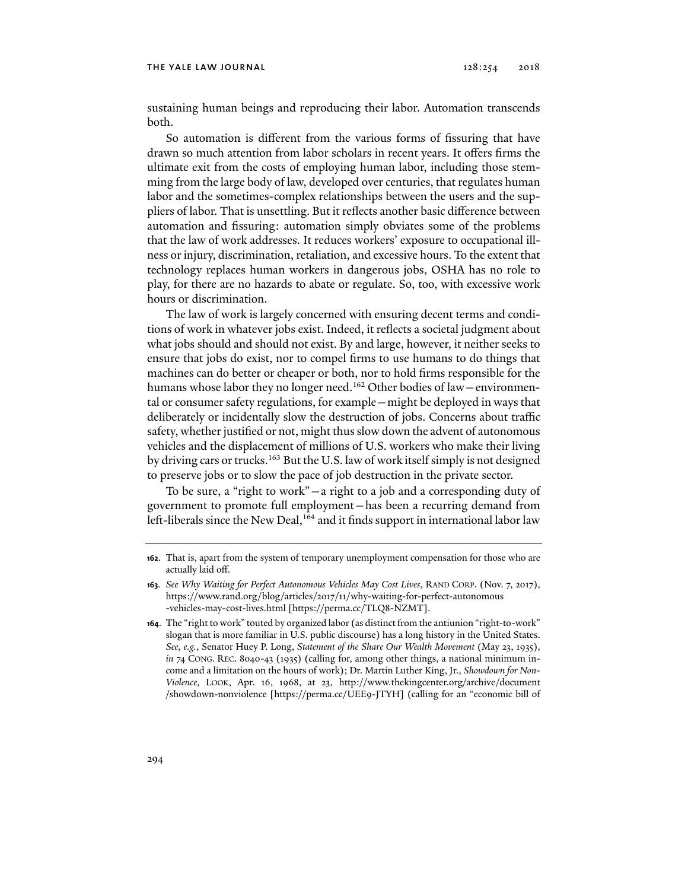sustaining human beings and reproducing their labor. Automation transcends both.

So automation is different from the various forms of fissuring that have drawn so much attention from labor scholars in recent years. It offers firms the ultimate exit from the costs of employing human labor, including those stemming from the large body of law, developed over centuries, that regulates human labor and the sometimes-complex relationships between the users and the suppliers of labor. That is unsettling. But it reflects another basic difference between automation and fissuring: automation simply obviates some of the problems that the law of work addresses. It reduces workers' exposure to occupational illness or injury, discrimination, retaliation, and excessive hours. To the extent that technology replaces human workers in dangerous jobs, OSHA has no role to play, for there are no hazards to abate or regulate. So, too, with excessive work hours or discrimination.

The law of work is largely concerned with ensuring decent terms and conditions of work in whatever jobs exist. Indeed, it reflects a societal judgment about what jobs should and should not exist. By and large, however, it neither seeks to ensure that jobs do exist, nor to compel firms to use humans to do things that machines can do better or cheaper or both, nor to hold firms responsible for the humans whose labor they no longer need.[162] Other bodies of law—environmental or consumer safety regulations, for example—might be deployed in ways that deliberately or incidentally slow the destruction of jobs. Concerns about traffic safety, whether justified or not, might thus slow down the advent of autonomous vehicles and the displacement of millions of U.S. workers who make their living by driving cars or trucks.[163] But the U.S. law of work itself simply is not designed to preserve jobs or to slow the pace of job destruction in the private sector.

To be sure, a "right to work"—a right to a job and a corresponding duty of government to promote full employment—has been a recurring demand from left-liberals since the New Deal,[164] and it finds support in international labor law

---

**162.** That is, apart from the system of temporary unemployment compensation for those who are actually laid off.

**163.** *See Why Waiting for Perfect Autonomous Vehicles May Cost Lives*, RAND CORP. (Nov. 7, 2017), https://www.rand.org/blog/articles/2017/11/why-waiting-for-perfect-autonomous-vehicles-may-cost-lives.html [https://perma.cc/TLQ8-NZMT].

**164.** The "right to work" touted by organized labor (as distinct from the antiunion "right-to-work" slogan that is more familiar in U.S. public discourse) has a long history in the United States. *See, e.g.*, Senator Huey P. Long, *Statement of the Share Our Wealth Movement* (May 23, 1935), *in* 74 CONG. REC. 8040-43 (1935) (calling for, among other things, a national minimum income and a limitation on the hours of work); Dr. Martin Luther King, Jr., *Showdown for Non-Violence*, LOOK, Apr. 16, 1968, at 23, http://www.thekingcenter.org/archive/document/showdown-nonviolence [https://perma.cc/UEE9-JTYH] (calling for an "economic bill of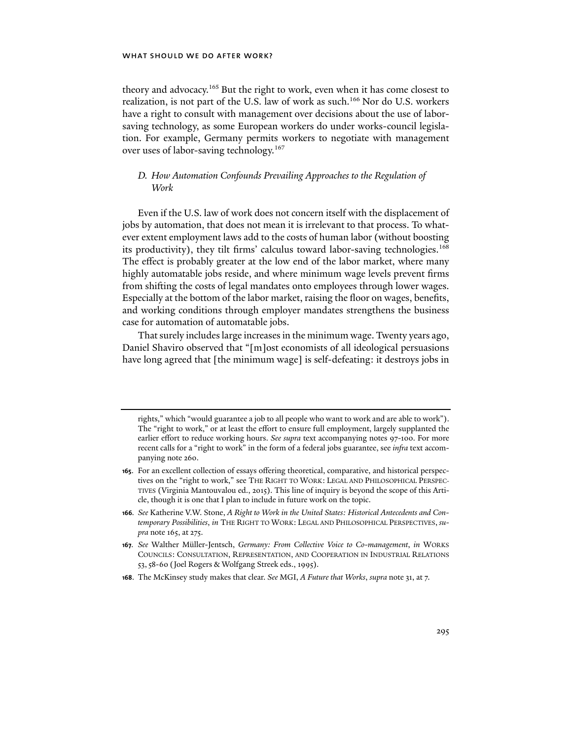theory and advocacy.[165] But the right to work, even when it has come closest to realization, is not part of the U.S. law of work as such.[166] Nor do U.S. workers have a right to consult with management over decisions about the use of labor-saving technology, as some European workers do under works-council legislation. For example, Germany permits workers to negotiate with management over uses of labor-saving technology.[167]

### *D. How Automation Confounds Prevailing Approaches to the Regulation of Work*

Even if the U.S. law of work does not concern itself with the displacement of jobs by automation, that does not mean it is irrelevant to that process. To whatever extent employment laws add to the costs of human labor (without boosting its productivity), they tilt firms' calculus toward labor-saving technologies.[168] The effect is probably greater at the low end of the labor market, where many highly automatable jobs reside, and where minimum wage levels prevent firms from shifting the costs of legal mandates onto employees through lower wages. Especially at the bottom of the labor market, raising the floor on wages, benefits, and working conditions through employer mandates strengthens the business case for automation of automatable jobs.

That surely includes large increases in the minimum wage. Twenty years ago, Daniel Shaviro observed that "[m]ost economists of all ideological persuasions have long agreed that [the minimum wage] is self-defeating: it destroys jobs in

---

rights," which "would guarantee a job to all people who want to work and are able to work"). The "right to work," or at least the effort to ensure full employment, largely supplanted the earlier effort to reduce working hours. *See supra* text accompanying notes 97-100. For more recent calls for a "right to work" in the form of a federal jobs guarantee, see *infra* text accompanying note 260.

**165.** For an excellent collection of essays offering theoretical, comparative, and historical perspectives on the "right to work," see THE RIGHT TO WORK: LEGAL AND PHILOSOPHICAL PERSPECTIVES (Virginia Mantouvalou ed., 2015). This line of inquiry is beyond the scope of this Article, though it is one that I plan to include in future work on the topic.

**166.** *See* Katherine V.W. Stone, *A Right to Work in the United States: Historical Antecedents and Contemporary Possibilities*, *in* THE RIGHT TO WORK: LEGAL AND PHILOSOPHICAL PERSPECTIVES, *supra* note 165, at 275.

**167.** *See* Walther Müller-Jentsch, *Germany: From Collective Voice to Co-management*, *in* WORKS COUNCILS: CONSULTATION, REPRESENTATION, AND COOPERATION IN INDUSTRIAL RELATIONS 53, 58-60 (Joel Rogers & Wolfgang Streek eds., 1995).

**168.** The McKinsey study makes that clear. *See* MGI, *A Future that Works*, *supra* note 31, at 7.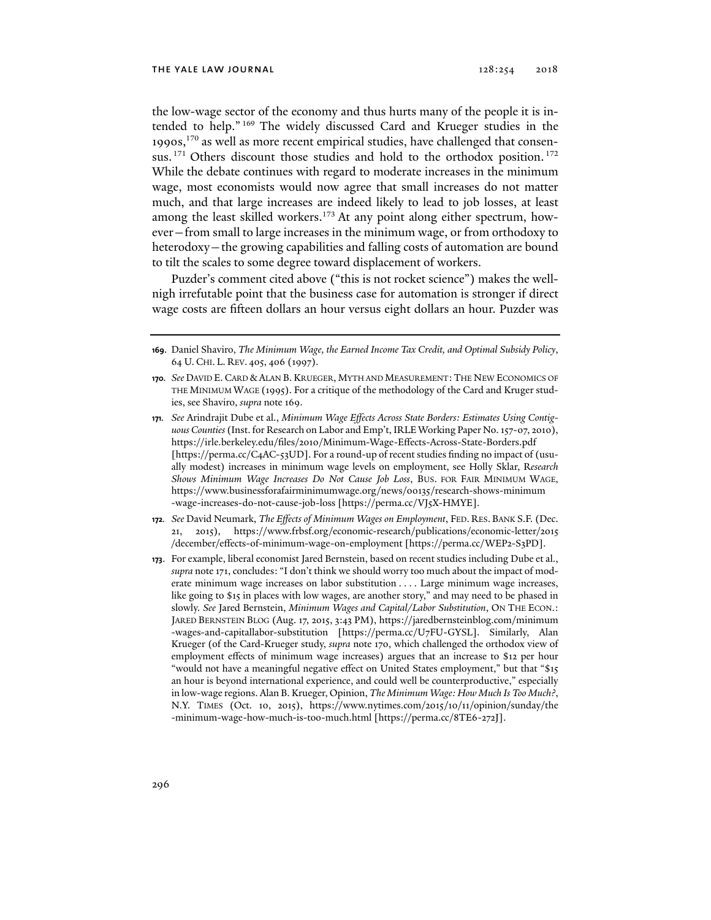the low-wage sector of the economy and thus hurts many of the people it is intended to help."[169] The widely discussed Card and Krueger studies in the 1990s,[170] as well as more recent empirical studies, have challenged that consensus.[171] Others discount those studies and hold to the orthodox position.[172] While the debate continues with regard to moderate increases in the minimum wage, most economists would now agree that small increases do not matter much, and that large increases are indeed likely to lead to job losses, at least among the least skilled workers.[173] At any point along either spectrum, however—from small to large increases in the minimum wage, or from orthodoxy to heterodoxy—the growing capabilities and falling costs of automation are bound to tilt the scales to some degree toward displacement of workers.

Puzder's comment cited above ("this is not rocket science") makes the well-nigh irrefutable point that the business case for automation is stronger if direct wage costs are fifteen dollars an hour versus eight dollars an hour. Puzder was

---

**169.** Daniel Shaviro, *The Minimum Wage, the Earned Income Tax Credit, and Optimal Subsidy Policy*, 64 U. CHI. L. REV. 405, 406 (1997).

**170.** *See* DAVID E. CARD & ALAN B. KRUEGER, MYTH AND MEASUREMENT: THE NEW ECONOMICS OF THE MINIMUM WAGE (1995). For a critique of the methodology of the Card and Kruger studies, see Shaviro, *supra* note 169.

**171.** *See* Arindrajit Dube et al., *Minimum Wage Effects Across State Borders: Estimates Using Contiguous Counties* (Inst. for Research on Labor and Emp't, IRLE Working Paper No. 157-07, 2010), https://irle.berkeley.edu/files/2010/Minimum-Wage-Effects-Across-State-Borders.pdf [https://perma.cc/C4AC-53UD]. For a round-up of recent studies finding no impact of (usually modest) increases in minimum wage levels on employment, see Holly Sklar, R*esearch Shows Minimum Wage Increases Do Not Cause Job Loss*, BUS. FOR FAIR MINIMUM WAGE, https://www.businessforafairminimumwage.org/news/00135/research-shows-minimum-wage-increases-do-not-cause-job-loss [https://perma.cc/VJ5X-HMYE].

**172.** *See* David Neumark, *The Effects of Minimum Wages on Employment*, FED. RES. BANK S.F. (Dec. 21, 2015), https://www.frbsf.org/economic-research/publications/economic-letter/2015/december/effects-of-minimum-wage-on-employment [https://perma.cc/WEP2-S3PD].

**173.** For example, liberal economist Jared Bernstein, based on recent studies including Dube et al., *supra* note 171, concludes: "I don't think we should worry too much about the impact of moderate minimum wage increases on labor substitution . . . . Large minimum wage increases, like going to $15 in places with low wages, are another story," and may need to be phased in slowly. *See* Jared Bernstein, *Minimum Wages and Capital/Labor Substitution*, ON THE ECON.: JARED BERNSTEIN BLOG (Aug. 17, 2015, 3:43 PM), https://jaredbernsteinblog.com/minimum-wages-and-capitallabor-substitution [https://perma.cc/U7FU-GYSL]. Similarly, Alan Krueger (of the Card-Krueger study, *supra* note 170, which challenged the orthodox view of employment effects of minimum wage increases) argues that an increase to $12 per hour "would not have a meaningful negative effect on United States employment," but that "$15 an hour is beyond international experience, and could well be counterproductive," especially in low-wage regions. Alan B. Krueger, Opinion, *The Minimum Wage: How Much Is Too Much?*, N.Y. TIMES (Oct. 10, 2015), https://www.nytimes.com/2015/10/11/opinion/sunday/the-minimum-wage-how-much-is-too-much.html [https://perma.cc/8TE6-272J].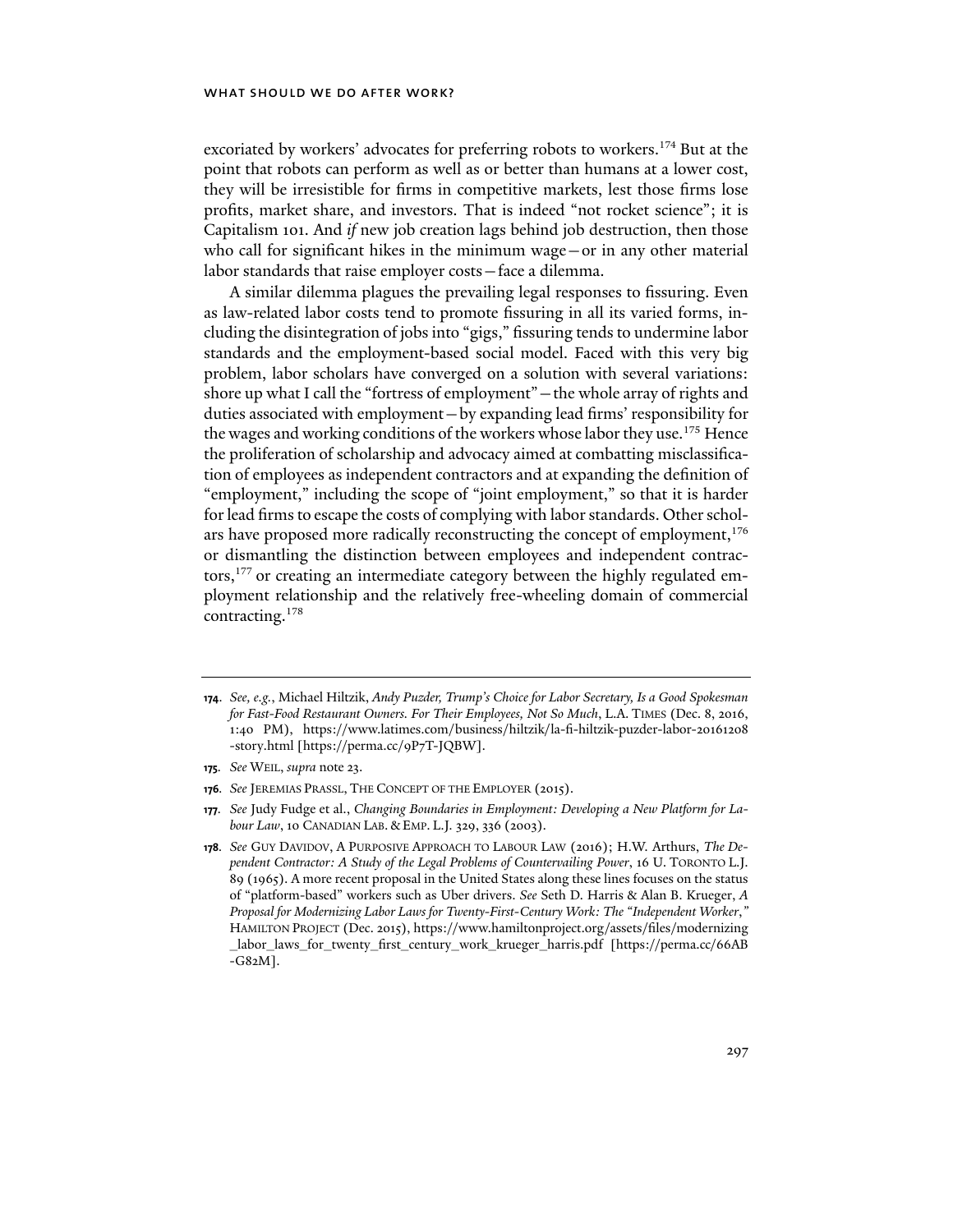excoriated by workers' advocates for preferring robots to workers.[174] But at the point that robots can perform as well as or better than humans at a lower cost, they will be irresistible for firms in competitive markets, lest those firms lose profits, market share, and investors. That is indeed "not rocket science"; it is Capitalism 101. And *if* new job creation lags behind job destruction, then those who call for significant hikes in the minimum wage—or in any other material labor standards that raise employer costs—face a dilemma.

A similar dilemma plagues the prevailing legal responses to fissuring. Even as law-related labor costs tend to promote fissuring in all its varied forms, including the disintegration of jobs into "gigs," fissuring tends to undermine labor standards and the employment-based social model. Faced with this very big problem, labor scholars have converged on a solution with several variations: shore up what I call the "fortress of employment"—the whole array of rights and duties associated with employment—by expanding lead firms' responsibility for the wages and working conditions of the workers whose labor they use.[175] Hence the proliferation of scholarship and advocacy aimed at combatting misclassification of employees as independent contractors and at expanding the definition of "employment," including the scope of "joint employment," so that it is harder for lead firms to escape the costs of complying with labor standards. Other scholars have proposed more radically reconstructing the concept of employment,[176] or dismantling the distinction between employees and independent contractors,[177] or creating an intermediate category between the highly regulated employment relationship and the relatively free-wheeling domain of commercial contracting.[178]

---

**174.** *See, e.g.*, Michael Hiltzik, *Andy Puzder, Trump's Choice for Labor Secretary, Is a Good Spokesman for Fast-Food Restaurant Owners. For Their Employees, Not So Much*, L.A. TIMES (Dec. 8, 2016, 1:40 PM), https://www.latimes.com/business/hiltzik/la-fi-hiltzik-puzder-labor-20161208-story.html [https://perma.cc/9P7T-JQBW].

**175.** *See* WEIL, *supra* note 23.

**176.** *See* JEREMIAS PRASSL, THE CONCEPT OF THE EMPLOYER (2015).

**177.** *See* Judy Fudge et al., *Changing Boundaries in Employment: Developing a New Platform for Labour Law*, 10 CANADIAN LAB. & EMP. L.J. 329, 336 (2003).

**178.** *See* GUY DAVIDOV, A PURPOSIVE APPROACH TO LABOUR LAW (2016); H.W. Arthurs, *The Dependent Contractor: A Study of the Legal Problems of Countervailing Power*, 16 U. TORONTO L.J. 89 (1965). A more recent proposal in the United States along these lines focuses on the status of "platform-based" workers such as Uber drivers. *See* Seth D. Harris & Alan B. Krueger, *A Proposal for Modernizing Labor Laws for Twenty-First-Century Work: The "Independent Worker*,*"* HAMILTON PROJECT (Dec. 2015), https://www.hamiltonproject.org/assets/files/modernizing_labor_laws_for_twenty_first_century_work_krueger_harris.pdf [https://perma.cc/66AB-G82M].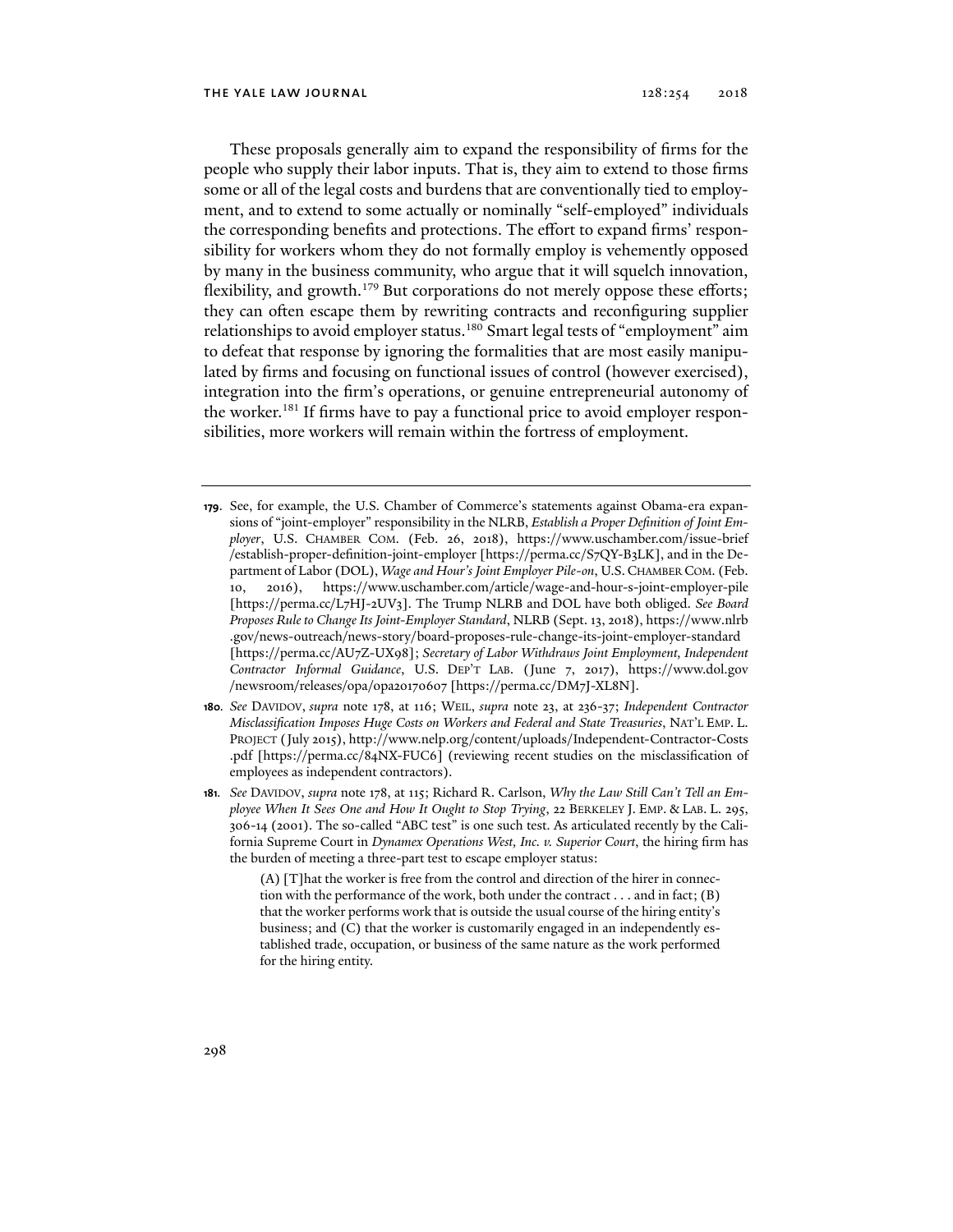These proposals generally aim to expand the responsibility of firms for the people who supply their labor inputs. That is, they aim to extend to those firms some or all of the legal costs and burdens that are conventionally tied to employment, and to extend to some actually or nominally "self-employed" individuals the corresponding benefits and protections. The effort to expand firms' responsibility for workers whom they do not formally employ is vehemently opposed by many in the business community, who argue that it will squelch innovation, flexibility, and growth.[179] But corporations do not merely oppose these efforts; they can often escape them by rewriting contracts and reconfiguring supplier relationships to avoid employer status.[180] Smart legal tests of "employment" aim to defeat that response by ignoring the formalities that are most easily manipulated by firms and focusing on functional issues of control (however exercised), integration into the firm's operations, or genuine entrepreneurial autonomy of the worker.[181] If firms have to pay a functional price to avoid employer responsibilities, more workers will remain within the fortress of employment.

---

**179.** See, for example, the U.S. Chamber of Commerce's statements against Obama-era expansions of "joint-employer" responsibility in the NLRB, *Establish a Proper Definition of Joint Employer*, U.S. CHAMBER COM. (Feb. 26, 2018), https://www.uschamber.com/issue-brief/establish-proper-definition-joint-employer [https://perma.cc/S7QY-B3LK], and in the Department of Labor (DOL), *Wage and Hour's Joint Employer Pile-on*, U.S. CHAMBER COM. (Feb. 10, 2016), https://www.uschamber.com/article/wage-and-hour-s-joint-employer-pile [https://perma.cc/L7HJ-2UV3]. The Trump NLRB and DOL have both obliged. *See Board Proposes Rule to Change Its Joint-Employer Standard*, NLRB (Sept. 13, 2018), https://www.nlrb.gov/news-outreach/news-story/board-proposes-rule-change-its-joint-employer-standard [https://perma.cc/AU7Z-UX98]; *Secretary of Labor Withdraws Joint Employment, Independent Contractor Informal Guidance*, U.S. DEP'T LAB. (June 7, 2017), https://www.dol.gov/newsroom/releases/opa/opa20170607 [https://perma.cc/DM7J-XL8N].

**180.** *See* DAVIDOV, *supra* note 178, at 116; WEIL, *supra* note 23, at 236-37; *Independent Contractor Misclassification Imposes Huge Costs on Workers and Federal and State Treasuries*, NAT'L EMP. L. PROJECT (July 2015), http://www.nelp.org/content/uploads/Independent-Contractor-Costs.pdf [https://perma.cc/84NX-FUC6] (reviewing recent studies on the misclassification of employees as independent contractors).

**181.** *See* DAVIDOV, *supra* note 178, at 115; Richard R. Carlson, *Why the Law Still Can't Tell an Employee When It Sees One and How It Ought to Stop Trying*, 22 BERKELEY J. EMP. & LAB. L. 295, 306-14 (2001). The so-called "ABC test" is one such test. As articulated recently by the California Supreme Court in *Dynamex Operations West, Inc. v. Superior Court*, the hiring firm has the burden of meeting a three-part test to escape employer status:

> (A) [T]hat the worker is free from the control and direction of the hirer in connection with the performance of the work, both under the contract . . . and in fact; (B) that the worker performs work that is outside the usual course of the hiring entity's business; and (C) that the worker is customarily engaged in an independently established trade, occupation, or business of the same nature as the work performed for the hiring entity.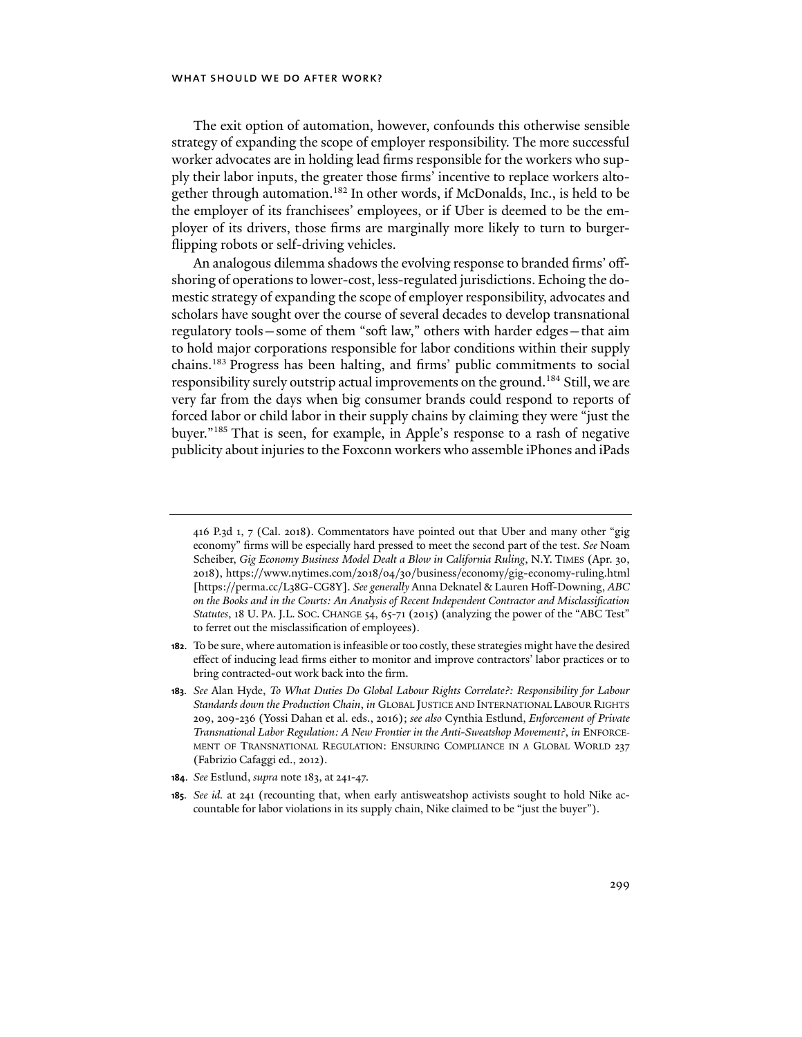The exit option of automation, however, confounds this otherwise sensible strategy of expanding the scope of employer responsibility. The more successful worker advocates are in holding lead firms responsible for the workers who supply their labor inputs, the greater those firms' incentive to replace workers altogether through automation.[182] In other words, if McDonalds, Inc., is held to be the employer of its franchisees' employees, or if Uber is deemed to be the employer of its drivers, those firms are marginally more likely to turn to burger-flipping robots or self-driving vehicles.

An analogous dilemma shadows the evolving response to branded firms' offshoring of operations to lower-cost, less-regulated jurisdictions. Echoing the domestic strategy of expanding the scope of employer responsibility, advocates and scholars have sought over the course of several decades to develop transnational regulatory tools—some of them "soft law," others with harder edges—that aim to hold major corporations responsible for labor conditions within their supply chains.[183] Progress has been halting, and firms' public commitments to social responsibility surely outstrip actual improvements on the ground.[184] Still, we are very far from the days when big consumer brands could respond to reports of forced labor or child labor in their supply chains by claiming they were "just the buyer."[185] That is seen, for example, in Apple's response to a rash of negative publicity about injuries to the Foxconn workers who assemble iPhones and iPads

---

416 P.3d 1, 7 (Cal. 2018). Commentators have pointed out that Uber and many other "gig economy" firms will be especially hard pressed to meet the second part of the test. *See* Noam Scheiber, *Gig Economy Business Model Dealt a Blow in California Ruling*, N.Y. TIMES (Apr. 30, 2018), https://www.nytimes.com/2018/04/30/business/economy/gig-economy-ruling.html [https://perma.cc/L38G-CG8Y]. *See generally* Anna Deknatel & Lauren Hoff-Downing, *ABC on the Books and in the Courts: An Analysis of Recent Independent Contractor and Misclassification Statutes*, 18 U. PA. J.L. SOC. CHANGE 54, 65-71 (2015) (analyzing the power of the "ABC Test" to ferret out the misclassification of employees).

**182.** To be sure, where automation is infeasible or too costly, these strategies might have the desired effect of inducing lead firms either to monitor and improve contractors' labor practices or to bring contracted-out work back into the firm.

**183.** *See* Alan Hyde, *To What Duties Do Global Labour Rights Correlate?: Responsibility for Labour Standards down the Production Chain*, *in* GLOBAL JUSTICE AND INTERNATIONAL LABOUR RIGHTS 209, 209-236 (Yossi Dahan et al. eds., 2016); *see also* Cynthia Estlund, *Enforcement of Private Transnational Labor Regulation: A New Frontier in the Anti-Sweatshop Movement?*, *in* ENFORCEMENT OF TRANSNATIONAL REGULATION: ENSURING COMPLIANCE IN A GLOBAL WORLD 237 (Fabrizio Cafaggi ed., 2012).

**184.** *See* Estlund, *supra* note 183, at 241-47.

**185.** *See id.* at 241 (recounting that, when early antisweatshop activists sought to hold Nike accountable for labor violations in its supply chain, Nike claimed to be "just the buyer").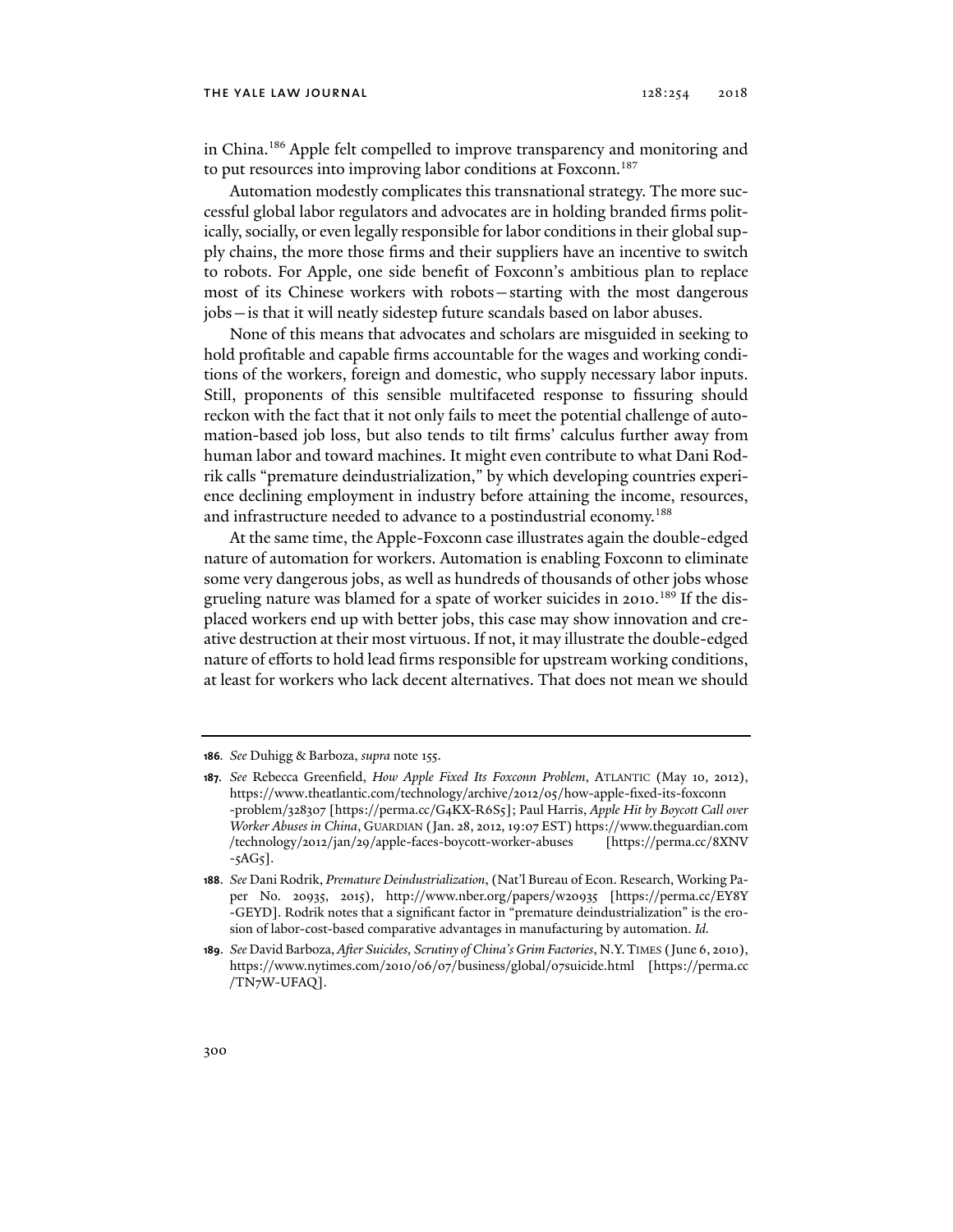in China.[186] Apple felt compelled to improve transparency and monitoring and to put resources into improving labor conditions at Foxconn.[187]

Automation modestly complicates this transnational strategy. The more successful global labor regulators and advocates are in holding branded firms politically, socially, or even legally responsible for labor conditions in their global supply chains, the more those firms and their suppliers have an incentive to switch to robots. For Apple, one side benefit of Foxconn's ambitious plan to replace most of its Chinese workers with robots—starting with the most dangerous jobs—is that it will neatly sidestep future scandals based on labor abuses.

None of this means that advocates and scholars are misguided in seeking to hold profitable and capable firms accountable for the wages and working conditions of the workers, foreign and domestic, who supply necessary labor inputs. Still, proponents of this sensible multifaceted response to fissuring should reckon with the fact that it not only fails to meet the potential challenge of automation-based job loss, but also tends to tilt firms' calculus further away from human labor and toward machines. It might even contribute to what Dani Rodrik calls "premature deindustrialization," by which developing countries experience declining employment in industry before attaining the income, resources, and infrastructure needed to advance to a postindustrial economy.[188]

At the same time, the Apple-Foxconn case illustrates again the double-edged nature of automation for workers. Automation is enabling Foxconn to eliminate some very dangerous jobs, as well as hundreds of thousands of other jobs whose grueling nature was blamed for a spate of worker suicides in 2010.[189] If the displaced workers end up with better jobs, this case may show innovation and creative destruction at their most virtuous. If not, it may illustrate the double-edged nature of efforts to hold lead firms responsible for upstream working conditions, at least for workers who lack decent alternatives. That does not mean we should

---

**186.** *See* Duhigg & Barboza, *supra* note 155.

**187.** *See* Rebecca Greenfield, *How Apple Fixed Its Foxconn Problem*, ATLANTIC (May 10, 2012), https://www.theatlantic.com/technology/archive/2012/05/how-apple-fixed-its-foxconn-problem/328307 [https://perma.cc/G4KX-R6S5]; Paul Harris, *Apple Hit by Boycott Call over Worker Abuses in China*, GUARDIAN (Jan. 28, 2012, 19:07 EST) https://www.theguardian.com/technology/2012/jan/29/apple-faces-boycott-worker-abuses [https://perma.cc/8XNV-5AG5].

**188.** *See* Dani Rodrik, *Premature Deindustrialization*, (Nat'l Bureau of Econ. Research, Working Paper No. 20935, 2015), http://www.nber.org/papers/w20935 [https://perma.cc/EY8Y-GEYD]. Rodrik notes that a significant factor in "premature deindustrialization" is the erosion of labor-cost-based comparative advantages in manufacturing by automation. *Id.*

**189.** *See* David Barboza, *After Suicides, Scrutiny of China's Grim Factories*, N.Y. TIMES (June 6, 2010), https://www.nytimes.com/2010/06/07/business/global/07suicide.html [https://perma.cc/TN7W-UFAQ].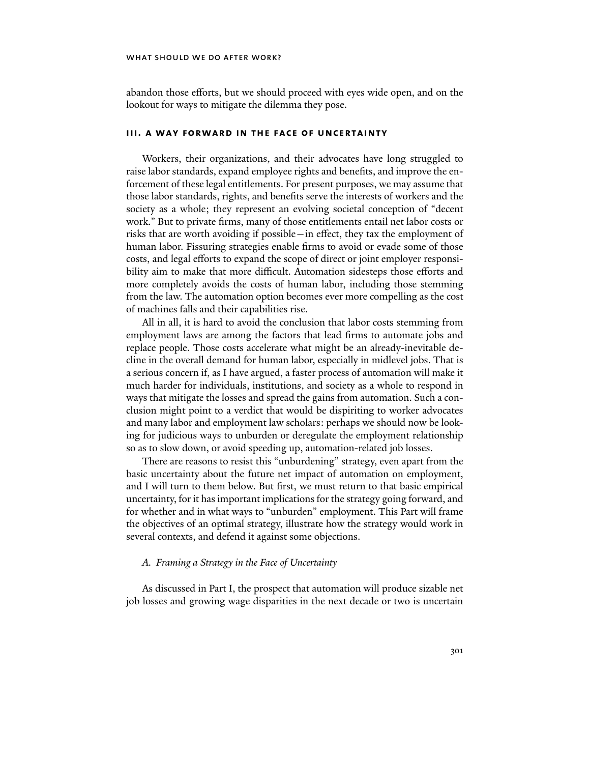abandon those efforts, but we should proceed with eyes wide open, and on the lookout for ways to mitigate the dilemma they pose.

## III. A WAY FORWARD IN THE FACE OF UNCERTAINTY

Workers, their organizations, and their advocates have long struggled to raise labor standards, expand employee rights and benefits, and improve the enforcement of these legal entitlements. For present purposes, we may assume that those labor standards, rights, and benefits serve the interests of workers and the society as a whole; they represent an evolving societal conception of "decent work." But to private firms, many of those entitlements entail net labor costs or risks that are worth avoiding if possible—in effect, they tax the employment of human labor. Fissuring strategies enable firms to avoid or evade some of those costs, and legal efforts to expand the scope of direct or joint employer responsibility aim to make that more difficult. Automation sidesteps those efforts and more completely avoids the costs of human labor, including those stemming from the law. The automation option becomes ever more compelling as the cost of machines falls and their capabilities rise.

All in all, it is hard to avoid the conclusion that labor costs stemming from employment laws are among the factors that lead firms to automate jobs and replace people. Those costs accelerate what might be an already-inevitable decline in the overall demand for human labor, especially in midlevel jobs. That is a serious concern if, as I have argued, a faster process of automation will make it much harder for individuals, institutions, and society as a whole to respond in ways that mitigate the losses and spread the gains from automation. Such a conclusion might point to a verdict that would be dispiriting to worker advocates and many labor and employment law scholars: perhaps we should now be looking for judicious ways to unburden or deregulate the employment relationship so as to slow down, or avoid speeding up, automation-related job losses.

There are reasons to resist this "unburdening" strategy, even apart from the basic uncertainty about the future net impact of automation on employment, and I will turn to them below. But first, we must return to that basic empirical uncertainty, for it has important implications for the strategy going forward, and for whether and in what ways to "unburden" employment. This Part will frame the objectives of an optimal strategy, illustrate how the strategy would work in several contexts, and defend it against some objections.

### *A. Framing a Strategy in the Face of Uncertainty*

As discussed in Part I, the prospect that automation will produce sizable net job losses and growing wage disparities in the next decade or two is uncertain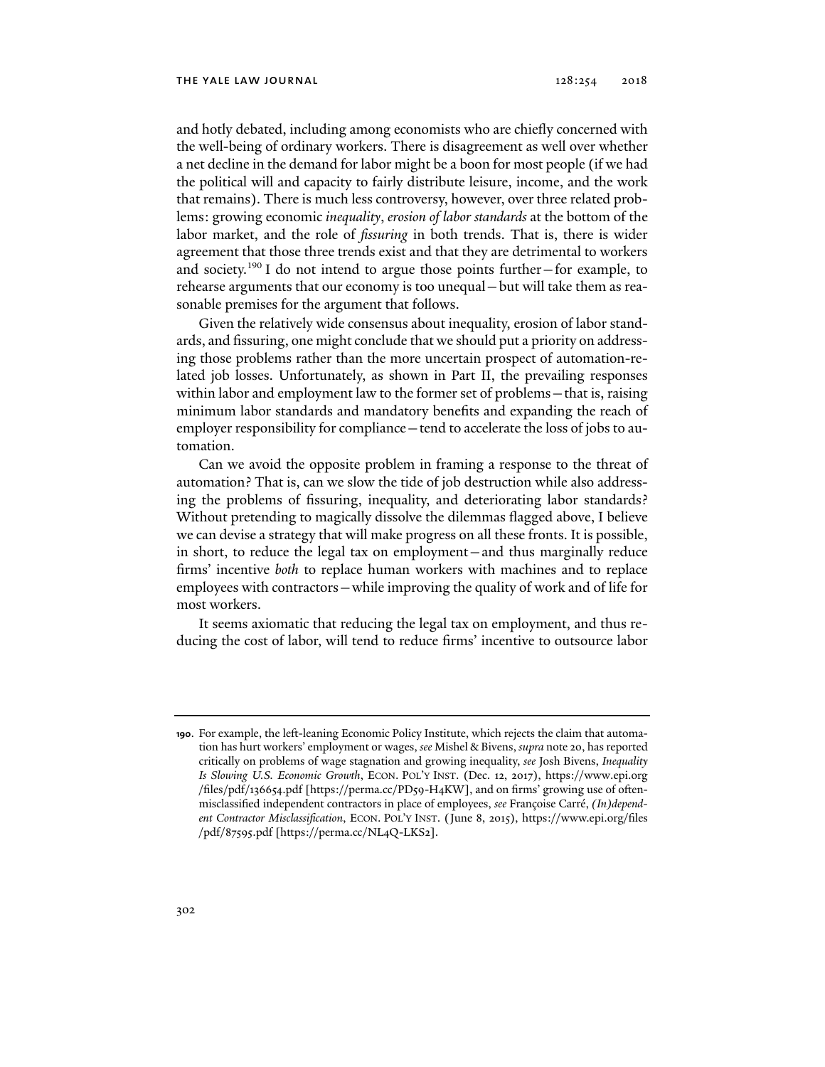and hotly debated, including among economists who are chiefly concerned with the well-being of ordinary workers. There is disagreement as well over whether a net decline in the demand for labor might be a boon for most people (if we had the political will and capacity to fairly distribute leisure, income, and the work that remains). There is much less controversy, however, over three related problems: growing economic *inequality*, *erosion of labor standards* at the bottom of the labor market, and the role of *fissuring* in both trends. That is, there is wider agreement that those three trends exist and that they are detrimental to workers and society.[190] I do not intend to argue those points further—for example, to rehearse arguments that our economy is too unequal—but will take them as reasonable premises for the argument that follows.

Given the relatively wide consensus about inequality, erosion of labor standards, and fissuring, one might conclude that we should put a priority on addressing those problems rather than the more uncertain prospect of automation-related job losses. Unfortunately, as shown in Part II, the prevailing responses within labor and employment law to the former set of problems—that is, raising minimum labor standards and mandatory benefits and expanding the reach of employer responsibility for compliance—tend to accelerate the loss of jobs to automation.

Can we avoid the opposite problem in framing a response to the threat of automation? That is, can we slow the tide of job destruction while also addressing the problems of fissuring, inequality, and deteriorating labor standards? Without pretending to magically dissolve the dilemmas flagged above, I believe we can devise a strategy that will make progress on all these fronts. It is possible, in short, to reduce the legal tax on employment—and thus marginally reduce firms' incentive *both* to replace human workers with machines and to replace employees with contractors—while improving the quality of work and of life for most workers.

It seems axiomatic that reducing the legal tax on employment, and thus reducing the cost of labor, will tend to reduce firms' incentive to outsource labor

---

**190**. For example, the left-leaning Economic Policy Institute, which rejects the claim that automation has hurt workers' employment or wages, *see* Mishel & Bivens, *supra* note 20, has reported critically on problems of wage stagnation and growing inequality, *see* Josh Bivens, *Inequality Is Slowing U.S. Economic Growth*, ECON. POL'Y INST. (Dec. 12, 2017), https://www.epi.org/files/pdf/136654.pdf [https://perma.cc/PD59-H4KW], and on firms' growing use of often-misclassified independent contractors in place of employees, *see* Françoise Carré, *(In)dependent Contractor Misclassification*, ECON. POL'Y INST. (June 8, 2015), https://www.epi.org/files/pdf/87595.pdf [https://perma.cc/NL4Q-LKS2].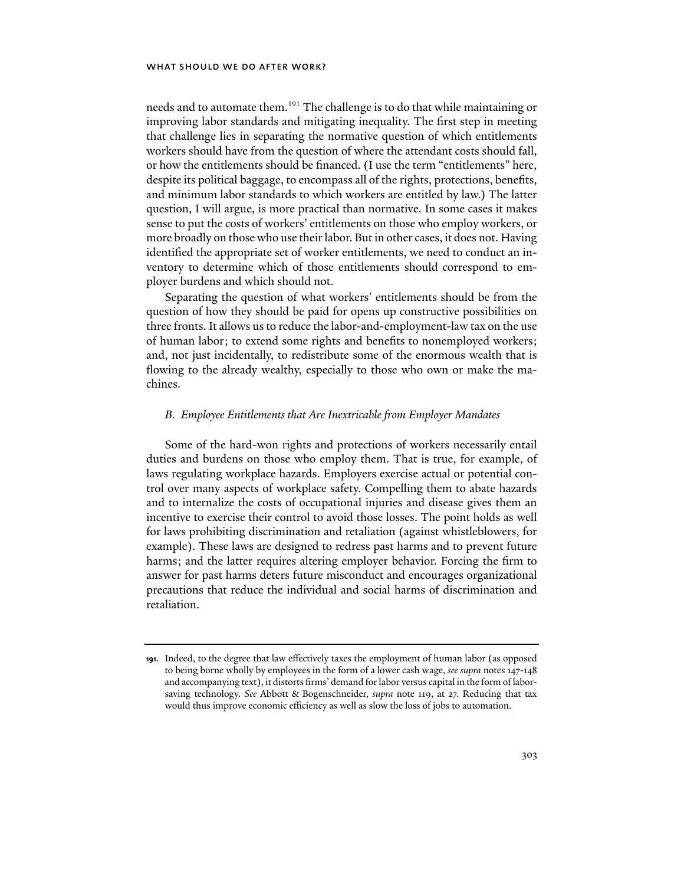needs and to automate them.[191] The challenge is to do that while maintaining or improving labor standards and mitigating inequality. The first step in meeting that challenge lies in separating the normative question of which entitlements workers should have from the question of where the attendant costs should fall, or how the entitlements should be financed. (I use the term "entitlements" here, despite its political baggage, to encompass all of the rights, protections, benefits, and minimum labor standards to which workers are entitled by law.) The latter question, I will argue, is more practical than normative. In some cases it makes sense to put the costs of workers' entitlements on those who employ workers, or more broadly on those who use their labor. But in other cases, it does not. Having identified the appropriate set of worker entitlements, we need to conduct an inventory to determine which of those entitlements should correspond to employer burdens and which should not.

Separating the question of what workers' entitlements should be from the question of how they should be paid for opens up constructive possibilities on three fronts. It allows us to reduce the labor-and-employment-law tax on the use of human labor; to extend some rights and benefits to nonemployed workers; and, not just incidentally, to redistribute some of the enormous wealth that is flowing to the already wealthy, especially to those who own or make the machines.

### *B. Employee Entitlements that Are Inextricable from Employer Mandates*

Some of the hard-won rights and protections of workers necessarily entail duties and burdens on those who employ them. That is true, for example, of laws regulating workplace hazards. Employers exercise actual or potential control over many aspects of workplace safety. Compelling them to abate hazards and to internalize the costs of occupational injuries and disease gives them an incentive to exercise their control to avoid those losses. The point holds as well for laws prohibiting discrimination and retaliation (against whistleblowers, for example). These laws are designed to redress past harms and to prevent future harms; and the latter requires altering employer behavior. Forcing the firm to answer for past harms deters future misconduct and encourages organizational precautions that reduce the individual and social harms of discrimination and retaliation.

---

**191**. Indeed, to the degree that law effectively taxes the employment of human labor (as opposed to being borne wholly by employees in the form of a lower cash wage, *see supra* notes 147-148 and accompanying text), it distorts firms' demand for labor versus capital in the form of labor-saving technology. *See* Abbott & Bogenschneider, *supra* note 119, at 27. Reducing that tax would thus improve economic efficiency as well as slow the loss of jobs to automation.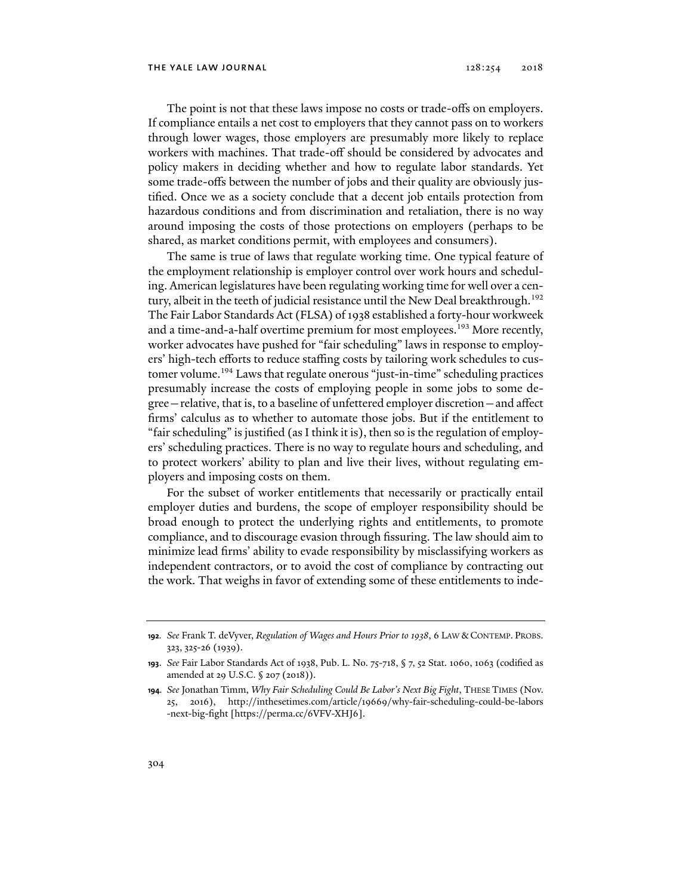The point is not that these laws impose no costs or trade-offs on employers. If compliance entails a net cost to employers that they cannot pass on to workers through lower wages, those employers are presumably more likely to replace workers with machines. That trade-off should be considered by advocates and policy makers in deciding whether and how to regulate labor standards. Yet some trade-offs between the number of jobs and their quality are obviously justified. Once we as a society conclude that a decent job entails protection from hazardous conditions and from discrimination and retaliation, there is no way around imposing the costs of those protections on employers (perhaps to be shared, as market conditions permit, with employees and consumers).

The same is true of laws that regulate working time. One typical feature of the employment relationship is employer control over work hours and scheduling. American legislatures have been regulating working time for well over a century, albeit in the teeth of judicial resistance until the New Deal breakthrough.[192] The Fair Labor Standards Act (FLSA) of 1938 established a forty-hour workweek and a time-and-a-half overtime premium for most employees.[193] More recently, worker advocates have pushed for "fair scheduling" laws in response to employers' high-tech efforts to reduce staffing costs by tailoring work schedules to customer volume.[194] Laws that regulate onerous "just-in-time" scheduling practices presumably increase the costs of employing people in some jobs to some degree—relative, that is, to a baseline of unfettered employer discretion—and affect firms' calculus as to whether to automate those jobs. But if the entitlement to "fair scheduling" is justified (as I think it is), then so is the regulation of employers' scheduling practices. There is no way to regulate hours and scheduling, and to protect workers' ability to plan and live their lives, without regulating employers and imposing costs on them.

For the subset of worker entitlements that necessarily or practically entail employer duties and burdens, the scope of employer responsibility should be broad enough to protect the underlying rights and entitlements, to promote compliance, and to discourage evasion through fissuring. The law should aim to minimize lead firms' ability to evade responsibility by misclassifying workers as independent contractors, or to avoid the cost of compliance by contracting out the work. That weighs in favor of extending some of these entitlements to inde-

---

**192.** *See* Frank T. deVyver, *Regulation of Wages and Hours Prior to 1938*, 6 LAW & CONTEMP. PROBS. 323, 325-26 (1939).

**193.** *See* Fair Labor Standards Act of 1938, Pub. L. No. 75-718, § 7, 52 Stat. 1060, 1063 (codified as amended at 29 U.S.C. § 207 (2018)).

**194.** *See* Jonathan Timm, *Why Fair Scheduling Could Be Labor's Next Big Fight*, THESE TIMES (Nov. 25, 2016), http://inthesetimes.com/article/19669/why-fair-scheduling-could-be-labors-next-big-fight [https://perma.cc/6VFV-XHJ6].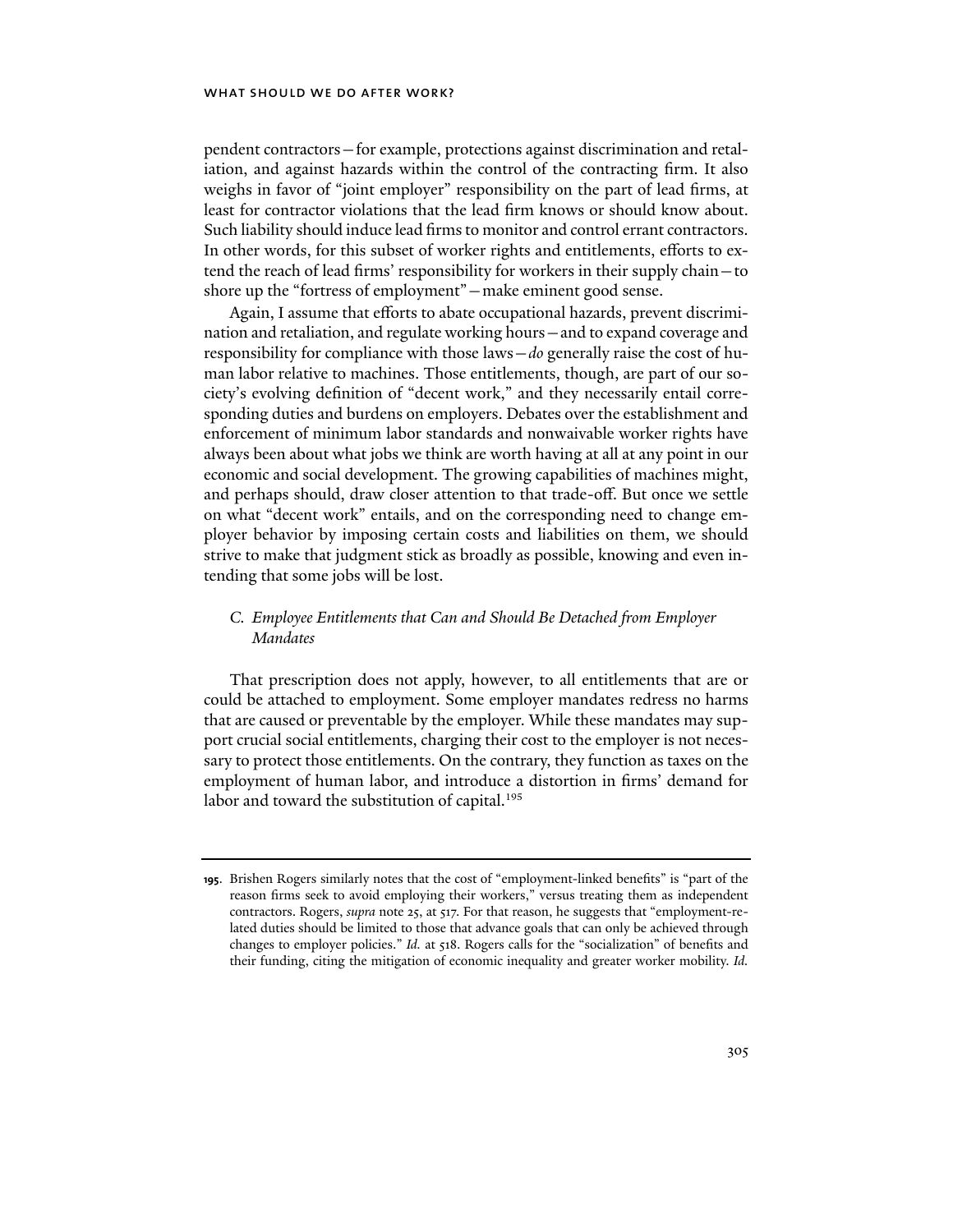pendent contractors—for example, protections against discrimination and retaliation, and against hazards within the control of the contracting firm. It also weighs in favor of "joint employer" responsibility on the part of lead firms, at least for contractor violations that the lead firm knows or should know about. Such liability should induce lead firms to monitor and control errant contractors. In other words, for this subset of worker rights and entitlements, efforts to extend the reach of lead firms' responsibility for workers in their supply chain—to shore up the "fortress of employment"—make eminent good sense.

Again, I assume that efforts to abate occupational hazards, prevent discrimination and retaliation, and regulate working hours—and to expand coverage and responsibility for compliance with those laws—*do* generally raise the cost of human labor relative to machines. Those entitlements, though, are part of our society's evolving definition of "decent work," and they necessarily entail corresponding duties and burdens on employers. Debates over the establishment and enforcement of minimum labor standards and nonwaivable worker rights have always been about what jobs we think are worth having at all at any point in our economic and social development. The growing capabilities of machines might, and perhaps should, draw closer attention to that trade-off. But once we settle on what "decent work" entails, and on the corresponding need to change employer behavior by imposing certain costs and liabilities on them, we should strive to make that judgment stick as broadly as possible, knowing and even intending that some jobs will be lost.

### *C. Employee Entitlements that Can and Should Be Detached from Employer Mandates*

That prescription does not apply, however, to all entitlements that are or could be attached to employment. Some employer mandates redress no harms that are caused or preventable by the employer. While these mandates may support crucial social entitlements, charging their cost to the employer is not necessary to protect those entitlements. On the contrary, they function as taxes on the employment of human labor, and introduce a distortion in firms' demand for labor and toward the substitution of capital.[195]

---

**195.** Brishen Rogers similarly notes that the cost of "employment-linked benefits" is "part of the reason firms seek to avoid employing their workers," versus treating them as independent contractors. Rogers, *supra* note 25, at 517. For that reason, he suggests that "employment-related duties should be limited to those that advance goals that can only be achieved through changes to employer policies." *Id.* at 518. Rogers calls for the "socialization" of benefits and their funding, citing the mitigation of economic inequality and greater worker mobility. *Id.*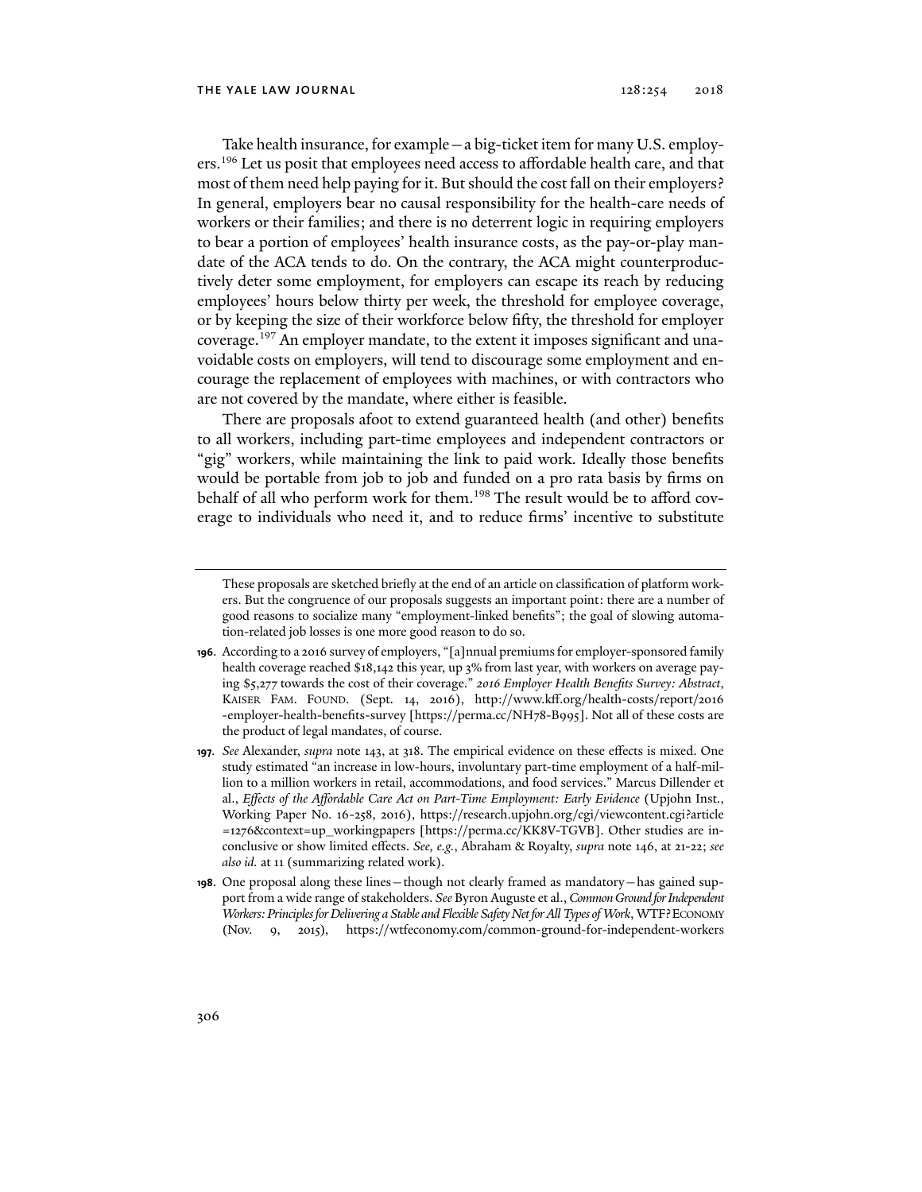Take health insurance, for example—a big-ticket item for many U.S. employers.[196] Let us posit that employees need access to affordable health care, and that most of them need help paying for it. But should the cost fall on their employers? In general, employers bear no causal responsibility for the health-care needs of workers or their families; and there is no deterrent logic in requiring employers to bear a portion of employees' health insurance costs, as the pay-or-play mandate of the ACA tends to do. On the contrary, the ACA might counterproductively deter some employment, for employers can escape its reach by reducing employees' hours below thirty per week, the threshold for employee coverage, or by keeping the size of their workforce below fifty, the threshold for employer coverage.[197] An employer mandate, to the extent it imposes significant and unavoidable costs on employers, will tend to discourage some employment and encourage the replacement of employees with machines, or with contractors who are not covered by the mandate, where either is feasible.

There are proposals afoot to extend guaranteed health (and other) benefits to all workers, including part-time employees and independent contractors or "gig" workers, while maintaining the link to paid work. Ideally those benefits would be portable from job to job and funded on a pro rata basis by firms on behalf of all who perform work for them.[198] The result would be to afford coverage to individuals who need it, and to reduce firms' incentive to substitute

---

These proposals are sketched briefly at the end of an article on classification of platform workers. But the congruence of our proposals suggests an important point: there are a number of good reasons to socialize many "employment-linked benefits"; the goal of slowing automation-related job losses is one more good reason to do so.

**196.** According to a 2016 survey of employers, "[a]nnual premiums for employer-sponsored family health coverage reached $18,142 this year, up 3% from last year, with workers on average paying $5,277 towards the cost of their coverage." *2016 Employer Health Benefits Survey: Abstract*, KAISER FAM. FOUND. (Sept. 14, 2016), http://www.kff.org/health-costs/report/2016-employer-health-benefits-survey [https://perma.cc/NH78-B995]. Not all of these costs are the product of legal mandates, of course.

**197.** *See* Alexander, *supra* note 143, at 318. The empirical evidence on these effects is mixed. One study estimated "an increase in low-hours, involuntary part-time employment of a half-million to a million workers in retail, accommodations, and food services." Marcus Dillender et al., *Effects of the Affordable Care Act on Part-Time Employment: Early Evidence* (Upjohn Inst., Working Paper No. 16-258, 2016), https://research.upjohn.org/cgi/viewcontent.cgi?article=1276&context=up_workingpapers [https://perma.cc/KK8V-TGVB]. Other studies are inconclusive or show limited effects. *See, e.g.*, Abraham & Royalty, *supra* note 146, at 21-22; *see also id.* at 11 (summarizing related work).

**198.** One proposal along these lines—though not clearly framed as mandatory—has gained support from a wide range of stakeholders. *See* Byron Auguste et al., *Common Ground for Independent Workers: Principles for Delivering a Stable and Flexible Safety Net for All Types of Work*, WTF? ECONOMY (Nov. 9, 2015), https://wtfeconomy.com/common-ground-for-independent-workers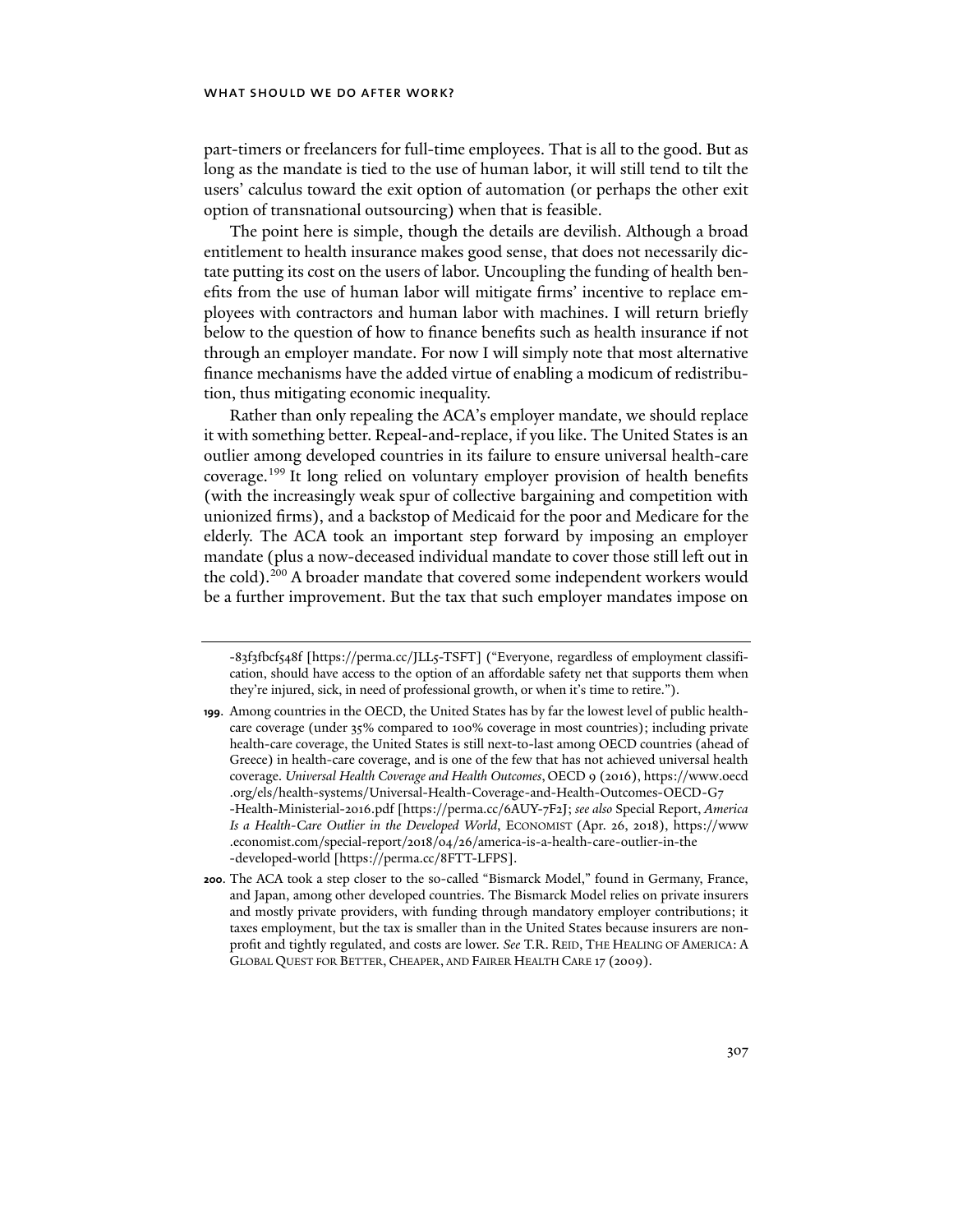part-timers or freelancers for full-time employees. That is all to the good. But as long as the mandate is tied to the use of human labor, it will still tend to tilt the users' calculus toward the exit option of automation (or perhaps the other exit option of transnational outsourcing) when that is feasible.

The point here is simple, though the details are devilish. Although a broad entitlement to health insurance makes good sense, that does not necessarily dictate putting its cost on the users of labor. Uncoupling the funding of health benefits from the use of human labor will mitigate firms' incentive to replace employees with contractors and human labor with machines. I will return briefly below to the question of how to finance benefits such as health insurance if not through an employer mandate. For now I will simply note that most alternative finance mechanisms have the added virtue of enabling a modicum of redistribution, thus mitigating economic inequality.

Rather than only repealing the ACA's employer mandate, we should replace it with something better. Repeal-and-replace, if you like. The United States is an outlier among developed countries in its failure to ensure universal health-care coverage.[199] It long relied on voluntary employer provision of health benefits (with the increasingly weak spur of collective bargaining and competition with unionized firms), and a backstop of Medicaid for the poor and Medicare for the elderly. The ACA took an important step forward by imposing an employer mandate (plus a now-deceased individual mandate to cover those still left out in the cold).[200] A broader mandate that covered some independent workers would be a further improvement. But the tax that such employer mandates impose on

-83f3fbcf548f [https://perma.cc/JLL5-TSFT] ("Everyone, regardless of employment classification, should have access to the option of an affordable safety net that supports them when they're injured, sick, in need of professional growth, or when it's time to retire.").

**199**. Among countries in the OECD, the United States has by far the lowest level of public health-care coverage (under 35% compared to 100% coverage in most countries); including private health-care coverage, the United States is still next-to-last among OECD countries (ahead of Greece) in health-care coverage, and is one of the few that has not achieved universal health coverage. *Universal Health Coverage and Health Outcomes*, OECD 9 (2016), https://www.oecd.org/els/health-systems/Universal-Health-Coverage-and-Health-Outcomes-OECD-G7-Health-Ministerial-2016.pdf [https://perma.cc/6AUY-7F2J; *see also* Special Report, *America Is a Health-Care Outlier in the Developed World*, ECONOMIST (Apr. 26, 2018), https://www.economist.com/special-report/2018/04/26/america-is-a-health-care-outlier-in-the-developed-world [https://perma.cc/8FTT-LFPS].

**200**. The ACA took a step closer to the so-called "Bismarck Model," found in Germany, France, and Japan, among other developed countries. The Bismarck Model relies on private insurers and mostly private providers, with funding through mandatory employer contributions; it taxes employment, but the tax is smaller than in the United States because insurers are non-profit and tightly regulated, and costs are lower. *See* T.R. REID, THE HEALING OF AMERICA: A GLOBAL QUEST FOR BETTER, CHEAPER, AND FAIRER HEALTH CARE 17 (2009).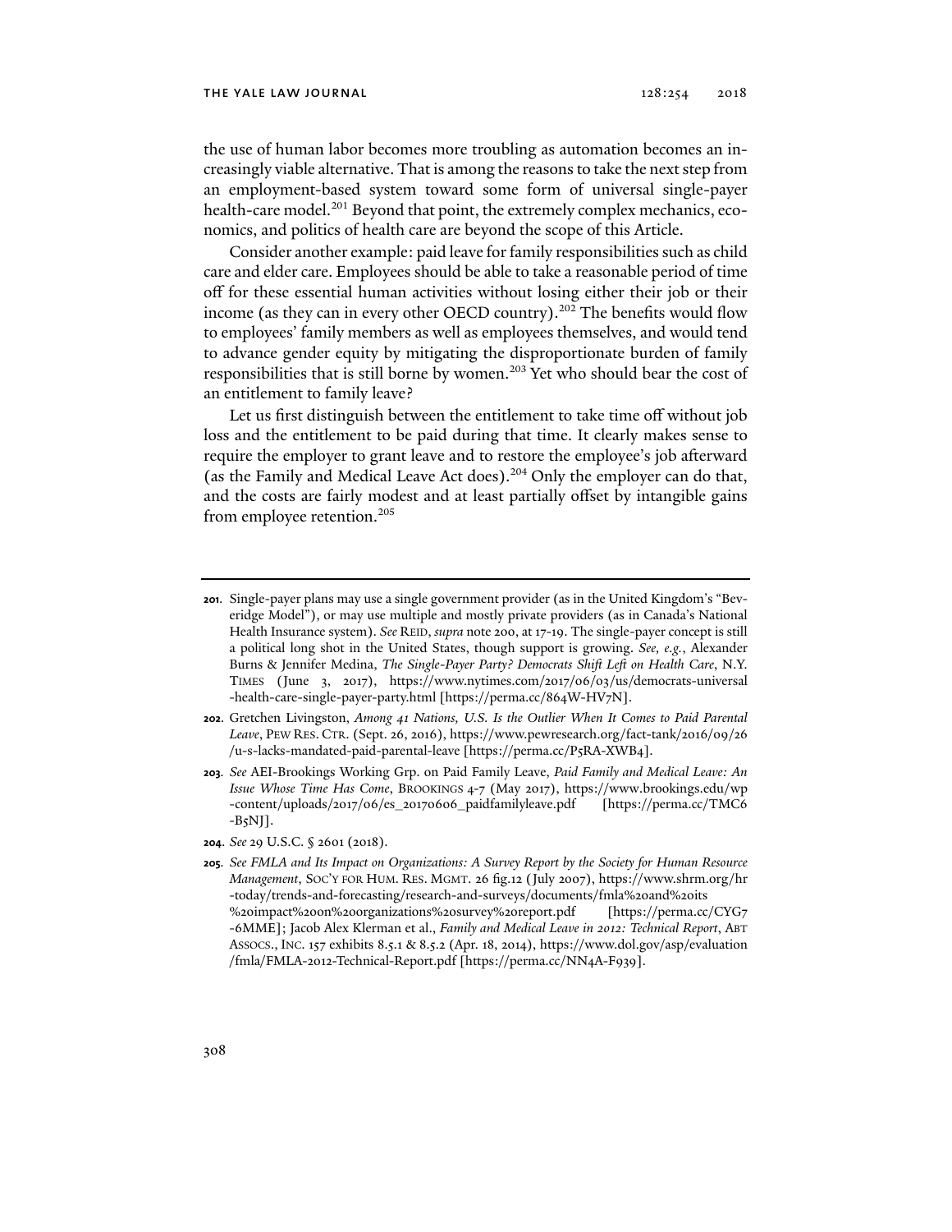the use of human labor becomes more troubling as automation becomes an increasingly viable alternative. That is among the reasons to take the next step from an employment-based system toward some form of universal single-payer health-care model.[201] Beyond that point, the extremely complex mechanics, economics, and politics of health care are beyond the scope of this Article.

Consider another example: paid leave for family responsibilities such as child care and elder care. Employees should be able to take a reasonable period of time off for these essential human activities without losing either their job or their income (as they can in every other OECD country).[202] The benefits would flow to employees' family members as well as employees themselves, and would tend to advance gender equity by mitigating the disproportionate burden of family responsibilities that is still borne by women.[203] Yet who should bear the cost of an entitlement to family leave?

Let us first distinguish between the entitlement to take time off without job loss and the entitlement to be paid during that time. It clearly makes sense to require the employer to grant leave and to restore the employee's job afterward (as the Family and Medical Leave Act does).[204] Only the employer can do that, and the costs are fairly modest and at least partially offset by intangible gains from employee retention.[205]

---

**201**. Single-payer plans may use a single government provider (as in the United Kingdom's "Beveridge Model"), or may use multiple and mostly private providers (as in Canada's National Health Insurance system). *See* REID, *supra* note 200, at 17-19. The single-payer concept is still a political long shot in the United States, though support is growing. *See, e.g.*, Alexander Burns & Jennifer Medina, *The Single-Payer Party? Democrats Shift Left on Health Care*, N.Y. TIMES (June 3, 2017), https://www.nytimes.com/2017/06/03/us/democrats-universal-health-care-single-payer-party.html [https://perma.cc/864W-HV7N].

**202**. Gretchen Livingston, *Among 41 Nations, U.S. Is the Outlier When It Comes to Paid Parental Leave*, PEW RES. CTR. (Sept. 26, 2016), https://www.pewresearch.org/fact-tank/2016/09/26/u-s-lacks-mandated-paid-parental-leave [https://perma.cc/P5RA-XWB4].

**203**. *See* AEI-Brookings Working Grp. on Paid Family Leave, *Paid Family and Medical Leave: An Issue Whose Time Has Come*, BROOKINGS 4-7 (May 2017), https://www.brookings.edu/wp-content/uploads/2017/06/es_20170606_paidfamilyleave.pdf [https://perma.cc/TMC6-B5NJ].

**204**. *See* 29 U.S.C. § 2601 (2018).

**205**. *See FMLA and Its Impact on Organizations: A Survey Report by the Society for Human Resource Management*, SOC'Y FOR HUM. RES. MGMT. 26 fig.12 (July 2007), https://www.shrm.org/hr-today/trends-and-forecasting/research-and-surveys/documents/fmla%20and%20its%20impact%20on%20organizations%20survey%20report.pdf [https://perma.cc/CYG7-6MME]; Jacob Alex Klerman et al., *Family and Medical Leave in 2012: Technical Report*, ABT ASSOCS., INC. 157 exhibits 8.5.1 & 8.5.2 (Apr. 18, 2014), https://www.dol.gov/asp/evaluation/fmla/FMLA-2012-Technical-Report.pdf [https://perma.cc/NN4A-F939].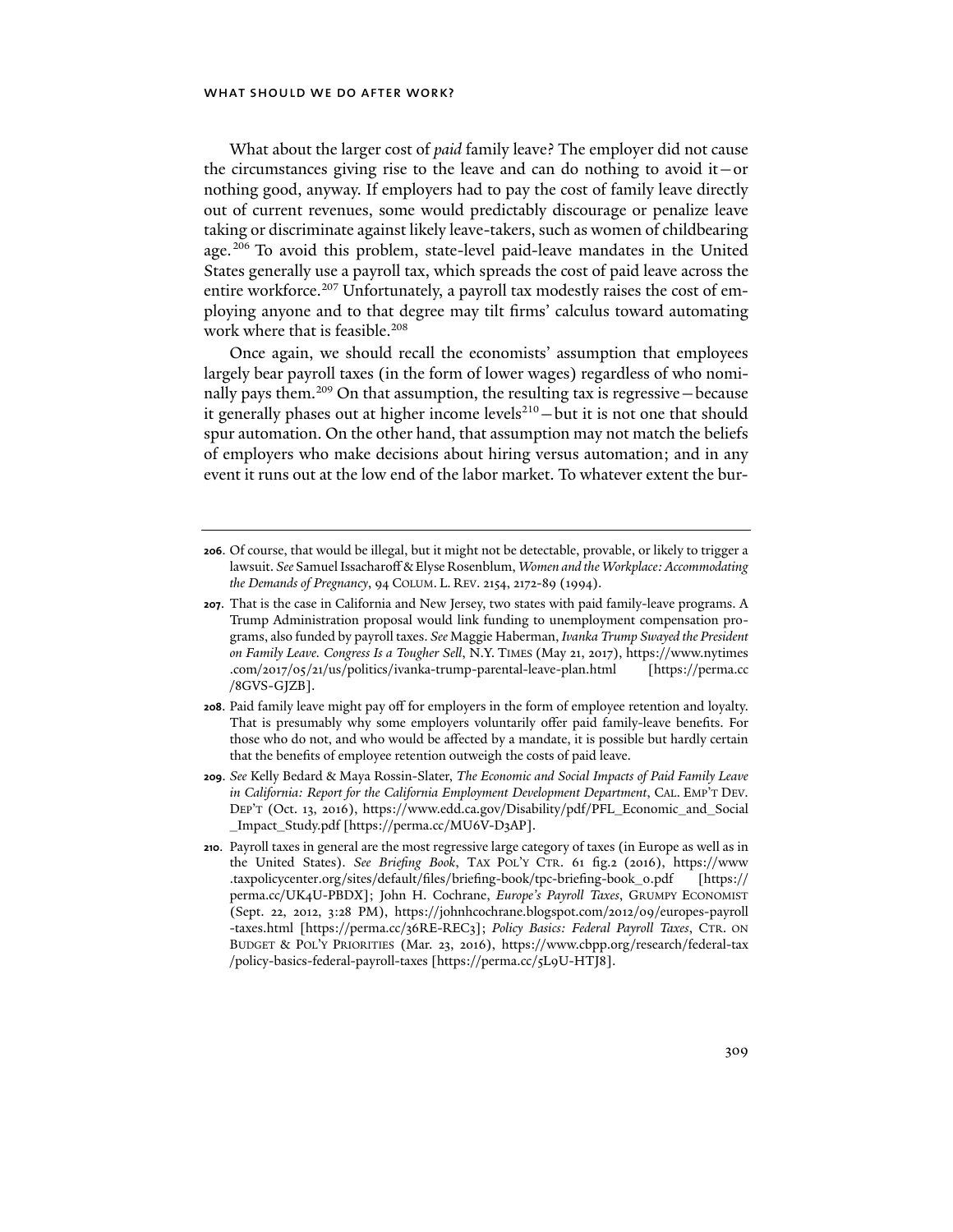What about the larger cost of *paid* family leave? The employer did not cause the circumstances giving rise to the leave and can do nothing to avoid it—or nothing good, anyway. If employers had to pay the cost of family leave directly out of current revenues, some would predictably discourage or penalize leave taking or discriminate against likely leave-takers, such as women of childbearing age.[206] To avoid this problem, state-level paid-leave mandates in the United States generally use a payroll tax, which spreads the cost of paid leave across the entire workforce.[207] Unfortunately, a payroll tax modestly raises the cost of employing anyone and to that degree may tilt firms' calculus toward automating work where that is feasible.[208]

Once again, we should recall the economists' assumption that employees largely bear payroll taxes (in the form of lower wages) regardless of who nominally pays them.[209] On that assumption, the resulting tax is regressive—because it generally phases out at higher income levels[210]—but it is not one that should spur automation. On the other hand, that assumption may not match the beliefs of employers who make decisions about hiring versus automation; and in any event it runs out at the low end of the labor market. To whatever extent the bur-

---

**206.** Of course, that would be illegal, but it might not be detectable, provable, or likely to trigger a lawsuit. *See* Samuel Issacharoff & Elyse Rosenblum, *Women and the Workplace: Accommodating the Demands of Pregnancy*, 94 COLUM. L. REV. 2154, 2172-89 (1994).

**207.** That is the case in California and New Jersey, two states with paid family-leave programs. A Trump Administration proposal would link funding to unemployment compensation programs, also funded by payroll taxes. *See* Maggie Haberman, *Ivanka Trump Swayed the President on Family Leave. Congress Is a Tougher Sell*, N.Y. TIMES (May 21, 2017), https://www.nytimes.com/2017/05/21/us/politics/ivanka-trump-parental-leave-plan.html [https://perma.cc/8GVS-GJZB].

**208.** Paid family leave might pay off for employers in the form of employee retention and loyalty. That is presumably why some employers voluntarily offer paid family-leave benefits. For those who do not, and who would be affected by a mandate, it is possible but hardly certain that the benefits of employee retention outweigh the costs of paid leave.

**209.** *See* Kelly Bedard & Maya Rossin-Slater, *The Economic and Social Impacts of Paid Family Leave in California: Report for the California Employment Development Department*, CAL. EMP'T DEV. DEP'T (Oct. 13, 2016), https://www.edd.ca.gov/Disability/pdf/PFL_Economic_and_Social_Impact_Study.pdf [https://perma.cc/MU6V-D3AP].

**210.** Payroll taxes in general are the most regressive large category of taxes (in Europe as well as in the United States). *See Briefing Book*, TAX POL'Y CTR. 61 fig.2 (2016), https://www.taxpolicycenter.org/sites/default/files/briefing-book/tpc-briefing-book_0.pdf [https://perma.cc/UK4U-PBDX]; John H. Cochrane, *Europe's Payroll Taxes*, GRUMPY ECONOMIST (Sept. 22, 2012, 3:28 PM), https://johnhcochrane.blogspot.com/2012/09/europes-payroll-taxes.html [https://perma.cc/36RE-REC3]; *Policy Basics: Federal Payroll Taxes*, CTR. ON BUDGET & POL'Y PRIORITIES (Mar. 23, 2016), https://www.cbpp.org/research/federal-tax/policy-basics-federal-payroll-taxes [https://perma.cc/5L9U-HTJ8].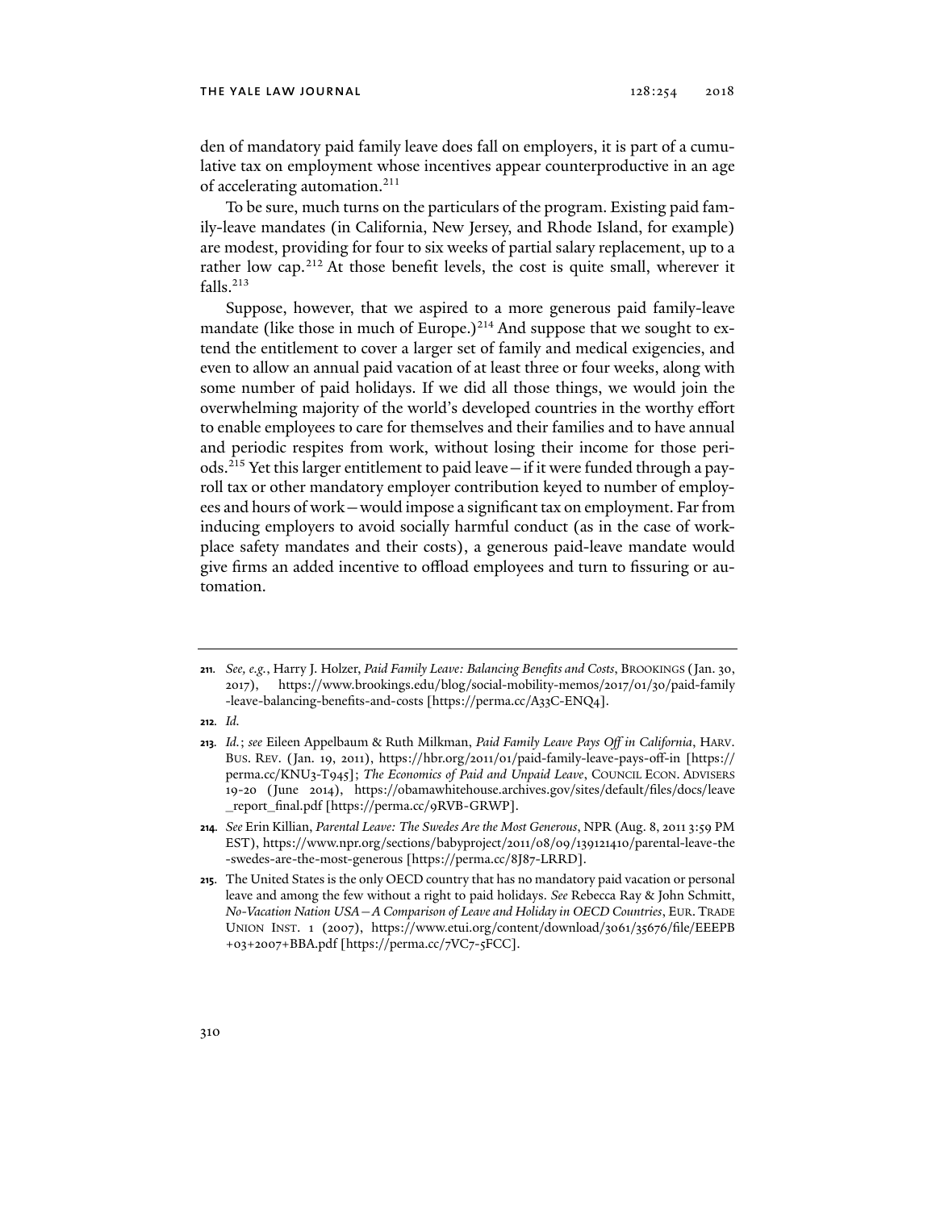den of mandatory paid family leave does fall on employers, it is part of a cumulative tax on employment whose incentives appear counterproductive in an age of accelerating automation.[211]

To be sure, much turns on the particulars of the program. Existing paid family-leave mandates (in California, New Jersey, and Rhode Island, for example) are modest, providing for four to six weeks of partial salary replacement, up to a rather low cap.[212] At those benefit levels, the cost is quite small, wherever it falls.[213]

Suppose, however, that we aspired to a more generous paid family-leave mandate (like those in much of Europe.)[214] And suppose that we sought to extend the entitlement to cover a larger set of family and medical exigencies, and even to allow an annual paid vacation of at least three or four weeks, along with some number of paid holidays. If we did all those things, we would join the overwhelming majority of the world's developed countries in the worthy effort to enable employees to care for themselves and their families and to have annual and periodic respites from work, without losing their income for those periods.[215] Yet this larger entitlement to paid leave—if it were funded through a payroll tax or other mandatory employer contribution keyed to number of employees and hours of work—would impose a significant tax on employment. Far from inducing employers to avoid socially harmful conduct (as in the case of workplace safety mandates and their costs), a generous paid-leave mandate would give firms an added incentive to offload employees and turn to fissuring or automation.

---

**211.** *See, e.g.*, Harry J. Holzer, *Paid Family Leave: Balancing Benefits and Costs*, BROOKINGS (Jan. 30, 2017), https://www.brookings.edu/blog/social-mobility-memos/2017/01/30/paid-family-leave-balancing-benefits-and-costs [https://perma.cc/A33C-ENQ4].

**212.** *Id.*

**213.** *Id.*; *see* Eileen Appelbaum & Ruth Milkman, *Paid Family Leave Pays Off in California*, HARV. BUS. REV. (Jan. 19, 2011), https://hbr.org/2011/01/paid-family-leave-pays-off-in [https://perma.cc/KNU3-T945]; *The Economics of Paid and Unpaid Leave*, COUNCIL ECON. ADVISERS 19-20 (June 2014), https://obamawhitehouse.archives.gov/sites/default/files/docs/leave_report_final.pdf [https://perma.cc/9RVB-GRWP].

**214.** *See* Erin Killian, *Parental Leave: The Swedes Are the Most Generous*, NPR (Aug. 8, 2011 3:59 PM EST), https://www.npr.org/sections/babyproject/2011/08/09/139121410/parental-leave-the-swedes-are-the-most-generous [https://perma.cc/8J87-LRRD].

**215.** The United States is the only OECD country that has no mandatory paid vacation or personal leave and among the few without a right to paid holidays. *See* Rebecca Ray & John Schmitt, *No-Vacation Nation USA—A Comparison of Leave and Holiday in OECD Countries*, EUR. TRADE UNION INST. 1 (2007), https://www.etui.org/content/download/3061/35676/file/EEEPB+03+2007+BBA.pdf [https://perma.cc/7VC7-5FCC].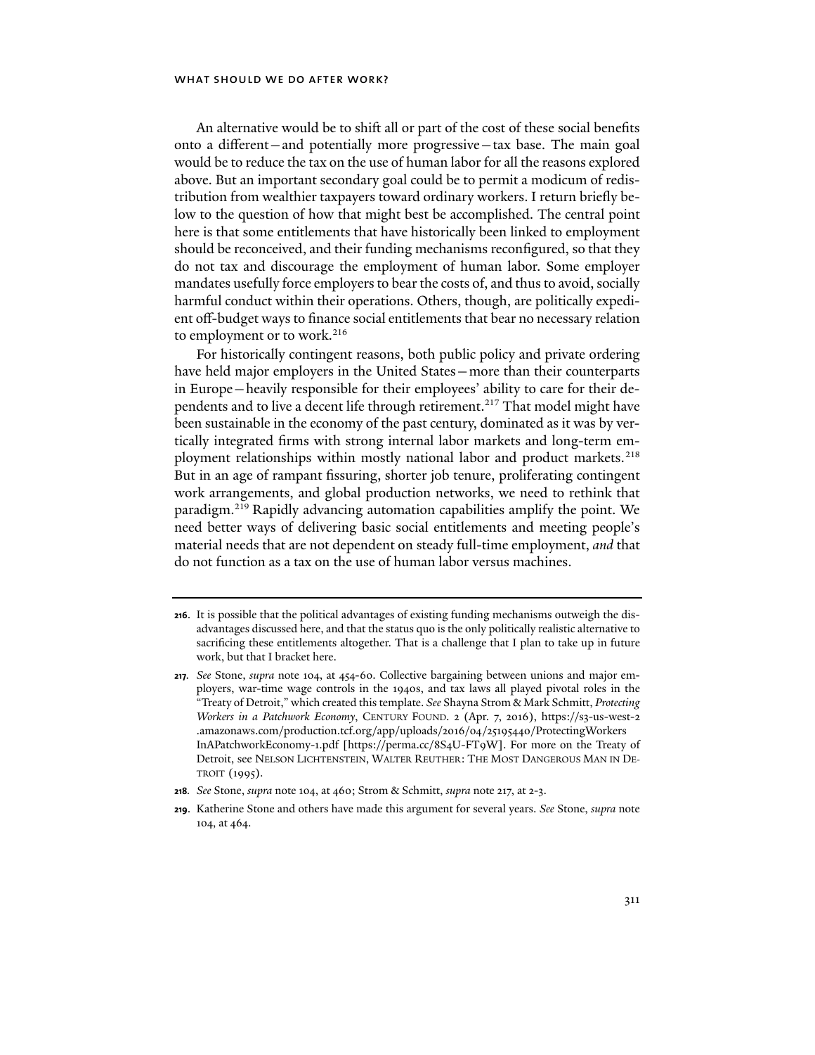An alternative would be to shift all or part of the cost of these social benefits onto a different—and potentially more progressive—tax base. The main goal would be to reduce the tax on the use of human labor for all the reasons explored above. But an important secondary goal could be to permit a modicum of redistribution from wealthier taxpayers toward ordinary workers. I return briefly below to the question of how that might best be accomplished. The central point here is that some entitlements that have historically been linked to employment should be reconceived, and their funding mechanisms reconfigured, so that they do not tax and discourage the employment of human labor. Some employer mandates usefully force employers to bear the costs of, and thus to avoid, socially harmful conduct within their operations. Others, though, are politically expedient off-budget ways to finance social entitlements that bear no necessary relation to employment or to work.[216]

For historically contingent reasons, both public policy and private ordering have held major employers in the United States—more than their counterparts in Europe—heavily responsible for their employees' ability to care for their dependents and to live a decent life through retirement.[217] That model might have been sustainable in the economy of the past century, dominated as it was by vertically integrated firms with strong internal labor markets and long-term employment relationships within mostly national labor and product markets.[218] But in an age of rampant fissuring, shorter job tenure, proliferating contingent work arrangements, and global production networks, we need to rethink that paradigm.[219] Rapidly advancing automation capabilities amplify the point. We need better ways of delivering basic social entitlements and meeting people's material needs that are not dependent on steady full-time employment, *and* that do not function as a tax on the use of human labor versus machines.

---

**216.** It is possible that the political advantages of existing funding mechanisms outweigh the disadvantages discussed here, and that the status quo is the only politically realistic alternative to sacrificing these entitlements altogether. That is a challenge that I plan to take up in future work, but that I bracket here.

**217.** *See* Stone, *supra* note 104, at 454-60. Collective bargaining between unions and major employers, war-time wage controls in the 1940s, and tax laws all played pivotal roles in the "Treaty of Detroit," which created this template. *See* Shayna Strom & Mark Schmitt, *Protecting Workers in a Patchwork Economy*, CENTURY FOUND. 2 (Apr. 7, 2016), https://s3-us-west-2.amazonaws.com/production.tcf.org/app/uploads/2016/04/25195440/ProtectingWorkersInAPatchworkEconomy-1.pdf [https://perma.cc/8S4U-FT9W]. For more on the Treaty of Detroit, see NELSON LICHTENSTEIN, WALTER REUTHER: THE MOST DANGEROUS MAN IN DETROIT (1995).

**218.** *See* Stone, *supra* note 104, at 460; Strom & Schmitt, *supra* note 217, at 2-3.

**219.** Katherine Stone and others have made this argument for several years. *See* Stone, *supra* note 104, at 464.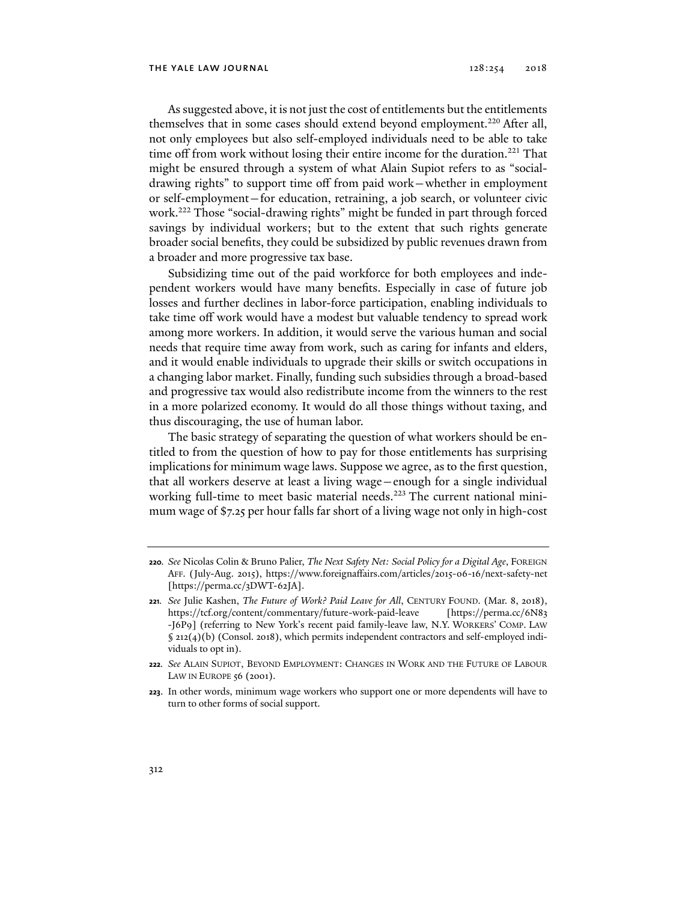As suggested above, it is not just the cost of entitlements but the entitlements themselves that in some cases should extend beyond employment.[220] After all, not only employees but also self-employed individuals need to be able to take time off from work without losing their entire income for the duration.[221] That might be ensured through a system of what Alain Supiot refers to as "social-drawing rights" to support time off from paid work—whether in employment or self-employment—for education, retraining, a job search, or volunteer civic work.[222] Those "social-drawing rights" might be funded in part through forced savings by individual workers; but to the extent that such rights generate broader social benefits, they could be subsidized by public revenues drawn from a broader and more progressive tax base.

Subsidizing time out of the paid workforce for both employees and independent workers would have many benefits. Especially in case of future job losses and further declines in labor-force participation, enabling individuals to take time off work would have a modest but valuable tendency to spread work among more workers. In addition, it would serve the various human and social needs that require time away from work, such as caring for infants and elders, and it would enable individuals to upgrade their skills or switch occupations in a changing labor market. Finally, funding such subsidies through a broad-based and progressive tax would also redistribute income from the winners to the rest in a more polarized economy. It would do all those things without taxing, and thus discouraging, the use of human labor.

The basic strategy of separating the question of what workers should be entitled to from the question of how to pay for those entitlements has surprising implications for minimum wage laws. Suppose we agree, as to the first question, that all workers deserve at least a living wage—enough for a single individual working full-time to meet basic material needs.[223] The current national minimum wage of $7.25 per hour falls far short of a living wage not only in high-cost

---

**220.** *See* Nicolas Colin & Bruno Palier, *The Next Safety Net: Social Policy for a Digital Age*, FOREIGN AFF. (July-Aug. 2015), https://www.foreignaffairs.com/articles/2015-06-16/next-safety-net [https://perma.cc/3DWT-62JA].

**221.** *See* Julie Kashen, *The Future of Work? Paid Leave for All*, CENTURY FOUND. (Mar. 8, 2018), https://tcf.org/content/commentary/future-work-paid-leave [https://perma.cc/6N83-J6P9] (referring to New York's recent paid family-leave law, N.Y. WORKERS' COMP. LAW § 212(4)(b) (Consol. 2018), which permits independent contractors and self-employed individuals to opt in).

**222.** *See* ALAIN SUPIOT, BEYOND EMPLOYMENT: CHANGES IN WORK AND THE FUTURE OF LABOUR LAW IN EUROPE 56 (2001).

**223.** In other words, minimum wage workers who support one or more dependents will have to turn to other forms of social support.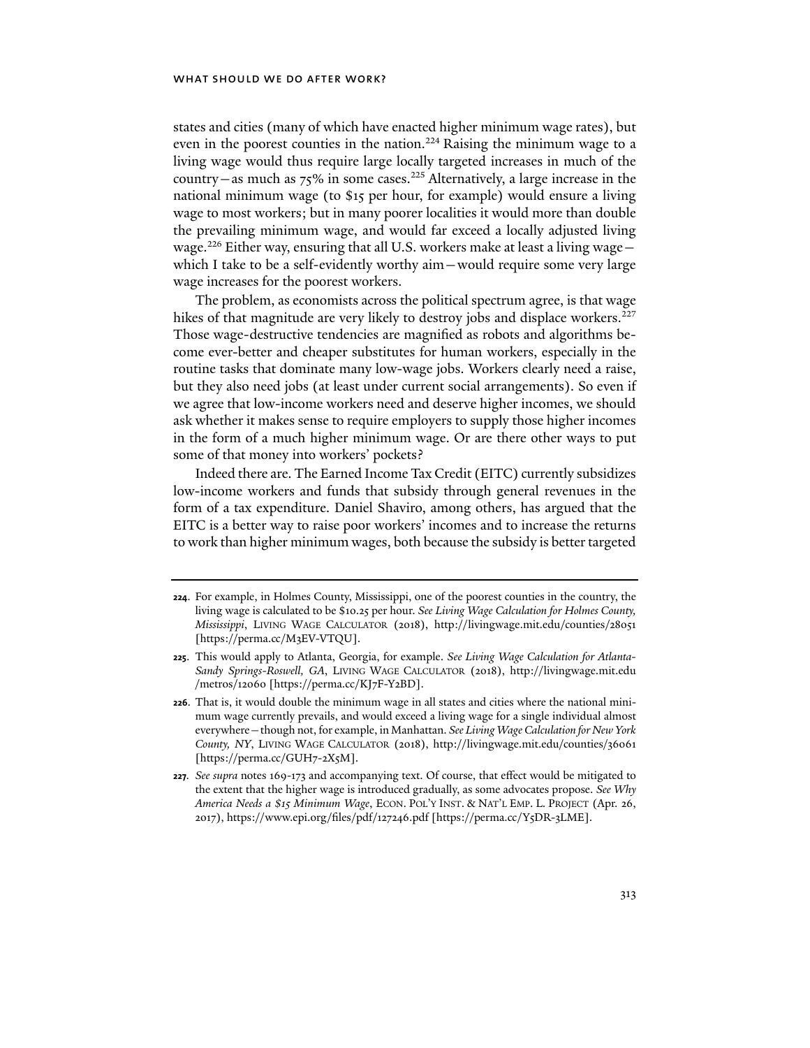states and cities (many of which have enacted higher minimum wage rates), but even in the poorest counties in the nation.[224] Raising the minimum wage to a living wage would thus require large locally targeted increases in much of the country—as much as 75% in some cases.[225] Alternatively, a large increase in the national minimum wage (to $15 per hour, for example) would ensure a living wage to most workers; but in many poorer localities it would more than double the prevailing minimum wage, and would far exceed a locally adjusted living wage.[226] Either way, ensuring that all U.S. workers make at least a living wage—which I take to be a self-evidently worthy aim—would require some very large wage increases for the poorest workers.

The problem, as economists across the political spectrum agree, is that wage hikes of that magnitude are very likely to destroy jobs and displace workers.[227] Those wage-destructive tendencies are magnified as robots and algorithms become ever-better and cheaper substitutes for human workers, especially in the routine tasks that dominate many low-wage jobs. Workers clearly need a raise, but they also need jobs (at least under current social arrangements). So even if we agree that low-income workers need and deserve higher incomes, we should ask whether it makes sense to require employers to supply those higher incomes in the form of a much higher minimum wage. Or are there other ways to put some of that money into workers' pockets?

Indeed there are. The Earned Income Tax Credit (EITC) currently subsidizes low-income workers and funds that subsidy through general revenues in the form of a tax expenditure. Daniel Shaviro, among others, has argued that the EITC is a better way to raise poor workers' incomes and to increase the returns to work than higher minimum wages, both because the subsidy is better targeted

---

**224**. For example, in Holmes County, Mississippi, one of the poorest counties in the country, the living wage is calculated to be $10.25 per hour. *See Living Wage Calculation for Holmes County, Mississippi*, LIVING WAGE CALCULATOR (2018), http://livingwage.mit.edu/counties/28051 [https://perma.cc/M3EV-VTQU].

**225**. This would apply to Atlanta, Georgia, for example. *See Living Wage Calculation for Atlanta-Sandy Springs-Roswell, GA*, LIVING WAGE CALCULATOR (2018), http://livingwage.mit.edu/metros/12060 [https://perma.cc/KJ7F-Y2BD].

**226**. That is, it would double the minimum wage in all states and cities where the national minimum wage currently prevails, and would exceed a living wage for a single individual almost everywhere—though not, for example, in Manhattan. *See Living Wage Calculation for New York County, NY*, LIVING WAGE CALCULATOR (2018), http://livingwage.mit.edu/counties/36061 [https://perma.cc/GUH7-2X5M].

**227**. *See supra* notes 169-173 and accompanying text. Of course, that effect would be mitigated to the extent that the higher wage is introduced gradually, as some advocates propose. *See Why America Needs a $15 Minimum Wage*, ECON. POL'Y INST. & NAT'L EMP. L. PROJECT (Apr. 26, 2017), https://www.epi.org/files/pdf/127246.pdf [https://perma.cc/Y5DR-3LME].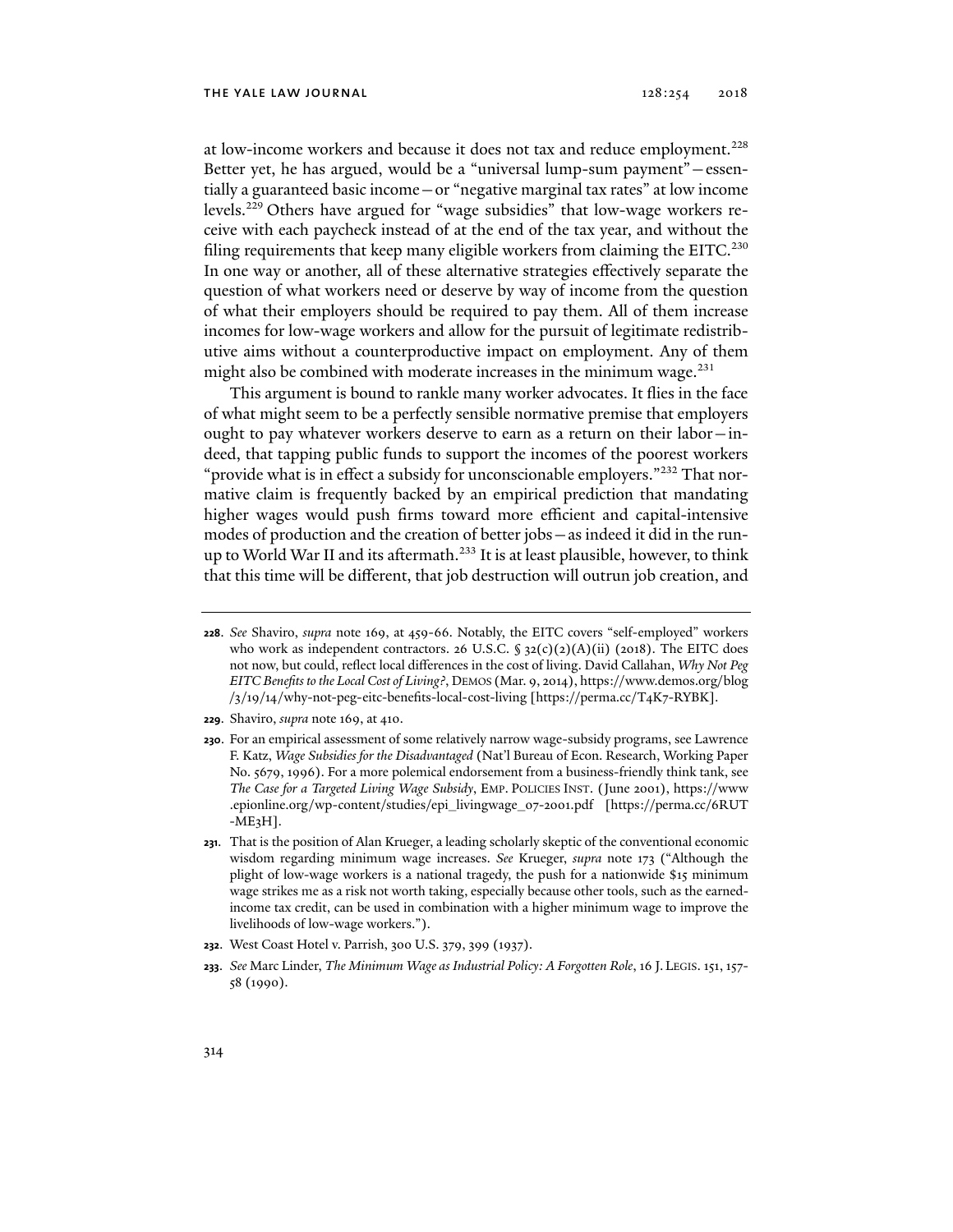at low-income workers and because it does not tax and reduce employment.[228] Better yet, he has argued, would be a "universal lump-sum payment"—essentially a guaranteed basic income—or "negative marginal tax rates" at low income levels.[229] Others have argued for "wage subsidies" that low-wage workers receive with each paycheck instead of at the end of the tax year, and without the filing requirements that keep many eligible workers from claiming the EITC.[230] In one way or another, all of these alternative strategies effectively separate the question of what workers need or deserve by way of income from the question of what their employers should be required to pay them. All of them increase incomes for low-wage workers and allow for the pursuit of legitimate redistributive aims without a counterproductive impact on employment. Any of them might also be combined with moderate increases in the minimum wage.[231]

This argument is bound to rankle many worker advocates. It flies in the face of what might seem to be a perfectly sensible normative premise that employers ought to pay whatever workers deserve to earn as a return on their labor—indeed, that tapping public funds to support the incomes of the poorest workers "provide what is in effect a subsidy for unconscionable employers."[232] That normative claim is frequently backed by an empirical prediction that mandating higher wages would push firms toward more efficient and capital-intensive modes of production and the creation of better jobs—as indeed it did in the run-up to World War II and its aftermath.[233] It is at least plausible, however, to think that this time will be different, that job destruction will outrun job creation, and

---

**228**. *See* Shaviro, *supra* note 169, at 459-66. Notably, the EITC covers "self-employed" workers who work as independent contractors. 26 U.S.C. § 32(c)(2)(A)(ii) (2018). The EITC does not now, but could, reflect local differences in the cost of living. David Callahan, *Why Not Peg EITC Benefits to the Local Cost of Living?*, DEMOS (Mar. 9, 2014), https://www.demos.org/blog/3/19/14/why-not-peg-eitc-benefits-local-cost-living [https://perma.cc/T4K7-RYBK].

**229**. Shaviro, *supra* note 169, at 410.

**230**. For an empirical assessment of some relatively narrow wage-subsidy programs, see Lawrence F. Katz, *Wage Subsidies for the Disadvantaged* (Nat'l Bureau of Econ. Research, Working Paper No. 5679, 1996). For a more polemical endorsement from a business-friendly think tank, see *The Case for a Targeted Living Wage Subsidy*, EMP. POLICIES INST. (June 2001), https://www.epionline.org/wp-content/studies/epi_livingwage_07-2001.pdf [https://perma.cc/6RUT-ME3H].

**231**. That is the position of Alan Krueger, a leading scholarly skeptic of the conventional economic wisdom regarding minimum wage increases. *See* Krueger, *supra* note 173 ("Although the plight of low-wage workers is a national tragedy, the push for a nationwide $15 minimum wage strikes me as a risk not worth taking, especially because other tools, such as the earned-income tax credit, can be used in combination with a higher minimum wage to improve the livelihoods of low-wage workers.").

**232**. West Coast Hotel v. Parrish, 300 U.S. 379, 399 (1937).

**233**. *See* Marc Linder, *The Minimum Wage as Industrial Policy: A Forgotten Role*, 16 J. LEGIS. 151, 157-58 (1990).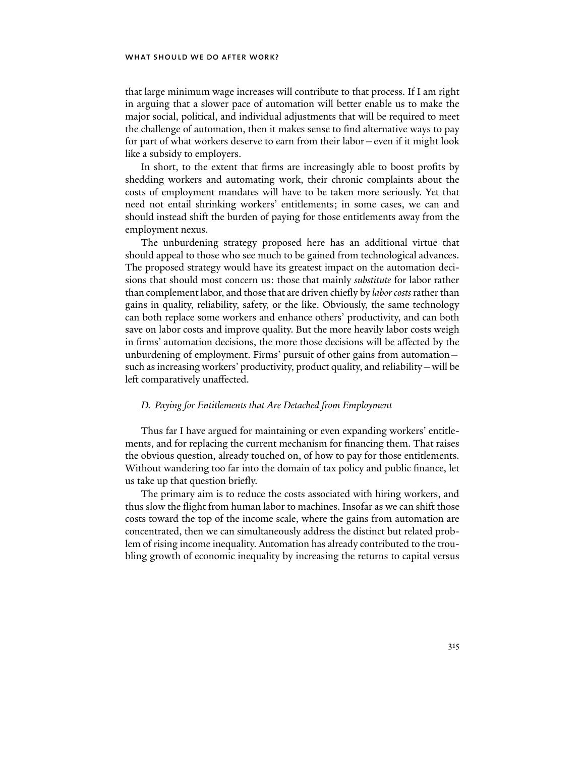that large minimum wage increases will contribute to that process. If I am right in arguing that a slower pace of automation will better enable us to make the major social, political, and individual adjustments that will be required to meet the challenge of automation, then it makes sense to find alternative ways to pay for part of what workers deserve to earn from their labor—even if it might look like a subsidy to employers.

In short, to the extent that firms are increasingly able to boost profits by shedding workers and automating work, their chronic complaints about the costs of employment mandates will have to be taken more seriously. Yet that need not entail shrinking workers' entitlements; in some cases, we can and should instead shift the burden of paying for those entitlements away from the employment nexus.

The unburdening strategy proposed here has an additional virtue that should appeal to those who see much to be gained from technological advances. The proposed strategy would have its greatest impact on the automation decisions that should most concern us: those that mainly *substitute* for labor rather than complement labor, and those that are driven chiefly by *labor costs* rather than gains in quality, reliability, safety, or the like. Obviously, the same technology can both replace some workers and enhance others' productivity, and can both save on labor costs and improve quality. But the more heavily labor costs weigh in firms' automation decisions, the more those decisions will be affected by the unburdening of employment. Firms' pursuit of other gains from automation—such as increasing workers' productivity, product quality, and reliability—will be left comparatively unaffected.

### *D. Paying for Entitlements that Are Detached from Employment*

Thus far I have argued for maintaining or even expanding workers' entitlements, and for replacing the current mechanism for financing them. That raises the obvious question, already touched on, of how to pay for those entitlements. Without wandering too far into the domain of tax policy and public finance, let us take up that question briefly.

The primary aim is to reduce the costs associated with hiring workers, and thus slow the flight from human labor to machines. Insofar as we can shift those costs toward the top of the income scale, where the gains from automation are concentrated, then we can simultaneously address the distinct but related problem of rising income inequality. Automation has already contributed to the troubling growth of economic inequality by increasing the returns to capital versus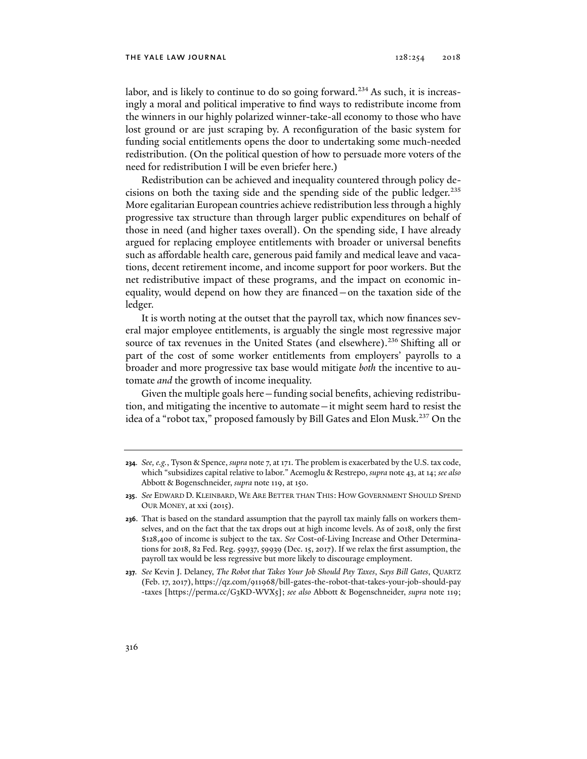labor, and is likely to continue to do so going forward.[234] As such, it is increasingly a moral and political imperative to find ways to redistribute income from the winners in our highly polarized winner-take-all economy to those who have lost ground or are just scraping by. A reconfiguration of the basic system for funding social entitlements opens the door to undertaking some much-needed redistribution. (On the political question of how to persuade more voters of the need for redistribution I will be even briefer here.)

Redistribution can be achieved and inequality countered through policy decisions on both the taxing side and the spending side of the public ledger.[235] More egalitarian European countries achieve redistribution less through a highly progressive tax structure than through larger public expenditures on behalf of those in need (and higher taxes overall). On the spending side, I have already argued for replacing employee entitlements with broader or universal benefits such as affordable health care, generous paid family and medical leave and vacations, decent retirement income, and income support for poor workers. But the net redistributive impact of these programs, and the impact on economic inequality, would depend on how they are financed—on the taxation side of the ledger.

It is worth noting at the outset that the payroll tax, which now finances several major employee entitlements, is arguably the single most regressive major source of tax revenues in the United States (and elsewhere).[236] Shifting all or part of the cost of some worker entitlements from employers' payrolls to a broader and more progressive tax base would mitigate *both* the incentive to automate *and* the growth of income inequality.

Given the multiple goals here—funding social benefits, achieving redistribution, and mitigating the incentive to automate—it might seem hard to resist the idea of a "robot tax," proposed famously by Bill Gates and Elon Musk.[237] On the

---

**234.** *See, e.g.*, Tyson & Spence, *supra* note 7, at 171. The problem is exacerbated by the U.S. tax code, which "subsidizes capital relative to labor." Acemoglu & Restrepo, *supra* note 43, at 14; *see also* Abbott & Bogenschneider, *supra* note 119, at 150.

**235.** *See* Edward D. Kleinbard, We Are Better than This: How Government Should Spend Our Money, at xxi (2015).

**236.** That is based on the standard assumption that the payroll tax mainly falls on workers themselves, and on the fact that the tax drops out at high income levels. As of 2018, only the first $128,400 of income is subject to the tax. *See* Cost-of-Living Increase and Other Determinations for 2018, 82 Fed. Reg. 59937, 59939 (Dec. 15, 2017). If we relax the first assumption, the payroll tax would be less regressive but more likely to discourage employment.

**237.** *See* Kevin J. Delaney, *The Robot that Takes Your Job Should Pay Taxes*, *Says Bill Gates*, Quartz (Feb. 17, 2017), https://qz.com/911968/bill-gates-the-robot-that-takes-your-job-should-pay-taxes [https://perma.cc/G3KD-WVX5]; *see also* Abbott & Bogenschneider, *supra* note 119;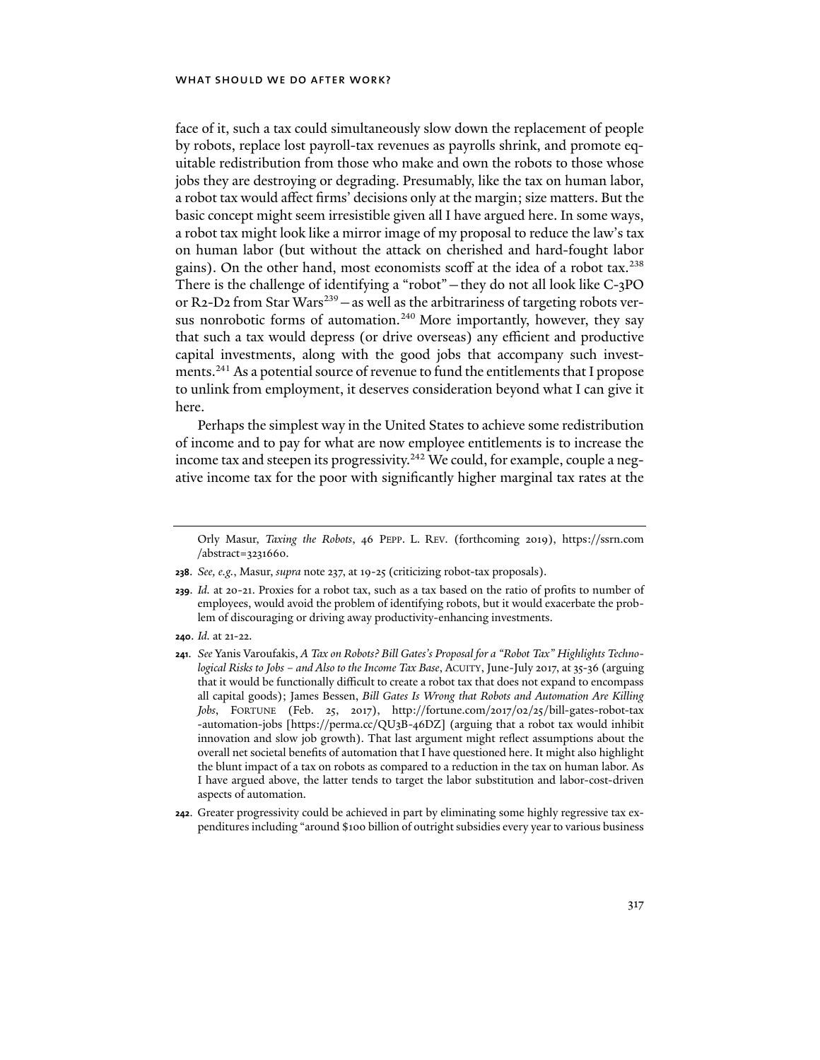face of it, such a tax could simultaneously slow down the replacement of people by robots, replace lost payroll-tax revenues as payrolls shrink, and promote equitable redistribution from those who make and own the robots to those whose jobs they are destroying or degrading. Presumably, like the tax on human labor, a robot tax would affect firms' decisions only at the margin; size matters. But the basic concept might seem irresistible given all I have argued here. In some ways, a robot tax might look like a mirror image of my proposal to reduce the law's tax on human labor (but without the attack on cherished and hard-fought labor gains). On the other hand, most economists scoff at the idea of a robot tax.[238] There is the challenge of identifying a "robot"—they do not all look like C-3PO or R2-D2 from Star Wars[239]—as well as the arbitrariness of targeting robots versus nonrobotic forms of automation.[240] More importantly, however, they say that such a tax would depress (or drive overseas) any efficient and productive capital investments, along with the good jobs that accompany such investments.[241] As a potential source of revenue to fund the entitlements that I propose to unlink from employment, it deserves consideration beyond what I can give it here.

Perhaps the simplest way in the United States to achieve some redistribution of income and to pay for what are now employee entitlements is to increase the income tax and steepen its progressivity.[242] We could, for example, couple a negative income tax for the poor with significantly higher marginal tax rates at the

---

Orly Masur, *Taxing the Robots*, 46 PEPP. L. REV. (forthcoming 2019), https://ssrn.com/abstract=3231660.

**238**. *See, e.g.*, Masur, *supra* note 237, at 19-25 (criticizing robot-tax proposals).

**239**. *Id.* at 20-21. Proxies for a robot tax, such as a tax based on the ratio of profits to number of employees, would avoid the problem of identifying robots, but it would exacerbate the problem of discouraging or driving away productivity-enhancing investments.

**240**. *Id.* at 21-22.

**241**. *See* Yanis Varoufakis, *A Tax on Robots? Bill Gates's Proposal for a "Robot Tax" Highlights Technological Risks to Jobs – and Also to the Income Tax Base*, ACUITY, June-July 2017, at 35-36 (arguing that it would be functionally difficult to create a robot tax that does not expand to encompass all capital goods); James Bessen, *Bill Gates Is Wrong that Robots and Automation Are Killing Jobs*, FORTUNE (Feb. 25, 2017), http://fortune.com/2017/02/25/bill-gates-robot-tax-automation-jobs [https://perma.cc/QU3B-46DZ] (arguing that a robot tax would inhibit innovation and slow job growth). That last argument might reflect assumptions about the overall net societal benefits of automation that I have questioned here. It might also highlight the blunt impact of a tax on robots as compared to a reduction in the tax on human labor. As I have argued above, the latter tends to target the labor substitution and labor-cost-driven aspects of automation.

**242**. Greater progressivity could be achieved in part by eliminating some highly regressive tax expenditures including "around $100 billion of outright subsidies every year to various business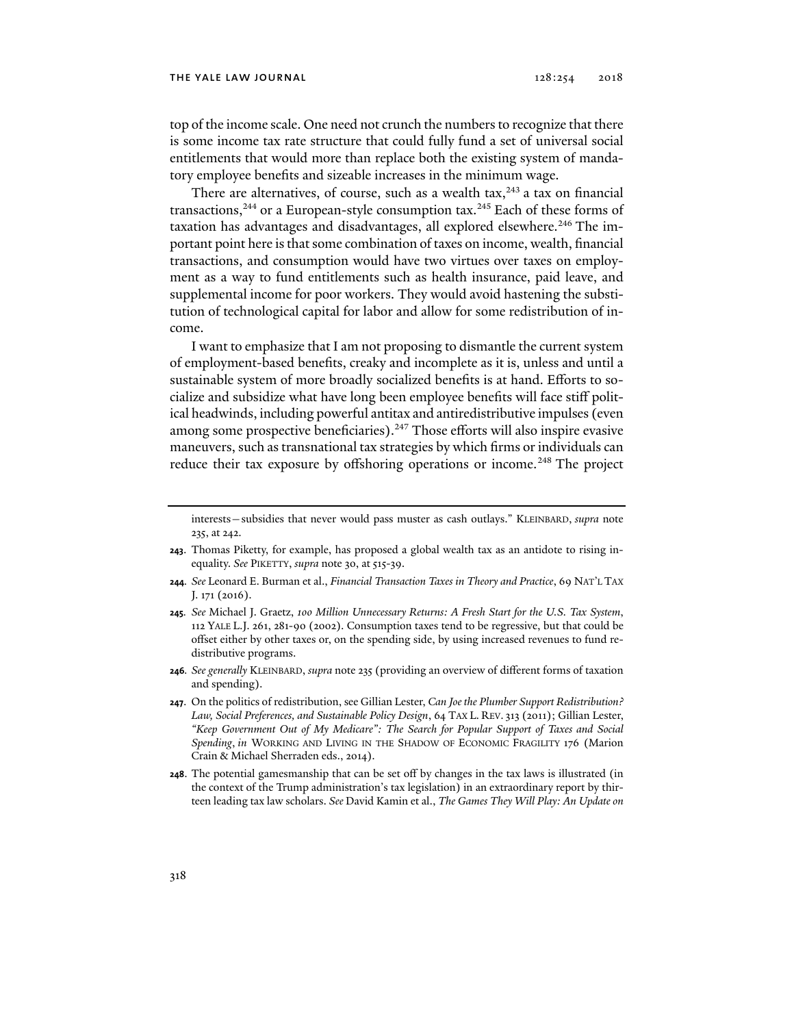top of the income scale. One need not crunch the numbers to recognize that there is some income tax rate structure that could fully fund a set of universal social entitlements that would more than replace both the existing system of mandatory employee benefits and sizeable increases in the minimum wage.

There are alternatives, of course, such as a wealth tax,[243] a tax on financial transactions,[244] or a European-style consumption tax.[245] Each of these forms of taxation has advantages and disadvantages, all explored elsewhere.[246] The important point here is that some combination of taxes on income, wealth, financial transactions, and consumption would have two virtues over taxes on employment as a way to fund entitlements such as health insurance, paid leave, and supplemental income for poor workers. They would avoid hastening the substitution of technological capital for labor and allow for some redistribution of income.

I want to emphasize that I am not proposing to dismantle the current system of employment-based benefits, creaky and incomplete as it is, unless and until a sustainable system of more broadly socialized benefits is at hand. Efforts to socialize and subsidize what have long been employee benefits will face stiff political headwinds, including powerful antitax and antiredistributive impulses (even among some prospective beneficiaries).[247] Those efforts will also inspire evasive maneuvers, such as transnational tax strategies by which firms or individuals can reduce their tax exposure by offshoring operations or income.[248] The project

---

interests—subsidies that never would pass muster as cash outlays." KLEINBARD, *supra* note 235, at 242.

**243**. Thomas Piketty, for example, has proposed a global wealth tax as an antidote to rising inequality. *See* PIKETTY, *supra* note 30, at 515-39.

**244**. *See* Leonard E. Burman et al., *Financial Transaction Taxes in Theory and Practice*, 69 NAT'L TAX J. 171 (2016).

**245**. *See* Michael J. Graetz, *100 Million Unnecessary Returns: A Fresh Start for the U.S. Tax System*, 112 YALE L.J. 261, 281-90 (2002). Consumption taxes tend to be regressive, but that could be offset either by other taxes or, on the spending side, by using increased revenues to fund redistributive programs.

**246**. *See generally* KLEINBARD, *supra* note 235 (providing an overview of different forms of taxation and spending).

**247**. On the politics of redistribution, see Gillian Lester, *Can Joe the Plumber Support Redistribution? Law, Social Preferences, and Sustainable Policy Design*, 64 TAX L. REV. 313 (2011); Gillian Lester, *"Keep Government Out of My Medicare": The Search for Popular Support of Taxes and Social Spending*, *in* WORKING AND LIVING IN THE SHADOW OF ECONOMIC FRAGILITY 176 (Marion Crain & Michael Sherraden eds., 2014).

**248**. The potential gamesmanship that can be set off by changes in the tax laws is illustrated (in the context of the Trump administration's tax legislation) in an extraordinary report by thirteen leading tax law scholars. *See* David Kamin et al., *The Games They Will Play: An Update on*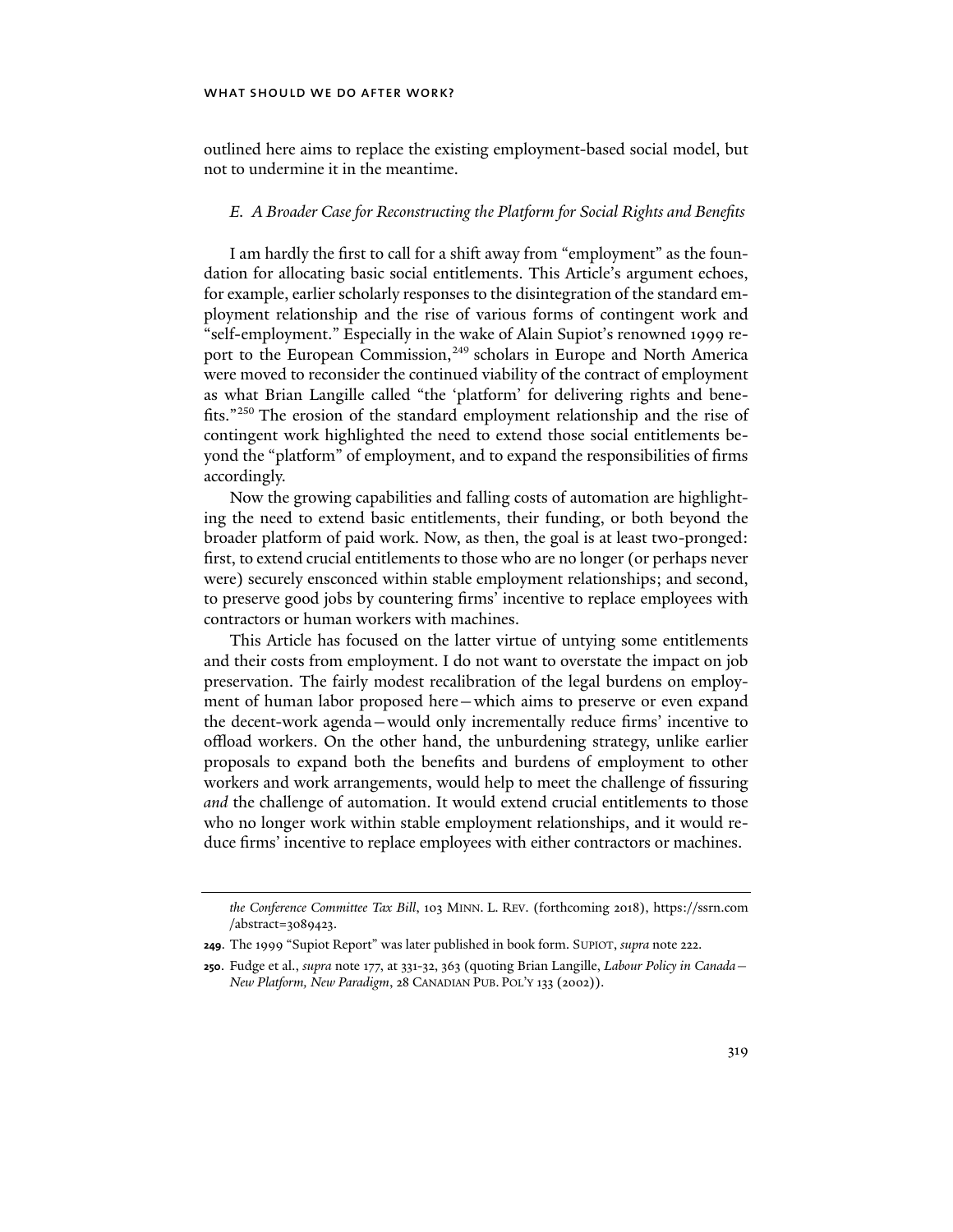outlined here aims to replace the existing employment-based social model, but not to undermine it in the meantime.

### *E. A Broader Case for Reconstructing the Platform for Social Rights and Benefits*

I am hardly the first to call for a shift away from "employment" as the foundation for allocating basic social entitlements. This Article's argument echoes, for example, earlier scholarly responses to the disintegration of the standard employment relationship and the rise of various forms of contingent work and "self-employment." Especially in the wake of Alain Supiot's renowned 1999 report to the European Commission,[249] scholars in Europe and North America were moved to reconsider the continued viability of the contract of employment as what Brian Langille called "the 'platform' for delivering rights and benefits."[250] The erosion of the standard employment relationship and the rise of contingent work highlighted the need to extend those social entitlements beyond the "platform" of employment, and to expand the responsibilities of firms accordingly.

Now the growing capabilities and falling costs of automation are highlighting the need to extend basic entitlements, their funding, or both beyond the broader platform of paid work. Now, as then, the goal is at least two-pronged: first, to extend crucial entitlements to those who are no longer (or perhaps never were) securely ensconced within stable employment relationships; and second, to preserve good jobs by countering firms' incentive to replace employees with contractors or human workers with machines.

This Article has focused on the latter virtue of untying some entitlements and their costs from employment. I do not want to overstate the impact on job preservation. The fairly modest recalibration of the legal burdens on employment of human labor proposed here—which aims to preserve or even expand the decent-work agenda—would only incrementally reduce firms' incentive to offload workers. On the other hand, the unburdening strategy, unlike earlier proposals to expand both the benefits and burdens of employment to other workers and work arrangements, would help to meet the challenge of fissuring *and* the challenge of automation. It would extend crucial entitlements to those who no longer work within stable employment relationships, and it would reduce firms' incentive to replace employees with either contractors or machines.

---

*the Conference Committee Tax Bill*, 103 MINN. L. REV. (forthcoming 2018), https://ssrn.com/abstract=3089423.

**249**. The 1999 "Supiot Report" was later published in book form. SUPIOT, *supra* note 222.

**250**. Fudge et al., *supra* note 177, at 331-32, 363 (quoting Brian Langille, *Labour Policy in Canada—New Platform, New Paradigm*, 28 CANADIAN PUB. POL'Y 133 (2002)).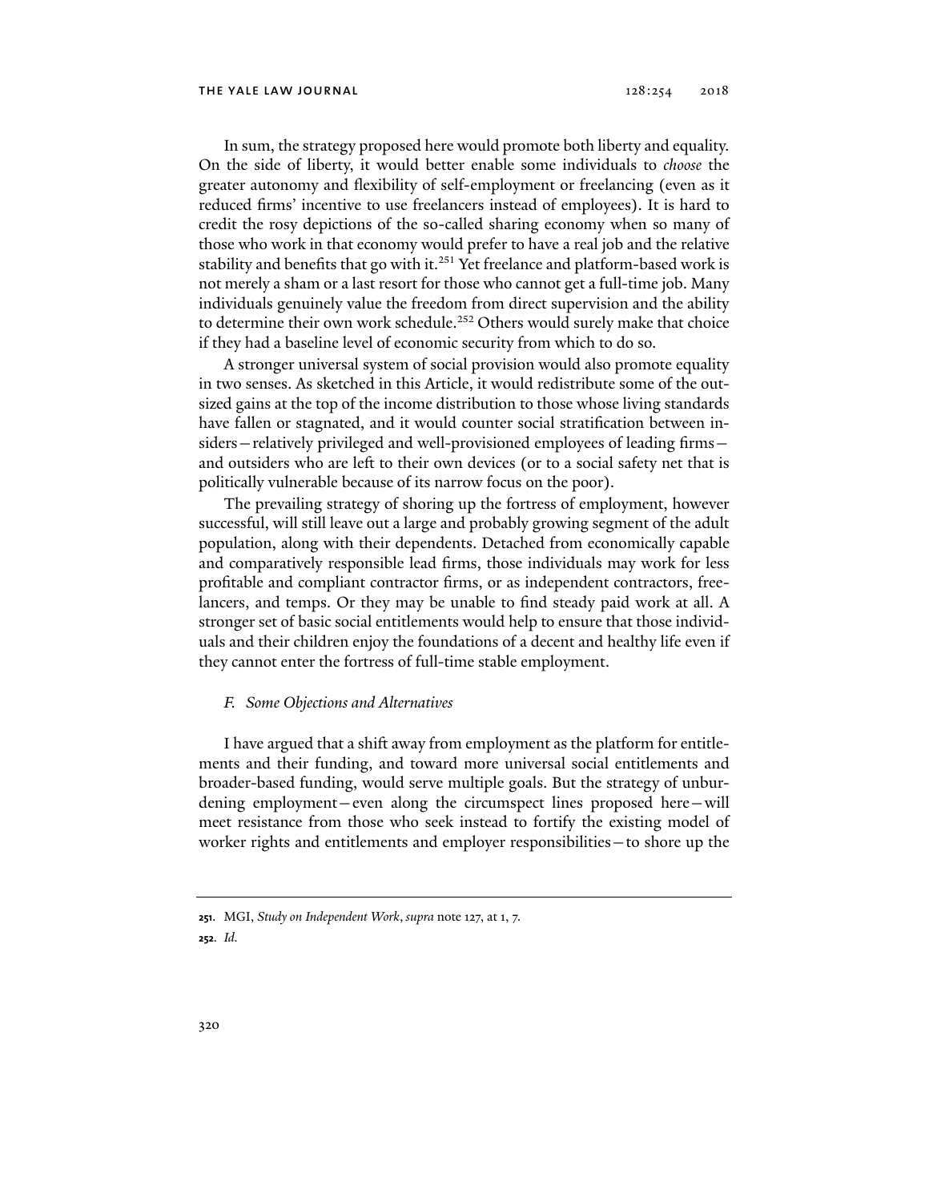In sum, the strategy proposed here would promote both liberty and equality. On the side of liberty, it would better enable some individuals to *choose* the greater autonomy and flexibility of self-employment or freelancing (even as it reduced firms' incentive to use freelancers instead of employees). It is hard to credit the rosy depictions of the so-called sharing economy when so many of those who work in that economy would prefer to have a real job and the relative stability and benefits that go with it.[251] Yet freelance and platform-based work is not merely a sham or a last resort for those who cannot get a full-time job. Many individuals genuinely value the freedom from direct supervision and the ability to determine their own work schedule.[252] Others would surely make that choice if they had a baseline level of economic security from which to do so.

A stronger universal system of social provision would also promote equality in two senses. As sketched in this Article, it would redistribute some of the outsized gains at the top of the income distribution to those whose living standards have fallen or stagnated, and it would counter social stratification between insiders—relatively privileged and well-provisioned employees of leading firms—and outsiders who are left to their own devices (or to a social safety net that is politically vulnerable because of its narrow focus on the poor).

The prevailing strategy of shoring up the fortress of employment, however successful, will still leave out a large and probably growing segment of the adult population, along with their dependents. Detached from economically capable and comparatively responsible lead firms, those individuals may work for less profitable and compliant contractor firms, or as independent contractors, freelancers, and temps. Or they may be unable to find steady paid work at all. A stronger set of basic social entitlements would help to ensure that those individuals and their children enjoy the foundations of a decent and healthy life even if they cannot enter the fortress of full-time stable employment.

### *F. Some Objections and Alternatives*

I have argued that a shift away from employment as the platform for entitlements and their funding, and toward more universal social entitlements and broader-based funding, would serve multiple goals. But the strategy of unburdening employment—even along the circumspect lines proposed here—will meet resistance from those who seek instead to fortify the existing model of worker rights and entitlements and employer responsibilities—to shore up the

---

**251**. MGI, *Study on Independent Work*, *supra* note 127, at 1, 7.

**252**. *Id.*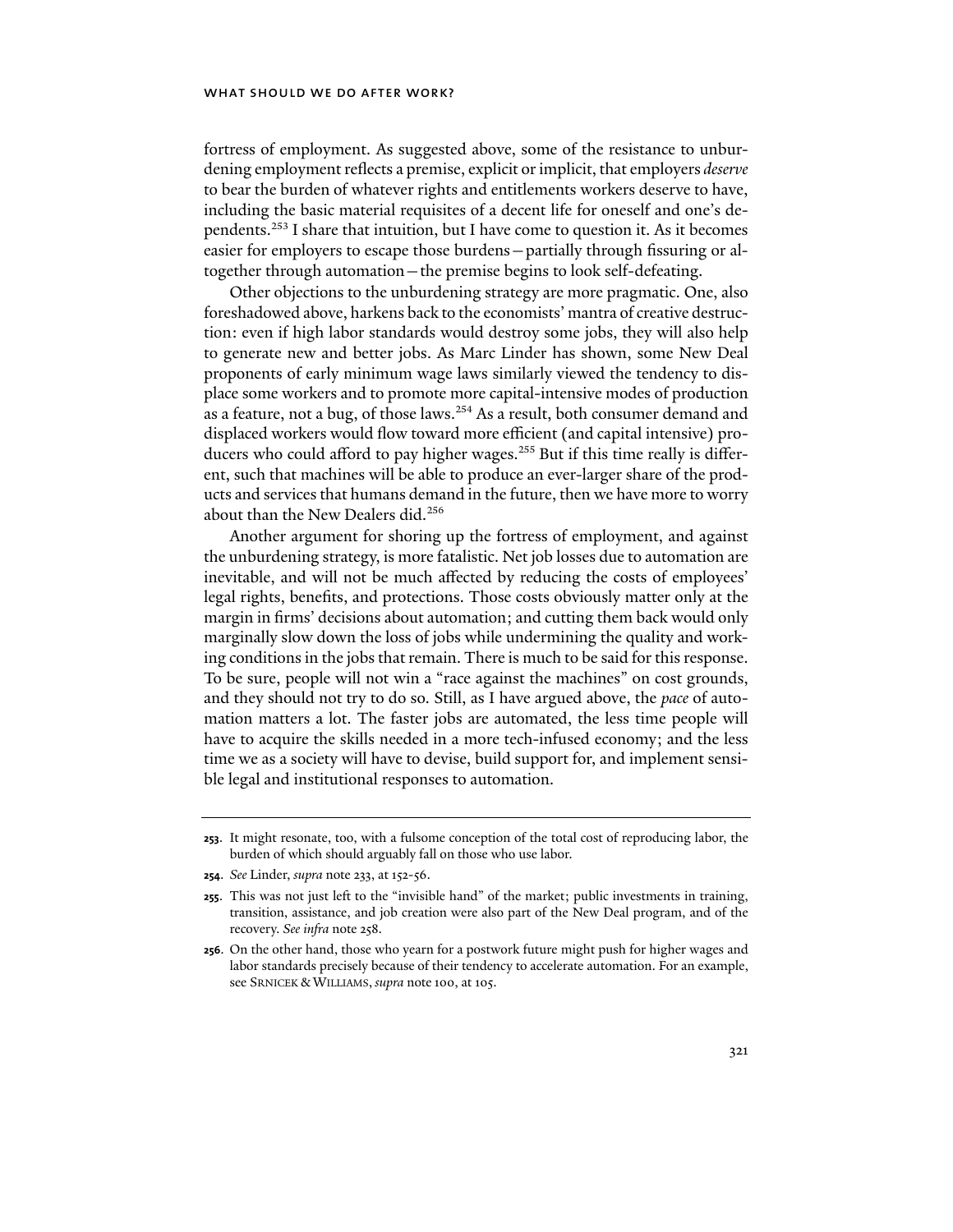fortress of employment. As suggested above, some of the resistance to unburdening employment reflects a premise, explicit or implicit, that employers *deserve* to bear the burden of whatever rights and entitlements workers deserve to have, including the basic material requisites of a decent life for oneself and one's dependents.[253] I share that intuition, but I have come to question it. As it becomes easier for employers to escape those burdens—partially through fissuring or altogether through automation—the premise begins to look self-defeating.

Other objections to the unburdening strategy are more pragmatic. One, also foreshadowed above, harkens back to the economists' mantra of creative destruction: even if high labor standards would destroy some jobs, they will also help to generate new and better jobs. As Marc Linder has shown, some New Deal proponents of early minimum wage laws similarly viewed the tendency to displace some workers and to promote more capital-intensive modes of production as a feature, not a bug, of those laws.[254] As a result, both consumer demand and displaced workers would flow toward more efficient (and capital intensive) producers who could afford to pay higher wages.[255] But if this time really is different, such that machines will be able to produce an ever-larger share of the products and services that humans demand in the future, then we have more to worry about than the New Dealers did.[256]

Another argument for shoring up the fortress of employment, and against the unburdening strategy, is more fatalistic. Net job losses due to automation are inevitable, and will not be much affected by reducing the costs of employees' legal rights, benefits, and protections. Those costs obviously matter only at the margin in firms' decisions about automation; and cutting them back would only marginally slow down the loss of jobs while undermining the quality and working conditions in the jobs that remain. There is much to be said for this response. To be sure, people will not win a "race against the machines" on cost grounds, and they should not try to do so. Still, as I have argued above, the *pace* of automation matters a lot. The faster jobs are automated, the less time people will have to acquire the skills needed in a more tech-infused economy; and the less time we as a society will have to devise, build support for, and implement sensible legal and institutional responses to automation.

---

**253.** It might resonate, too, with a fulsome conception of the total cost of reproducing labor, the burden of which should arguably fall on those who use labor.

**254.** *See* Linder, *supra* note 233, at 152-56.

**255.** This was not just left to the "invisible hand" of the market; public investments in training, transition, assistance, and job creation were also part of the New Deal program, and of the recovery. *See infra* note 258.

**256.** On the other hand, those who yearn for a postwork future might push for higher wages and labor standards precisely because of their tendency to accelerate automation. For an example, see SRNICEK & WILLIAMS, *supra* note 100, at 105.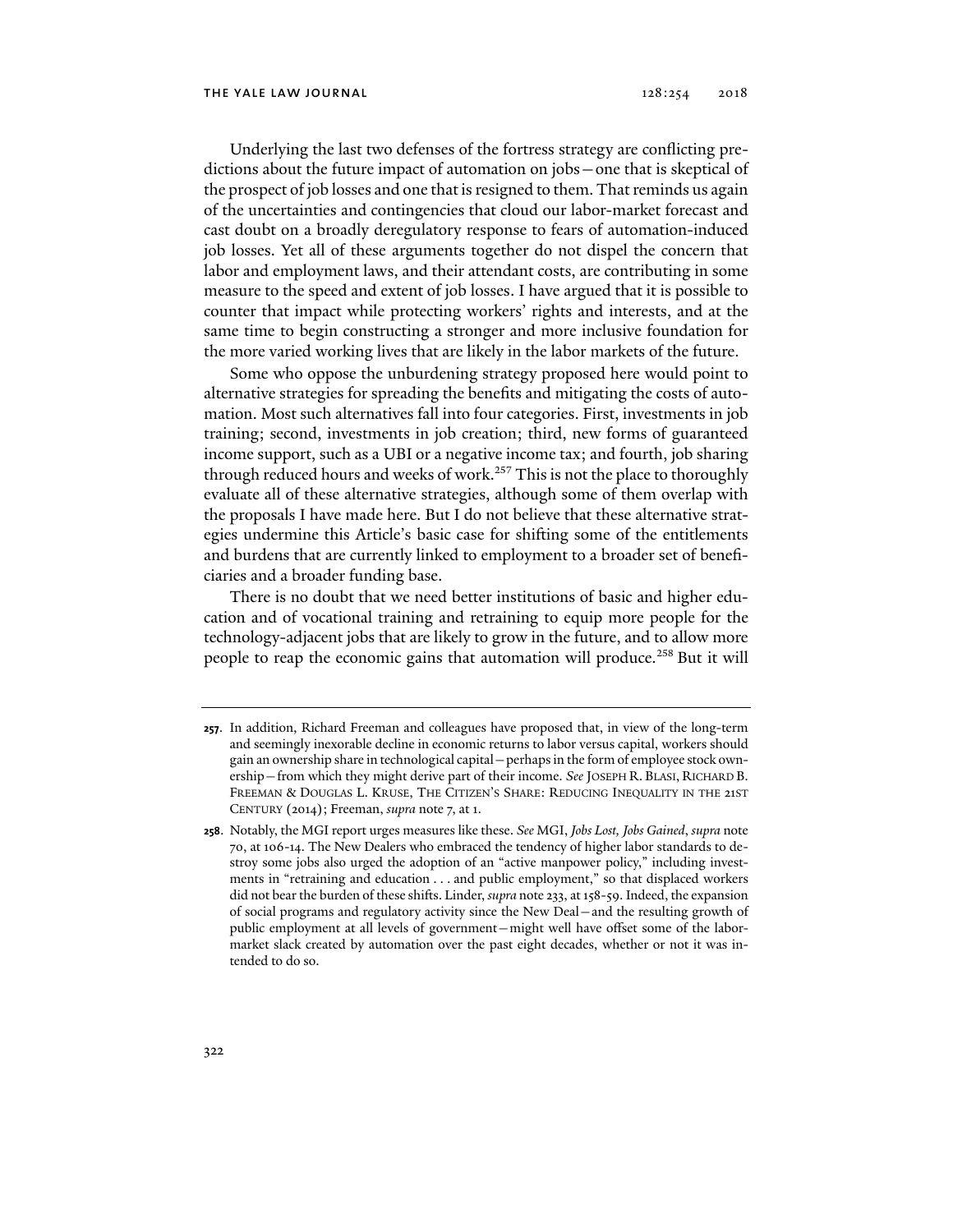Underlying the last two defenses of the fortress strategy are conflicting predictions about the future impact of automation on jobs—one that is skeptical of the prospect of job losses and one that is resigned to them. That reminds us again of the uncertainties and contingencies that cloud our labor-market forecast and cast doubt on a broadly deregulatory response to fears of automation-induced job losses. Yet all of these arguments together do not dispel the concern that labor and employment laws, and their attendant costs, are contributing in some measure to the speed and extent of job losses. I have argued that it is possible to counter that impact while protecting workers' rights and interests, and at the same time to begin constructing a stronger and more inclusive foundation for the more varied working lives that are likely in the labor markets of the future.

Some who oppose the unburdening strategy proposed here would point to alternative strategies for spreading the benefits and mitigating the costs of automation. Most such alternatives fall into four categories. First, investments in job training; second, investments in job creation; third, new forms of guaranteed income support, such as a UBI or a negative income tax; and fourth, job sharing through reduced hours and weeks of work.[257] This is not the place to thoroughly evaluate all of these alternative strategies, although some of them overlap with the proposals I have made here. But I do not believe that these alternative strategies undermine this Article's basic case for shifting some of the entitlements and burdens that are currently linked to employment to a broader set of beneficiaries and a broader funding base.

There is no doubt that we need better institutions of basic and higher education and of vocational training and retraining to equip more people for the technology-adjacent jobs that are likely to grow in the future, and to allow more people to reap the economic gains that automation will produce.[258] But it will

---

**257.** In addition, Richard Freeman and colleagues have proposed that, in view of the long-term and seemingly inexorable decline in economic returns to labor versus capital, workers should gain an ownership share in technological capital—perhaps in the form of employee stock ownership—from which they might derive part of their income. *See* JOSEPH R. BLASI, RICHARD B. FREEMAN & DOUGLAS L. KRUSE, THE CITIZEN'S SHARE: REDUCING INEQUALITY IN THE 21ST CENTURY (2014); Freeman, *supra* note 7, at 1.

**258.** Notably, the MGI report urges measures like these. *See* MGI, *Jobs Lost, Jobs Gained*, *supra* note 70, at 106-14. The New Dealers who embraced the tendency of higher labor standards to destroy some jobs also urged the adoption of an "active manpower policy," including investments in "retraining and education . . . and public employment," so that displaced workers did not bear the burden of these shifts. Linder, *supra* note 233, at 158-59. Indeed, the expansion of social programs and regulatory activity since the New Deal—and the resulting growth of public employment at all levels of government—might well have offset some of the labor-market slack created by automation over the past eight decades, whether or not it was intended to do so.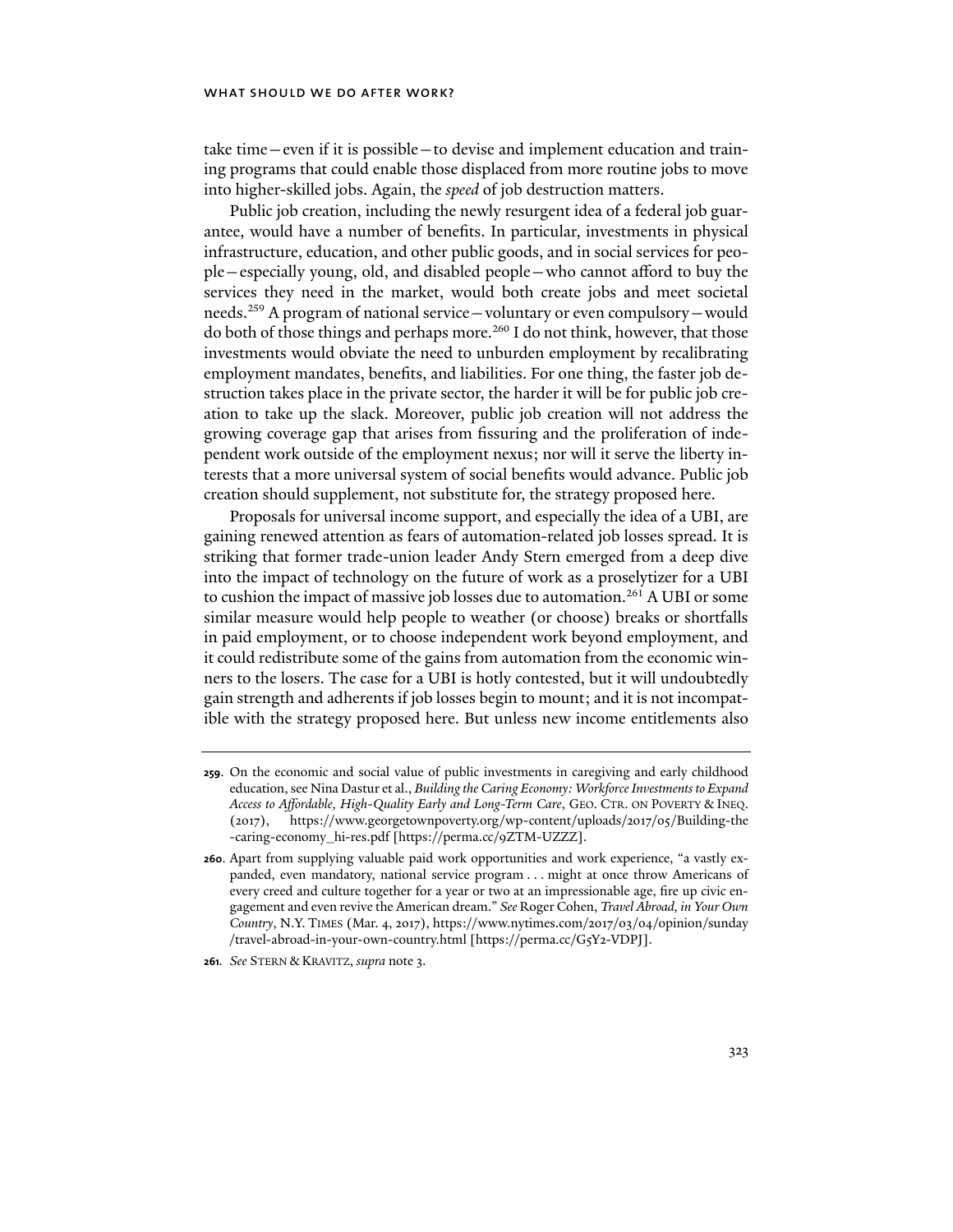take time—even if it is possible—to devise and implement education and training programs that could enable those displaced from more routine jobs to move into higher-skilled jobs. Again, the *speed* of job destruction matters.

Public job creation, including the newly resurgent idea of a federal job guarantee, would have a number of benefits. In particular, investments in physical infrastructure, education, and other public goods, and in social services for people—especially young, old, and disabled people—who cannot afford to buy the services they need in the market, would both create jobs and meet societal needs.[259] A program of national service—voluntary or even compulsory—would do both of those things and perhaps more.[260] I do not think, however, that those investments would obviate the need to unburden employment by recalibrating employment mandates, benefits, and liabilities. For one thing, the faster job destruction takes place in the private sector, the harder it will be for public job creation to take up the slack. Moreover, public job creation will not address the growing coverage gap that arises from fissuring and the proliferation of independent work outside of the employment nexus; nor will it serve the liberty interests that a more universal system of social benefits would advance. Public job creation should supplement, not substitute for, the strategy proposed here.

Proposals for universal income support, and especially the idea of a UBI, are gaining renewed attention as fears of automation-related job losses spread. It is striking that former trade-union leader Andy Stern emerged from a deep dive into the impact of technology on the future of work as a proselytizer for a UBI to cushion the impact of massive job losses due to automation.[261] A UBI or some similar measure would help people to weather (or choose) breaks or shortfalls in paid employment, or to choose independent work beyond employment, and it could redistribute some of the gains from automation from the economic winners to the losers. The case for a UBI is hotly contested, but it will undoubtedly gain strength and adherents if job losses begin to mount; and it is not incompatible with the strategy proposed here. But unless new income entitlements also

---

**259.** On the economic and social value of public investments in caregiving and early childhood education, see Nina Dastur et al., *Building the Caring Economy: Workforce Investments to Expand Access to Affordable, High-Quality Early and Long-Term Care*, GEO. CTR. ON POVERTY & INEQ. (2017), https://www.georgetownpoverty.org/wp-content/uploads/2017/05/Building-the-caring-economy_hi-res.pdf [https://perma.cc/9ZTM-UZZZ].

**260.** Apart from supplying valuable paid work opportunities and work experience, "a vastly expanded, even mandatory, national service program . . . might at once throw Americans of every creed and culture together for a year or two at an impressionable age, fire up civic engagement and even revive the American dream." *See* Roger Cohen, *Travel Abroad, in Your Own Country*, N.Y. TIMES (Mar. 4, 2017), https://www.nytimes.com/2017/03/04/opinion/sunday/travel-abroad-in-your-own-country.html [https://perma.cc/G5Y2-VDPJ].

**261.** *See* STERN & KRAVITZ, *supra* note 3.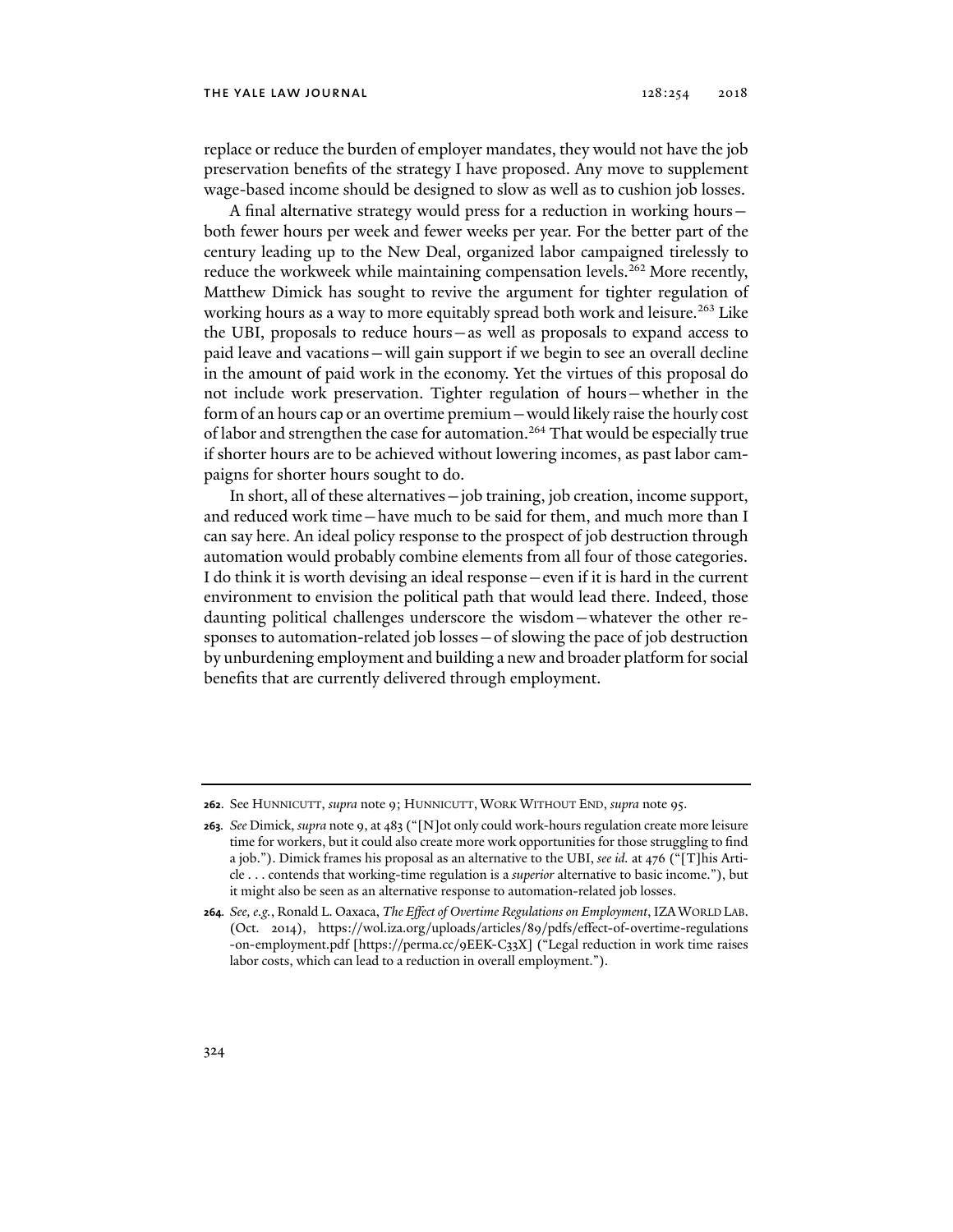replace or reduce the burden of employer mandates, they would not have the job preservation benefits of the strategy I have proposed. Any move to supplement wage-based income should be designed to slow as well as to cushion job losses.

A final alternative strategy would press for a reduction in working hours—both fewer hours per week and fewer weeks per year. For the better part of the century leading up to the New Deal, organized labor campaigned tirelessly to reduce the workweek while maintaining compensation levels.[262] More recently, Matthew Dimick has sought to revive the argument for tighter regulation of working hours as a way to more equitably spread both work and leisure.[263] Like the UBI, proposals to reduce hours—as well as proposals to expand access to paid leave and vacations—will gain support if we begin to see an overall decline in the amount of paid work in the economy. Yet the virtues of this proposal do not include work preservation. Tighter regulation of hours—whether in the form of an hours cap or an overtime premium—would likely raise the hourly cost of labor and strengthen the case for automation.[264] That would be especially true if shorter hours are to be achieved without lowering incomes, as past labor campaigns for shorter hours sought to do.

In short, all of these alternatives—job training, job creation, income support, and reduced work time—have much to be said for them, and much more than I can say here. An ideal policy response to the prospect of job destruction through automation would probably combine elements from all four of those categories. I do think it is worth devising an ideal response—even if it is hard in the current environment to envision the political path that would lead there. Indeed, those daunting political challenges underscore the wisdom—whatever the other responses to automation-related job losses—of slowing the pace of job destruction by unburdening employment and building a new and broader platform for social benefits that are currently delivered through employment.

---

**262.** See HUNNICUTT, *supra* note 9; HUNNICUTT, WORK WITHOUT END, *supra* note 95.

**263.** *See* Dimick, *supra* note 9, at 483 ("[N]ot only could work-hours regulation create more leisure time for workers, but it could also create more work opportunities for those struggling to find a job."). Dimick frames his proposal as an alternative to the UBI, *see id.* at 476 ("[T]his Article . . . contends that working-time regulation is a *superior* alternative to basic income."), but it might also be seen as an alternative response to automation-related job losses.

**264.** *See, e.g.*, Ronald L. Oaxaca, *The Effect of Overtime Regulations on Employment*, IZA WORLD LAB. (Oct. 2014), https://wol.iza.org/uploads/articles/89/pdfs/effect-of-overtime-regulations-on-employment.pdf [https://perma.cc/9EEK-C33X] ("Legal reduction in work time raises labor costs, which can lead to a reduction in overall employment.").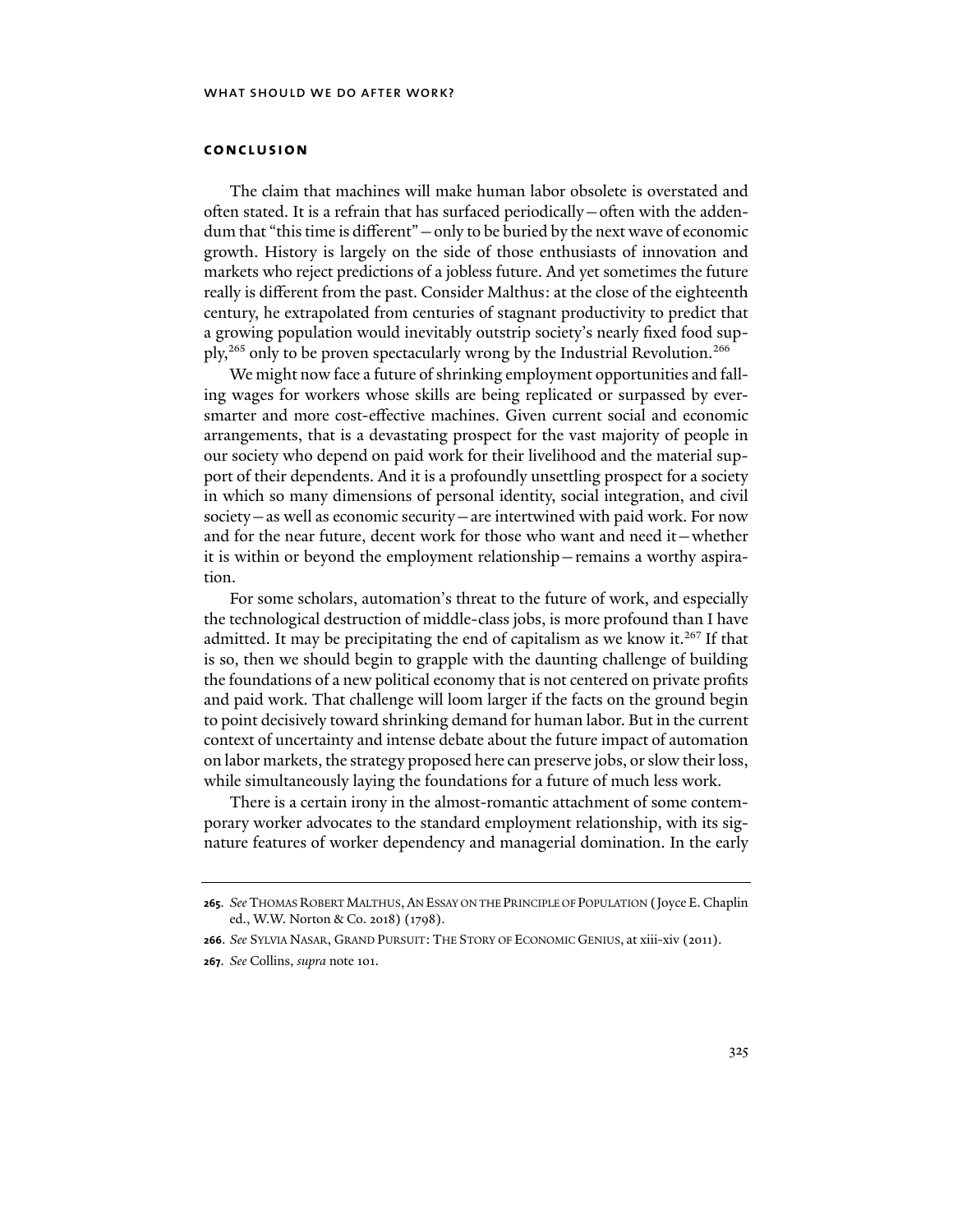## CONCLUSION

The claim that machines will make human labor obsolete is overstated and often stated. It is a refrain that has surfaced periodically—often with the addendum that "this time is different"—only to be buried by the next wave of economic growth. History is largely on the side of those enthusiasts of innovation and markets who reject predictions of a jobless future. And yet sometimes the future really is different from the past. Consider Malthus: at the close of the eighteenth century, he extrapolated from centuries of stagnant productivity to predict that a growing population would inevitably outstrip society's nearly fixed food supply,[265] only to be proven spectacularly wrong by the Industrial Revolution.[266]

We might now face a future of shrinking employment opportunities and falling wages for workers whose skills are being replicated or surpassed by ever-smarter and more cost-effective machines. Given current social and economic arrangements, that is a devastating prospect for the vast majority of people in our society who depend on paid work for their livelihood and the material support of their dependents. And it is a profoundly unsettling prospect for a society in which so many dimensions of personal identity, social integration, and civil society—as well as economic security—are intertwined with paid work. For now and for the near future, decent work for those who want and need it—whether it is within or beyond the employment relationship—remains a worthy aspiration.

For some scholars, automation's threat to the future of work, and especially the technological destruction of middle-class jobs, is more profound than I have admitted. It may be precipitating the end of capitalism as we know it.[267] If that is so, then we should begin to grapple with the daunting challenge of building the foundations of a new political economy that is not centered on private profits and paid work. That challenge will loom larger if the facts on the ground begin to point decisively toward shrinking demand for human labor. But in the current context of uncertainty and intense debate about the future impact of automation on labor markets, the strategy proposed here can preserve jobs, or slow their loss, while simultaneously laying the foundations for a future of much less work.

There is a certain irony in the almost-romantic attachment of some contemporary worker advocates to the standard employment relationship, with its signature features of worker dependency and managerial domination. In the early

---

**265.** *See* THOMAS ROBERT MALTHUS, AN ESSAY ON THE PRINCIPLE OF POPULATION (Joyce E. Chaplin ed., W.W. Norton & Co. 2018) (1798).

**266.** *See* SYLVIA NASAR, GRAND PURSUIT: THE STORY OF ECONOMIC GENIUS, at xiii-xiv (2011).

**267.** *See* Collins, *supra* note 101.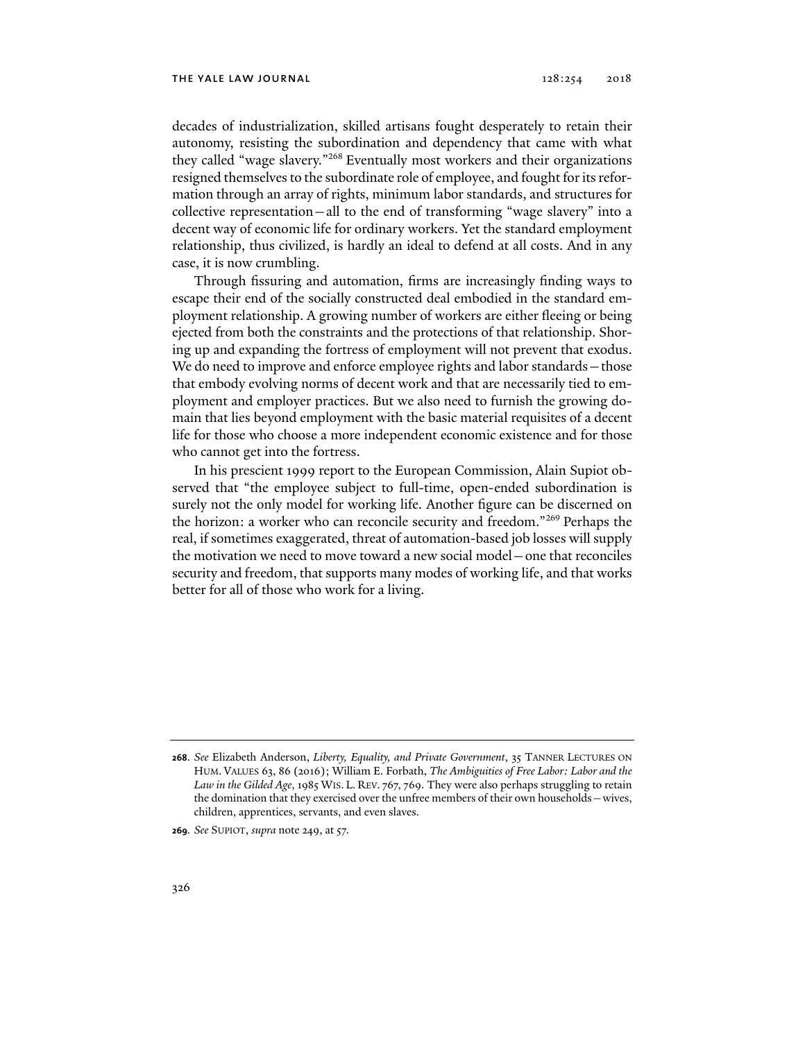decades of industrialization, skilled artisans fought desperately to retain their autonomy, resisting the subordination and dependency that came with what they called "wage slavery."[268] Eventually most workers and their organizations resigned themselves to the subordinate role of employee, and fought for its reformation through an array of rights, minimum labor standards, and structures for collective representation—all to the end of transforming "wage slavery" into a decent way of economic life for ordinary workers. Yet the standard employment relationship, thus civilized, is hardly an ideal to defend at all costs. And in any case, it is now crumbling.

Through fissuring and automation, firms are increasingly finding ways to escape their end of the socially constructed deal embodied in the standard employment relationship. A growing number of workers are either fleeing or being ejected from both the constraints and the protections of that relationship. Shoring up and expanding the fortress of employment will not prevent that exodus. We do need to improve and enforce employee rights and labor standards—those that embody evolving norms of decent work and that are necessarily tied to employment and employer practices. But we also need to furnish the growing domain that lies beyond employment with the basic material requisites of a decent life for those who choose a more independent economic existence and for those who cannot get into the fortress.

In his prescient 1999 report to the European Commission, Alain Supiot observed that "the employee subject to full-time, open-ended subordination is surely not the only model for working life. Another figure can be discerned on the horizon: a worker who can reconcile security and freedom."[269] Perhaps the real, if sometimes exaggerated, threat of automation-based job losses will supply the motivation we need to move toward a new social model—one that reconciles security and freedom, that supports many modes of working life, and that works better for all of those who work for a living.

---

**268.** *See* Elizabeth Anderson, *Liberty, Equality, and Private Government*, 35 TANNER LECTURES ON HUM. VALUES 63, 86 (2016); William E. Forbath, *The Ambiguities of Free Labor: Labor and the Law in the Gilded Age*, 1985 WIS. L. REV. 767, 769. They were also perhaps struggling to retain the domination that they exercised over the unfree members of their own households—wives, children, apprentices, servants, and even slaves.

**269.** *See* SUPIOT, *supra* note 249, at 57.